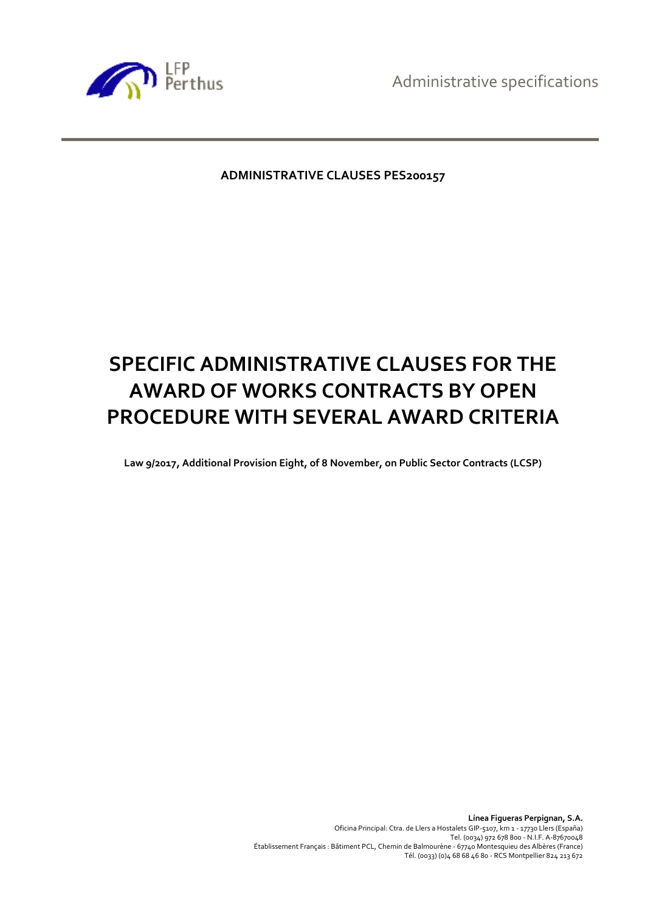**ADMINISTRATIVE CLAUSES PES200157**

# SPECIFIC ADMINISTRATIVE CLAUSES FOR THE AWARD OF WORKS CONTRACTS BY OPEN PROCEDURE WITH SEVERAL AWARD CRITERIA

**Law 9/2017, Additional Provision Eight, of 8 November, on Public Sector Contracts (LCSP)**

**Línea Figueras Perpignan, S.A.**
Oficina Principal: Ctra. de Llers a Hostalets GIP-5107, km 1 - 17730 Llers (España)
Tel. (0034) 972 678 800 - N.I.F. A-87670048
Établissement Français : Bâtiment PCL, Chemin de Balmourène - 67740 Montesquieu des Albères (France)
Tél. (0033) (0)4 68 68 46 80 - RCS Montpellier 824 213 672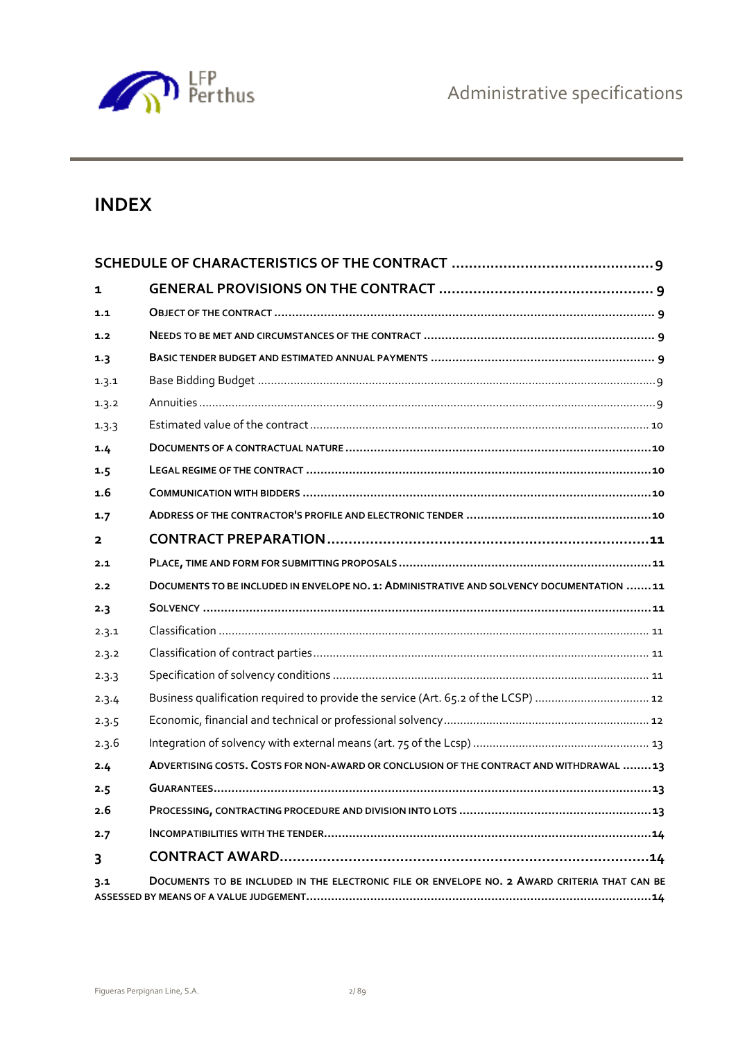# INDEX

| | | |
|---|---|---|
| **SCHEDULE OF CHARACTERISTICS OF THE CONTRACT** | | **9** |
| **1** | **GENERAL PROVISIONS ON THE CONTRACT** | **9** |
| **1.1** | **OBJECT OF THE CONTRACT** | **9** |
| **1.2** | **NEEDS TO BE MET AND CIRCUMSTANCES OF THE CONTRACT** | **9** |
| **1.3** | **BASIC TENDER BUDGET AND ESTIMATED ANNUAL PAYMENTS** | **9** |
| 1.3.1 | Base Bidding Budget | 9 |
| 1.3.2 | Annuities | 9 |
| 1.3.3 | Estimated value of the contract | 10 |
| **1.4** | **DOCUMENTS OF A CONTRACTUAL NATURE** | **10** |
| **1.5** | **LEGAL REGIME OF THE CONTRACT** | **10** |
| **1.6** | **COMMUNICATION WITH BIDDERS** | **10** |
| **1.7** | **ADDRESS OF THE CONTRACTOR'S PROFILE AND ELECTRONIC TENDER** | **10** |
| **2** | **CONTRACT PREPARATION** | **11** |
| **2.1** | **PLACE, TIME AND FORM FOR SUBMITTING PROPOSALS** | **11** |
| **2.2** | **DOCUMENTS TO BE INCLUDED IN ENVELOPE NO. 1: ADMINISTRATIVE AND SOLVENCY DOCUMENTATION** | **11** |
| **2.3** | **SOLVENCY** | **11** |
| 2.3.1 | Classification | 11 |
| 2.3.2 | Classification of contract parties | 11 |
| 2.3.3 | Specification of solvency conditions | 11 |
| 2.3.4 | Business qualification required to provide the service (Art. 65.2 of the LCSP) | 12 |
| 2.3.5 | Economic, financial and technical or professional solvency | 12 |
| 2.3.6 | Integration of solvency with external means (art. 75 of the Lcsp) | 13 |
| **2.4** | **ADVERTISING COSTS. COSTS FOR NON-AWARD OR CONCLUSION OF THE CONTRACT AND WITHDRAWAL** | **13** |
| **2.5** | **GUARANTEES** | **13** |
| **2.6** | **PROCESSING, CONTRACTING PROCEDURE AND DIVISION INTO LOTS** | **13** |
| **2.7** | **INCOMPATIBILITIES WITH THE TENDER** | **14** |
| **3** | **CONTRACT AWARD** | **14** |
| **3.1** | **DOCUMENTS TO BE INCLUDED IN THE ELECTRONIC FILE OR ENVELOPE NO. 2 AWARD CRITERIA THAT CAN BE ASSESSED BY MEANS OF A VALUE JUDGEMENT** | **14** |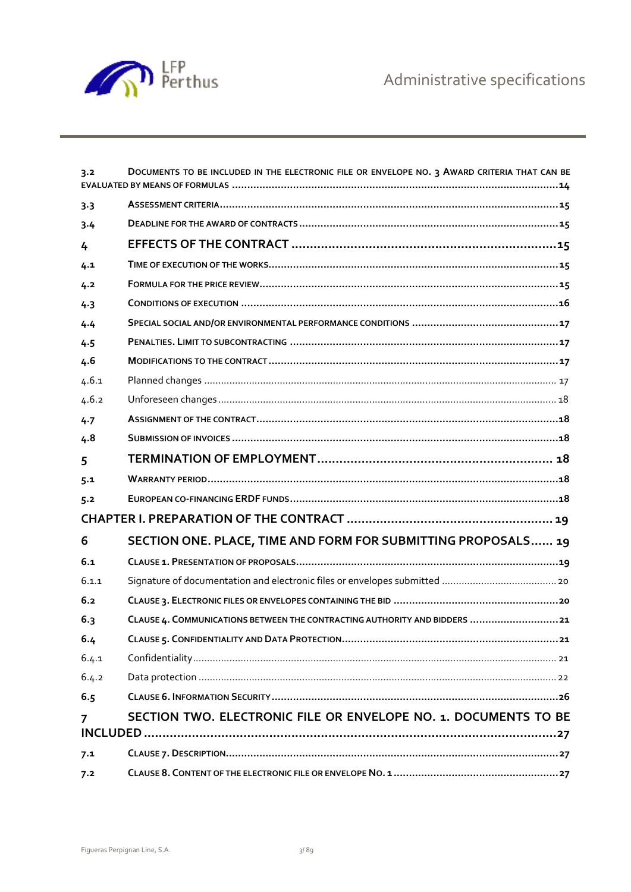3.2 DOCUMENTS TO BE INCLUDED IN THE ELECTRONIC FILE OR ENVELOPE NO. 3 AWARD CRITERIA THAT CAN BE EVALUATED BY MEANS OF FORMULAS ........ 14

3.3 ASSESSMENT CRITERIA ........ 15

3.4 DEADLINE FOR THE AWARD OF CONTRACTS ........ 15

4 EFFECTS OF THE CONTRACT ........ 15

4.1 TIME OF EXECUTION OF THE WORKS ........ 15

4.2 FORMULA FOR THE PRICE REVIEW ........ 15

4.3 CONDITIONS OF EXECUTION ........ 16

4.4 SPECIAL SOCIAL AND/OR ENVIRONMENTAL PERFORMANCE CONDITIONS ........ 17

4.5 PENALTIES. LIMIT TO SUBCONTRACTING ........ 17

4.6 MODIFICATIONS TO THE CONTRACT ........ 17

4.6.1 Planned changes ........ 17

4.6.2 Unforeseen changes ........ 18

4.7 ASSIGNMENT OF THE CONTRACT ........ 18

4.8 SUBMISSION OF INVOICES ........ 18

5 TERMINATION OF EMPLOYMENT ........ 18

5.1 WARRANTY PERIOD ........ 18

5.2 EUROPEAN CO-FINANCING ERDF FUNDS ........ 18

CHAPTER I. PREPARATION OF THE CONTRACT ........ 19

6 SECTION ONE. PLACE, TIME AND FORM FOR SUBMITTING PROPOSALS ........ 19

6.1 CLAUSE 1. PRESENTATION OF PROPOSALS ........ 19

6.1.1 Signature of documentation and electronic files or envelopes submitted ........ 20

6.2 CLAUSE 3. ELECTRONIC FILES OR ENVELOPES CONTAINING THE BID ........ 20

6.3 CLAUSE 4. COMMUNICATIONS BETWEEN THE CONTRACTING AUTHORITY AND BIDDERS ........ 21

6.4 CLAUSE 5. CONFIDENTIALITY AND DATA PROTECTION ........ 21

6.4.1 Confidentiality ........ 21

6.4.2 Data protection ........ 22

6.5 CLAUSE 6. INFORMATION SECURITY ........ 26

7 SECTION TWO. ELECTRONIC FILE OR ENVELOPE NO. 1. DOCUMENTS TO BE INCLUDED ........ 27

7.1 CLAUSE 7. DESCRIPTION ........ 27

7.2 CLAUSE 8. CONTENT OF THE ELECTRONIC FILE OR ENVELOPE NO. 1 ........ 27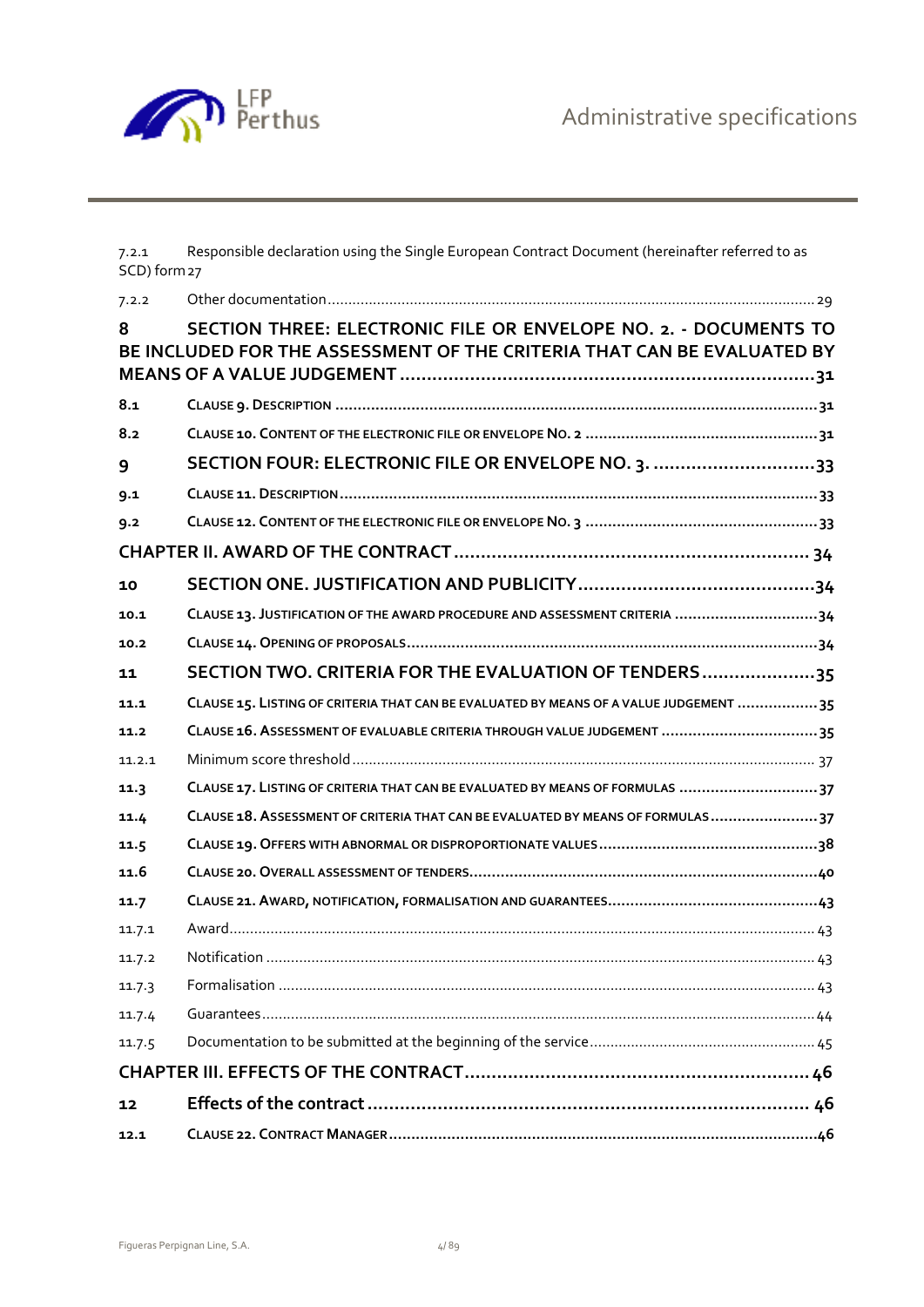7.2.1 Responsible declaration using the Single European Contract Document (hereinafter referred to as SCD) form 27

7.2.2 Other documentation ........................................................................................................................ 29

**8 SECTION THREE: ELECTRONIC FILE OR ENVELOPE NO. 2. - DOCUMENTS TO BE INCLUDED FOR THE ASSESSMENT OF THE CRITERIA THAT CAN BE EVALUATED BY MEANS OF A VALUE JUDGEMENT ............................................................................ 31**

**8.1 CLAUSE 9. DESCRIPTION ........................................................................................................... 31**

**8.2 CLAUSE 10. CONTENT OF THE ELECTRONIC FILE OR ENVELOPE NO. 2 .................................................... 31**

**9 SECTION FOUR: ELECTRONIC FILE OR ENVELOPE NO. 3. ............................... 33**

**9.1 CLAUSE 11. DESCRIPTION ........................................................................................................... 33**

**9.2 CLAUSE 12. CONTENT OF THE ELECTRONIC FILE OR ENVELOPE NO. 3 .................................................... 33**

**CHAPTER II. AWARD OF THE CONTRACT ................................................................... 34**

**10 SECTION ONE. JUSTIFICATION AND PUBLICITY ............................................. 34**

**10.1 CLAUSE 13. JUSTIFICATION OF THE AWARD PROCEDURE AND ASSESSMENT CRITERIA ................................ 34**

**10.2 CLAUSE 14. OPENING OF PROPOSALS ............................................................................................ 34**

**11 SECTION TWO. CRITERIA FOR THE EVALUATION OF TENDERS ..................... 35**

**11.1 CLAUSE 15. LISTING OF CRITERIA THAT CAN BE EVALUATED BY MEANS OF A VALUE JUDGEMENT .................. 35**

**11.2 CLAUSE 16. ASSESSMENT OF EVALUABLE CRITERIA THROUGH VALUE JUDGEMENT .................................. 35**

11.2.1 Minimum score threshold ................................................................................................................ 37

**11.3 CLAUSE 17. LISTING OF CRITERIA THAT CAN BE EVALUATED BY MEANS OF FORMULAS ............................... 37**

**11.4 CLAUSE 18. ASSESSMENT OF CRITERIA THAT CAN BE EVALUATED BY MEANS OF FORMULAS ........................ 37**

**11.5 CLAUSE 19. OFFERS WITH ABNORMAL OR DISPROPORTIONATE VALUES ................................................ 38**

**11.6 CLAUSE 20. OVERALL ASSESSMENT OF TENDERS ............................................................................. 40**

**11.7 CLAUSE 21. AWARD, NOTIFICATION, FORMALISATION AND GUARANTEES ............................................... 43**

11.7.1 Award ............................................................................................................................................. 43

11.7.2 Notification ..................................................................................................................................... 43

11.7.3 Formalisation ................................................................................................................................. 43

11.7.4 Guarantees ..................................................................................................................................... 44

11.7.5 Documentation to be submitted at the beginning of the service ...................................................... 45

**CHAPTER III. EFFECTS OF THE CONTRACT ................................................................. 46**

**12 Effects of the contract .................................................................................. 46**

**12.1 CLAUSE 22. CONTRACT MANAGER ............................................................................................... 46**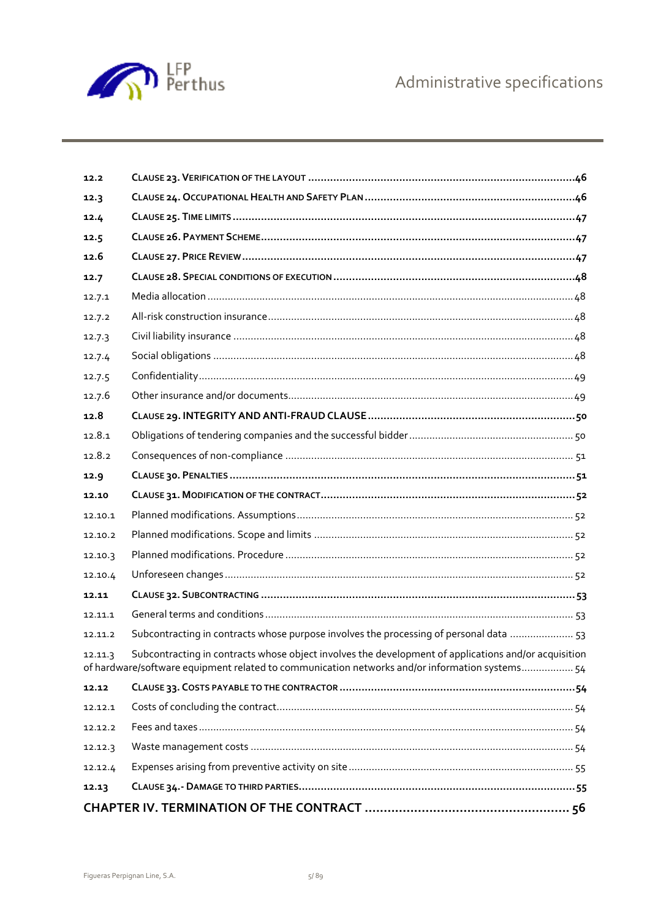| | | |
|---|---|---|
| **12.2** | **CLAUSE 23. VERIFICATION OF THE LAYOUT** | **46** |
| **12.3** | **CLAUSE 24. OCCUPATIONAL HEALTH AND SAFETY PLAN** | **46** |
| **12.4** | **CLAUSE 25. TIME LIMITS** | **47** |
| **12.5** | **CLAUSE 26. PAYMENT SCHEME** | **47** |
| **12.6** | **CLAUSE 27. PRICE REVIEW** | **47** |
| **12.7** | **CLAUSE 28. SPECIAL CONDITIONS OF EXECUTION** | **48** |
| 12.7.1 | Media allocation | 48 |
| 12.7.2 | All-risk construction insurance | 48 |
| 12.7.3 | Civil liability insurance | 48 |
| 12.7.4 | Social obligations | 48 |
| 12.7.5 | Confidentiality | 49 |
| 12.7.6 | Other insurance and/or documents | 49 |
| **12.8** | **CLAUSE 29. INTEGRITY AND ANTI-FRAUD CLAUSE** | **50** |
| 12.8.1 | Obligations of tendering companies and the successful bidder | 50 |
| 12.8.2 | Consequences of non-compliance | 51 |
| **12.9** | **CLAUSE 30. PENALTIES** | **51** |
| **12.10** | **CLAUSE 31. MODIFICATION OF THE CONTRACT** | **52** |
| 12.10.1 | Planned modifications. Assumptions | 52 |
| 12.10.2 | Planned modifications. Scope and limits | 52 |
| 12.10.3 | Planned modifications. Procedure | 52 |
| 12.10.4 | Unforeseen changes | 52 |
| **12.11** | **CLAUSE 32. SUBCONTRACTING** | **53** |
| 12.11.1 | General terms and conditions | 53 |
| 12.11.2 | Subcontracting in contracts whose purpose involves the processing of personal data | 53 |
| 12.11.3 | Subcontracting in contracts whose object involves the development of applications and/or acquisition of hardware/software equipment related to communication networks and/or information systems | 54 |
| **12.12** | **CLAUSE 33. COSTS PAYABLE TO THE CONTRACTOR** | **54** |
| 12.12.1 | Costs of concluding the contract | 54 |
| 12.12.2 | Fees and taxes | 54 |
| 12.12.3 | Waste management costs | 54 |
| 12.12.4 | Expenses arising from preventive activity on site | 55 |
| **12.13** | **CLAUSE 34.- DAMAGE TO THIRD PARTIES** | **55** |
| | **CHAPTER IV. TERMINATION OF THE CONTRACT** | **56** |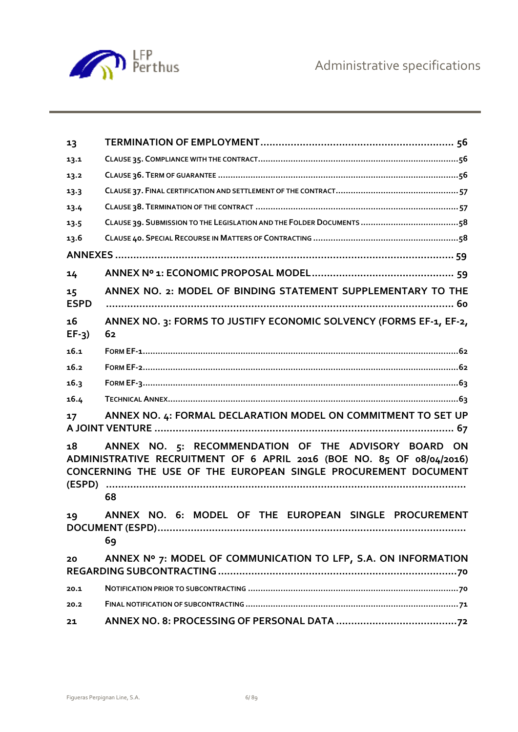| | | |
|---|---|---|
| 13 | TERMINATION OF EMPLOYMENT | 56 |
| 13.1 | CLAUSE 35. COMPLIANCE WITH THE CONTRACT | 56 |
| 13.2 | CLAUSE 36. TERM OF GUARANTEE | 56 |
| 13.3 | CLAUSE 37. FINAL CERTIFICATION AND SETTLEMENT OF THE CONTRACT | 57 |
| 13.4 | CLAUSE 38. TERMINATION OF THE CONTRACT | 57 |
| 13.5 | CLAUSE 39. SUBMISSION TO THE LEGISLATION AND THE FOLDER DOCUMENTS | 58 |
| 13.6 | CLAUSE 40. SPECIAL RECOURSE IN MATTERS OF CONTRACTING | 58 |
| ANNEXES | | 59 |
| 14 | ANNEX Nº 1: ECONOMIC PROPOSAL MODEL | 59 |
| 15 | ANNEX NO. 2: MODEL OF BINDING STATEMENT SUPPLEMENTARY TO THE ESPD | 60 |
| 16 | ANNEX NO. 3: FORMS TO JUSTIFY ECONOMIC SOLVENCY (FORMS EF-1, EF-2, EF-3) | 62 |
| 16.1 | FORM EF-1 | 62 |
| 16.2 | FORM EF-2 | 62 |
| 16.3 | FORM EF-3 | 63 |
| 16.4 | TECHNICAL ANNEX | 63 |
| 17 | ANNEX NO. 4: FORMAL DECLARATION MODEL ON COMMITMENT TO SET UP A JOINT VENTURE | 67 |
| 18 | ANNEX NO. 5: RECOMMENDATION OF THE ADVISORY BOARD ON ADMINISTRATIVE RECRUITMENT OF 6 APRIL 2016 (BOE NO. 85 OF 08/04/2016) CONCERNING THE USE OF THE EUROPEAN SINGLE PROCUREMENT DOCUMENT (ESPD) | 68 |
| 19 | ANNEX NO. 6: MODEL OF THE EUROPEAN SINGLE PROCUREMENT DOCUMENT (ESPD) | 69 |
| 20 | ANNEX Nº 7: MODEL OF COMMUNICATION TO LFP, S.A. ON INFORMATION REGARDING SUBCONTRACTING | 70 |
| 20.1 | NOTIFICATION PRIOR TO SUBCONTRACTING | 70 |
| 20.2 | FINAL NOTIFICATION OF SUBCONTRACTING | 71 |
| 21 | ANNEX NO. 8: PROCESSING OF PERSONAL DATA | 72 |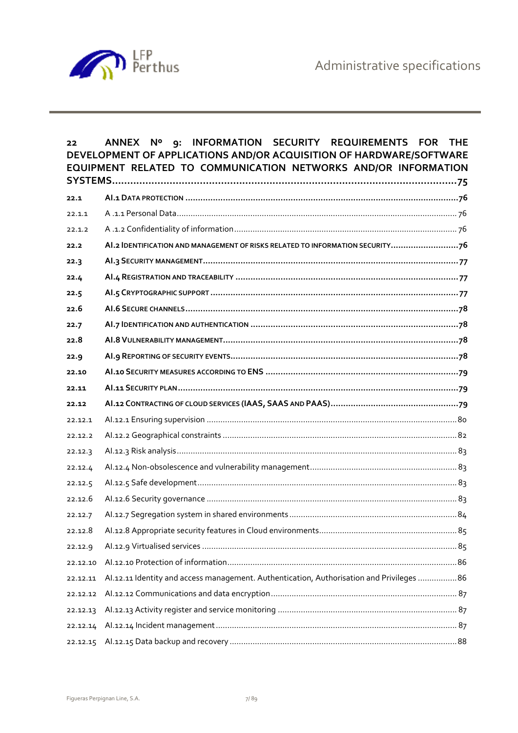22 ANNEX Nº 9: INFORMATION SECURITY REQUIREMENTS FOR THE DEVELOPMENT OF APPLICATIONS AND/OR ACQUISITION OF HARDWARE/SOFTWARE EQUIPMENT RELATED TO COMMUNICATION NETWORKS AND/OR INFORMATION SYSTEMS....75

22.1 AI.1 DATA PROTECTION....76

22.1.1 A .1.1 Personal Data....76

22.1.2 A .1.2 Confidentiality of information....76

22.2 AI.2 IDENTIFICATION AND MANAGEMENT OF RISKS RELATED TO INFORMATION SECURITY....76

22.3 AI.3 SECURITY MANAGEMENT....77

22.4 AI.4 REGISTRATION AND TRACEABILITY....77

22.5 AI.5 CRYPTOGRAPHIC SUPPORT....77

22.6 AI.6 SECURE CHANNELS....78

22.7 AI.7 IDENTIFICATION AND AUTHENTICATION....78

22.8 AI.8 VULNERABILITY MANAGEMENT....78

22.9 AI.9 REPORTING OF SECURITY EVENTS....78

22.10 AI.10 SECURITY MEASURES ACCORDING TO ENS....79

22.11 AI.11 SECURITY PLAN....79

22.12 AI.12 CONTRACTING OF CLOUD SERVICES (IAAS, SAAS AND PAAS)....79

22.12.1 AI.12.1 Ensuring supervision....80

22.12.2 AI.12.2 Geographical constraints....82

22.12.3 AI.12.3 Risk analysis....83

22.12.4 AI.12.4 Non-obsolescence and vulnerability management....83

22.12.5 AI.12.5 Safe development....83

22.12.6 AI.12.6 Security governance....83

22.12.7 AI.12.7 Segregation system in shared environments....84

22.12.8 AI.12.8 Appropriate security features in Cloud environments....85

22.12.9 AI.12.9 Virtualised services....85

22.12.10 AI.12.10 Protection of information....86

22.12.11 AI.12.11 Identity and access management. Authentication, Authorisation and Privileges....86

22.12.12 AI.12.12 Communications and data encryption....87

22.12.13 AI.12.13 Activity register and service monitoring....87

22.12.14 AI.12.14 Incident management....87

22.12.15 AI.12.15 Data backup and recovery....88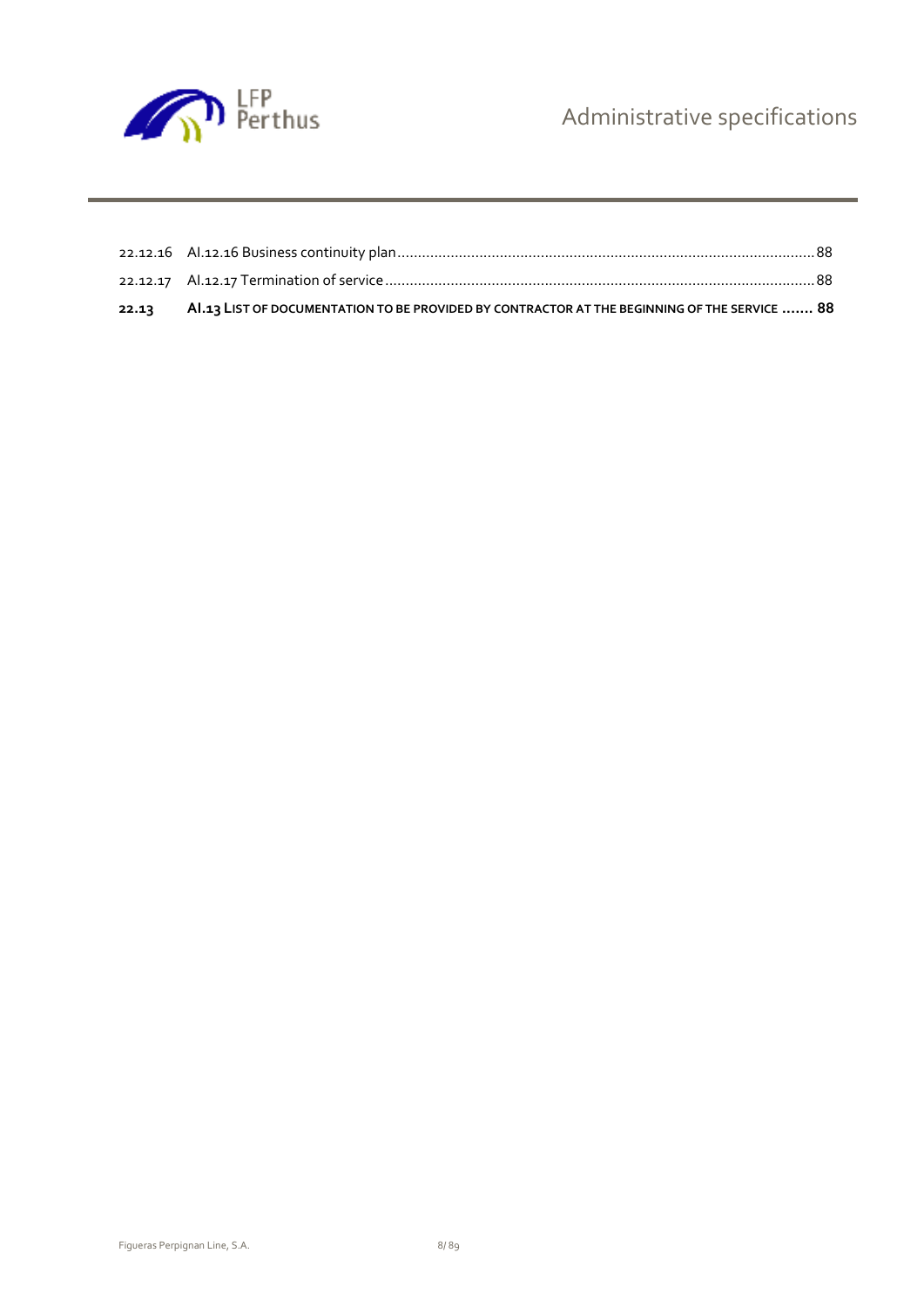22.12.16 AI.12.16 Business continuity plan ........................................................................................................ 88

22.12.17 AI.12.17 Termination of service ........................................................................................................ 88

**22.13 AI.13 LIST OF DOCUMENTATION TO BE PROVIDED BY CONTRACTOR AT THE BEGINNING OF THE SERVICE ....... 88**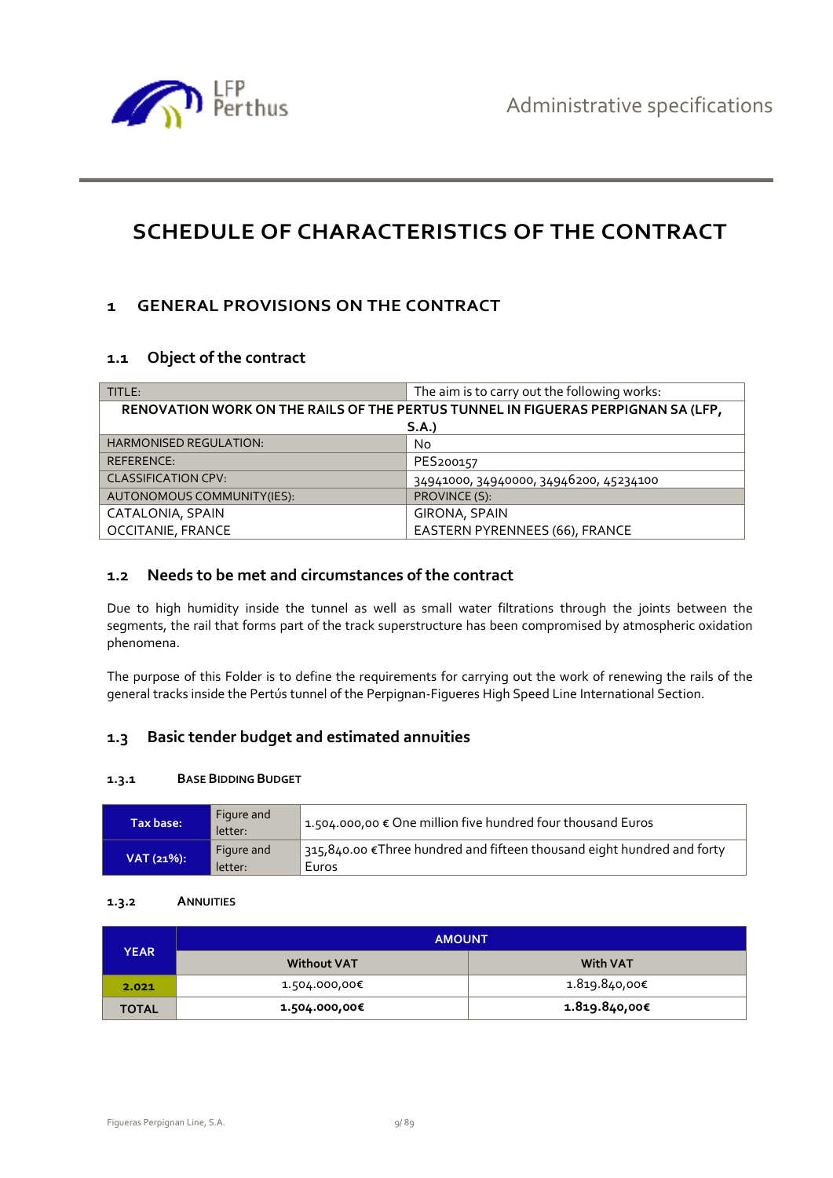# SCHEDULE OF CHARACTERISTICS OF THE CONTRACT

## 1 GENERAL PROVISIONS ON THE CONTRACT

### 1.1 Object of the contract

| TITLE: | The aim is to carry out the following works: |
|---|---|
| **RENOVATION WORK ON THE RAILS OF THE PERTUS TUNNEL IN FIGUERAS PERPIGNAN SA (LFP, S.A.)** | |
| HARMONISED REGULATION: | No |
| REFERENCE: | PES200157 |
| CLASSIFICATION CPV: | 34941000, 34940000, 34946200, 45234100 |
| AUTONOMOUS COMMUNITY(IES): | PROVINCE (S): |
| CATALONIA, SPAIN<br>OCCITANIE, FRANCE | GIRONA, SPAIN<br>EASTERN PYRENNEES (66), FRANCE |

### 1.2 Needs to be met and circumstances of the contract

Due to high humidity inside the tunnel as well as small water filtrations through the joints between the segments, the rail that forms part of the track superstructure has been compromised by atmospheric oxidation phenomena.

The purpose of this Folder is to define the requirements for carrying out the work of renewing the rails of the general tracks inside the Pertús tunnel of the Perpignan-Figueres High Speed Line International Section.

### 1.3 Basic tender budget and estimated annuities

#### 1.3.1 BASE BIDDING BUDGET

| Tax base: | Figure and letter: | 1.504.000,00 € One million five hundred four thousand Euros |
|---|---|---|
| VAT (21%): | Figure and letter: | 315,840.00 €Three hundred and fifteen thousand eight hundred and forty Euros |

#### 1.3.2 ANNUITIES

| YEAR | AMOUNT | |
|---|---|---|
| | Without VAT | With VAT |
| 2.021 | 1.504.000,00€ | 1.819.840,00€ |
| **TOTAL** | **1.504.000,00€** | **1.819.840,00€** |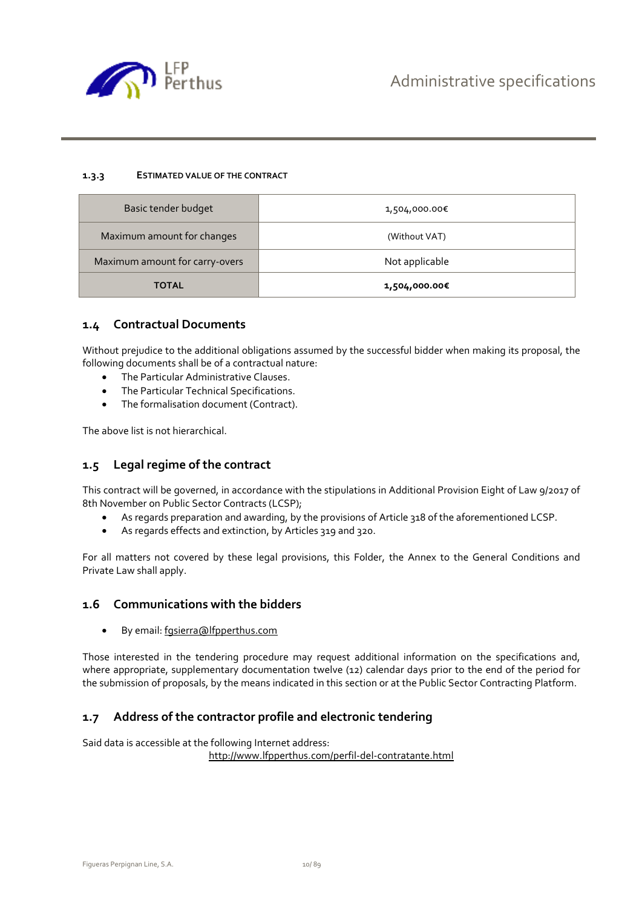#### 1.3.3 Estimated value of the contract

| Basic tender budget | 1,504,000.00€ |
|---|---|
| Maximum amount for changes | (Without VAT) |
| Maximum amount for carry-overs | Not applicable |
| **TOTAL** | **1,504,000.00€** |

### 1.4 Contractual Documents

Without prejudice to the additional obligations assumed by the successful bidder when making its proposal, the following documents shall be of a contractual nature:

- The Particular Administrative Clauses.
- The Particular Technical Specifications.
- The formalisation document (Contract).

The above list is not hierarchical.

### 1.5 Legal regime of the contract

This contract will be governed, in accordance with the stipulations in Additional Provision Eight of Law 9/2017 of 8th November on Public Sector Contracts (LCSP);

- As regards preparation and awarding, by the provisions of Article 318 of the aforementioned LCSP.
- As regards effects and extinction, by Articles 319 and 320.

For all matters not covered by these legal provisions, this Folder, the Annex to the General Conditions and Private Law shall apply.

### 1.6 Communications with the bidders

- By email: fgsierra@lfpperthus.com

Those interested in the tendering procedure may request additional information on the specifications and, where appropriate, supplementary documentation twelve (12) calendar days prior to the end of the period for the submission of proposals, by the means indicated in this section or at the Public Sector Contracting Platform.

### 1.7 Address of the contractor profile and electronic tendering

Said data is accessible at the following Internet address:

http://www.lfpperthus.com/perfil-del-contratante.html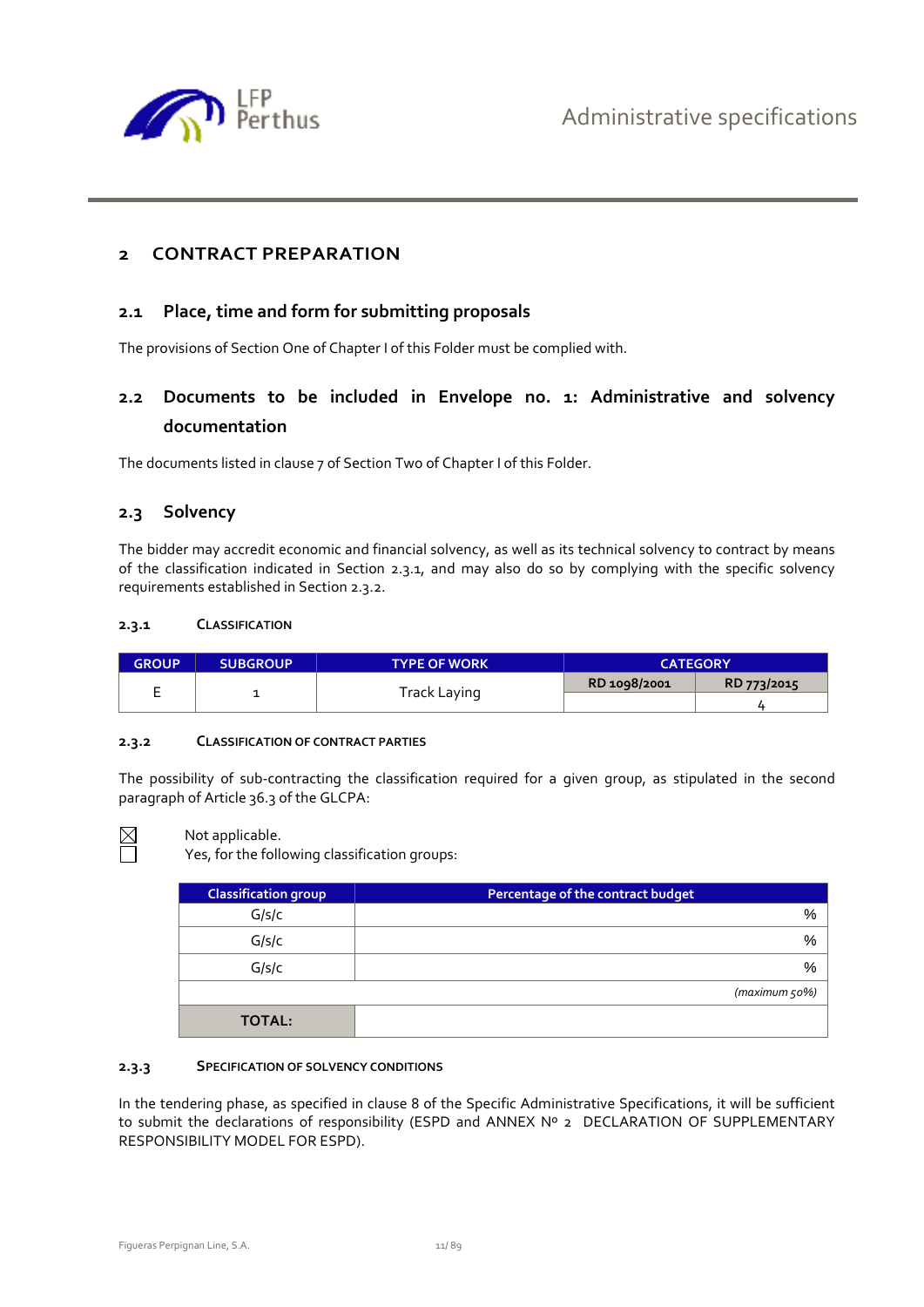## 2 CONTRACT PREPARATION

### 2.1 Place, time and form for submitting proposals

The provisions of Section One of Chapter I of this Folder must be complied with.

### 2.2 Documents to be included in Envelope no. 1: Administrative and solvency documentation

The documents listed in clause 7 of Section Two of Chapter I of this Folder.

### 2.3 Solvency

The bidder may accredit economic and financial solvency, as well as its technical solvency to contract by means of the classification indicated in Section 2.3.1, and may also do so by complying with the specific solvency requirements established in Section 2.3.2.

#### 2.3.1 CLASSIFICATION

| GROUP | SUBGROUP | TYPE OF WORK | CATEGORY | |
|---|---|---|---|---|
| | | | RD 1098/2001 | RD 773/2015 |
| E | 1 | Track Laying | | 4 |

#### 2.3.2 CLASSIFICATION OF CONTRACT PARTIES

The possibility of sub-contracting the classification required for a given group, as stipulated in the second paragraph of Article 36.3 of the GLCPA:

☒ Not applicable.
☐ Yes, for the following classification groups:

| Classification group | Percentage of the contract budget |
|---|---|
| G/s/c | % |
| G/s/c | % |
| G/s/c | % |
| | *(maximum 50%)* |
| **TOTAL:** | |

#### 2.3.3 SPECIFICATION OF SOLVENCY CONDITIONS

In the tendering phase, as specified in clause 8 of the Specific Administrative Specifications, it will be sufficient to submit the declarations of responsibility (ESPD and ANNEX Nº 2 DECLARATION OF SUPPLEMENTARY RESPONSIBILITY MODEL FOR ESPD).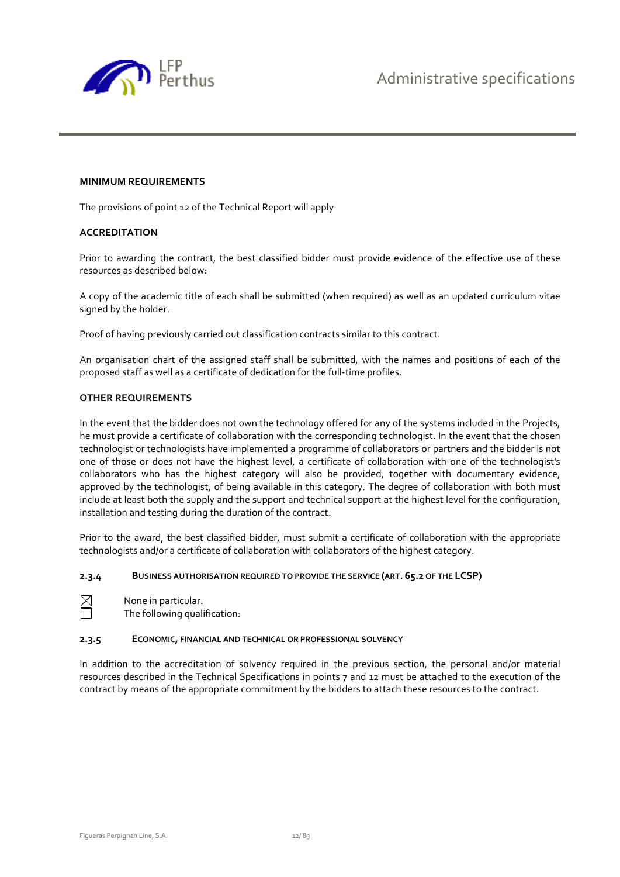**MINIMUM REQUIREMENTS**

The provisions of point 12 of the Technical Report will apply

**ACCREDITATION**

Prior to awarding the contract, the best classified bidder must provide evidence of the effective use of these resources as described below:

A copy of the academic title of each shall be submitted (when required) as well as an updated curriculum vitae signed by the holder.

Proof of having previously carried out classification contracts similar to this contract.

An organisation chart of the assigned staff shall be submitted, with the names and positions of each of the proposed staff as well as a certificate of dedication for the full-time profiles.

**OTHER REQUIREMENTS**

In the event that the bidder does not own the technology offered for any of the systems included in the Projects, he must provide a certificate of collaboration with the corresponding technologist. In the event that the chosen technologist or technologists have implemented a programme of collaborators or partners and the bidder is not one of those or does not have the highest level, a certificate of collaboration with one of the technologist's collaborators who has the highest category will also be provided, together with documentary evidence, approved by the technologist, of being available in this category. The degree of collaboration with both must include at least both the supply and the support and technical support at the highest level for the configuration, installation and testing during the duration of the contract.

Prior to the award, the best classified bidder, must submit a certificate of collaboration with the appropriate technologists and/or a certificate of collaboration with collaborators of the highest category.

#### 2.3.4 BUSINESS AUTHORISATION REQUIRED TO PROVIDE THE SERVICE (ART. 65.2 OF THE LCSP)

☒ None in particular.
☐ The following qualification:

#### 2.3.5 ECONOMIC, FINANCIAL AND TECHNICAL OR PROFESSIONAL SOLVENCY

In addition to the accreditation of solvency required in the previous section, the personal and/or material resources described in the Technical Specifications in points 7 and 12 must be attached to the execution of the contract by means of the appropriate commitment by the bidders to attach these resources to the contract.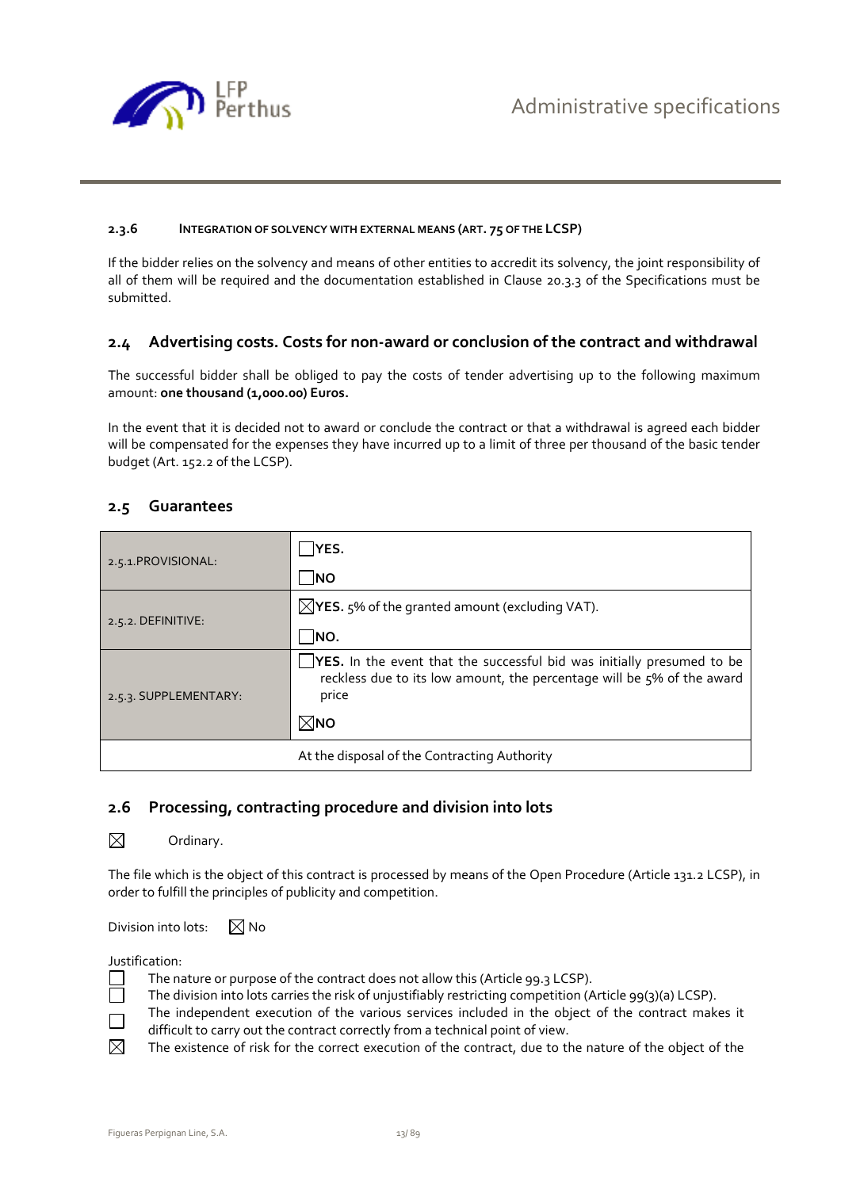#### 2.3.6 INTEGRATION OF SOLVENCY WITH EXTERNAL MEANS (ART. 75 OF THE LCSP)

If the bidder relies on the solvency and means of other entities to accredit its solvency, the joint responsibility of all of them will be required and the documentation established in Clause 20.3.3 of the Specifications must be submitted.

### 2.4 Advertising costs. Costs for non-award or conclusion of the contract and withdrawal

The successful bidder shall be obliged to pay the costs of tender advertising up to the following maximum amount: **one thousand (1,000.00) Euros.**

In the event that it is decided not to award or conclude the contract or that a withdrawal is agreed each bidder will be compensated for the expenses they have incurred up to a limit of three per thousand of the basic tender budget (Art. 152.2 of the LCSP).

### 2.5 Guarantees

| | |
|---|---|
| 2.5.1.PROVISIONAL: | ☐ **YES.**<br>☐ **NO** |
| 2.5.2. DEFINITIVE: | ☒ **YES.** 5% of the granted amount (excluding VAT).<br>☐ **NO.** |
| 2.5.3. SUPPLEMENTARY: | ☐ **YES.** In the event that the successful bid was initially presumed to be reckless due to its low amount, the percentage will be 5% of the award price<br>☒ **NO** |
| At the disposal of the Contracting Authority | |

### 2.6 Processing, contracting procedure and division into lots

☒ Ordinary.

The file which is the object of this contract is processed by means of the Open Procedure (Article 131.2 LCSP), in order to fulfill the principles of publicity and competition.

Division into lots: ☒ No

Justification:

☐ The nature or purpose of the contract does not allow this (Article 99.3 LCSP).
☐ The division into lots carries the risk of unjustifiably restricting competition (Article 99(3)(a) LCSP).
☐ The independent execution of the various services included in the object of the contract makes it difficult to carry out the contract correctly from a technical point of view.
☒ The existence of risk for the correct execution of the contract, due to the nature of the object of the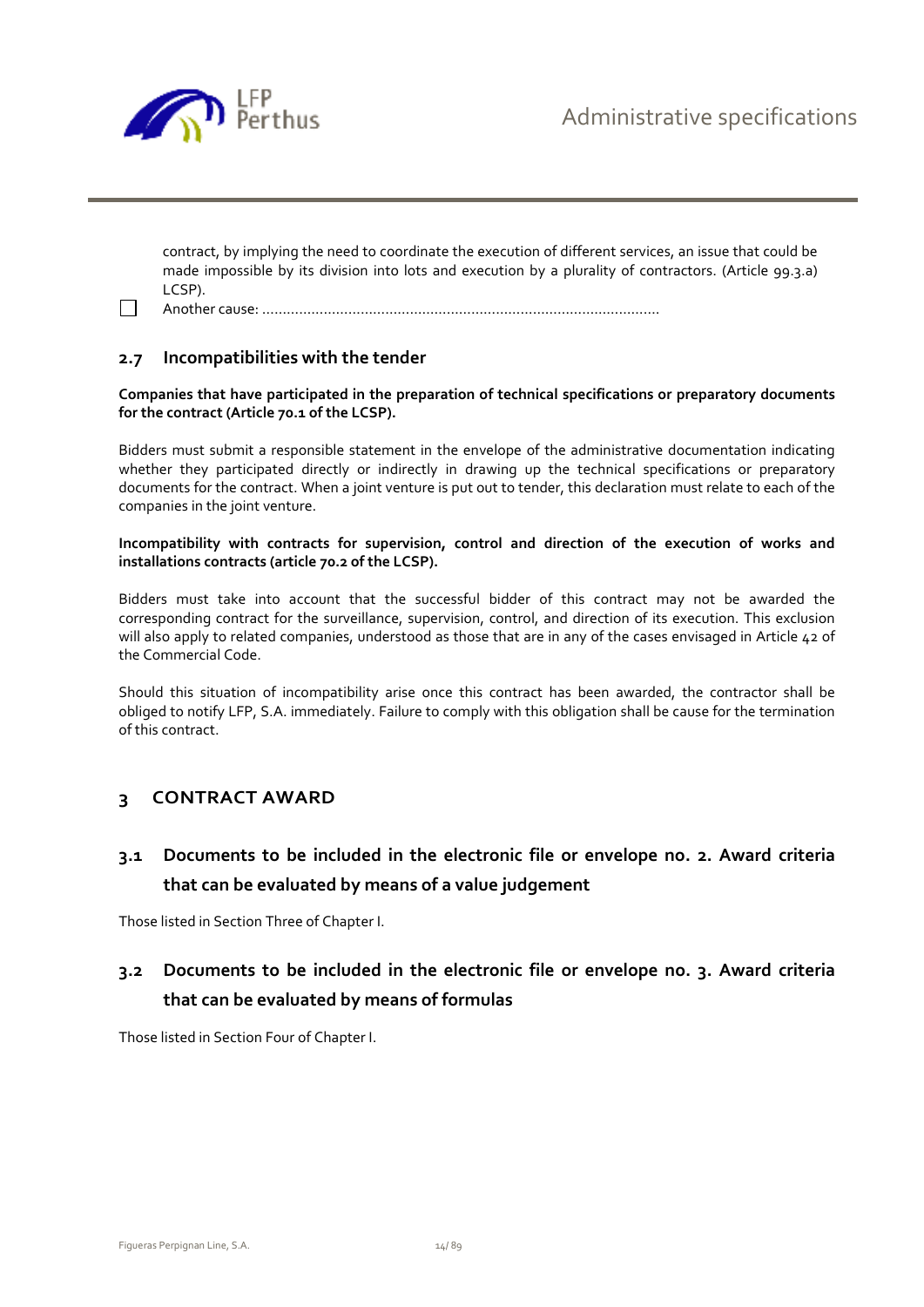contract, by implying the need to coordinate the execution of different services, an issue that could be made impossible by its division into lots and execution by a plurality of contractors. (Article 99.3.a) LCSP).

☐ Another cause: ..................................................................................................

## 2.7 Incompatibilities with the tender

**Companies that have participated in the preparation of technical specifications or preparatory documents for the contract (Article 70.1 of the LCSP).**

Bidders must submit a responsible statement in the envelope of the administrative documentation indicating whether they participated directly or indirectly in drawing up the technical specifications or preparatory documents for the contract. When a joint venture is put out to tender, this declaration must relate to each of the companies in the joint venture.

**Incompatibility with contracts for supervision, control and direction of the execution of works and installations contracts (article 70.2 of the LCSP).**

Bidders must take into account that the successful bidder of this contract may not be awarded the corresponding contract for the surveillance, supervision, control, and direction of its execution. This exclusion will also apply to related companies, understood as those that are in any of the cases envisaged in Article 42 of the Commercial Code.

Should this situation of incompatibility arise once this contract has been awarded, the contractor shall be obliged to notify LFP, S.A. immediately. Failure to comply with this obligation shall be cause for the termination of this contract.

# 3 CONTRACT AWARD

## 3.1 Documents to be included in the electronic file or envelope no. 2. Award criteria that can be evaluated by means of a value judgement

Those listed in Section Three of Chapter I.

## 3.2 Documents to be included in the electronic file or envelope no. 3. Award criteria that can be evaluated by means of formulas

Those listed in Section Four of Chapter I.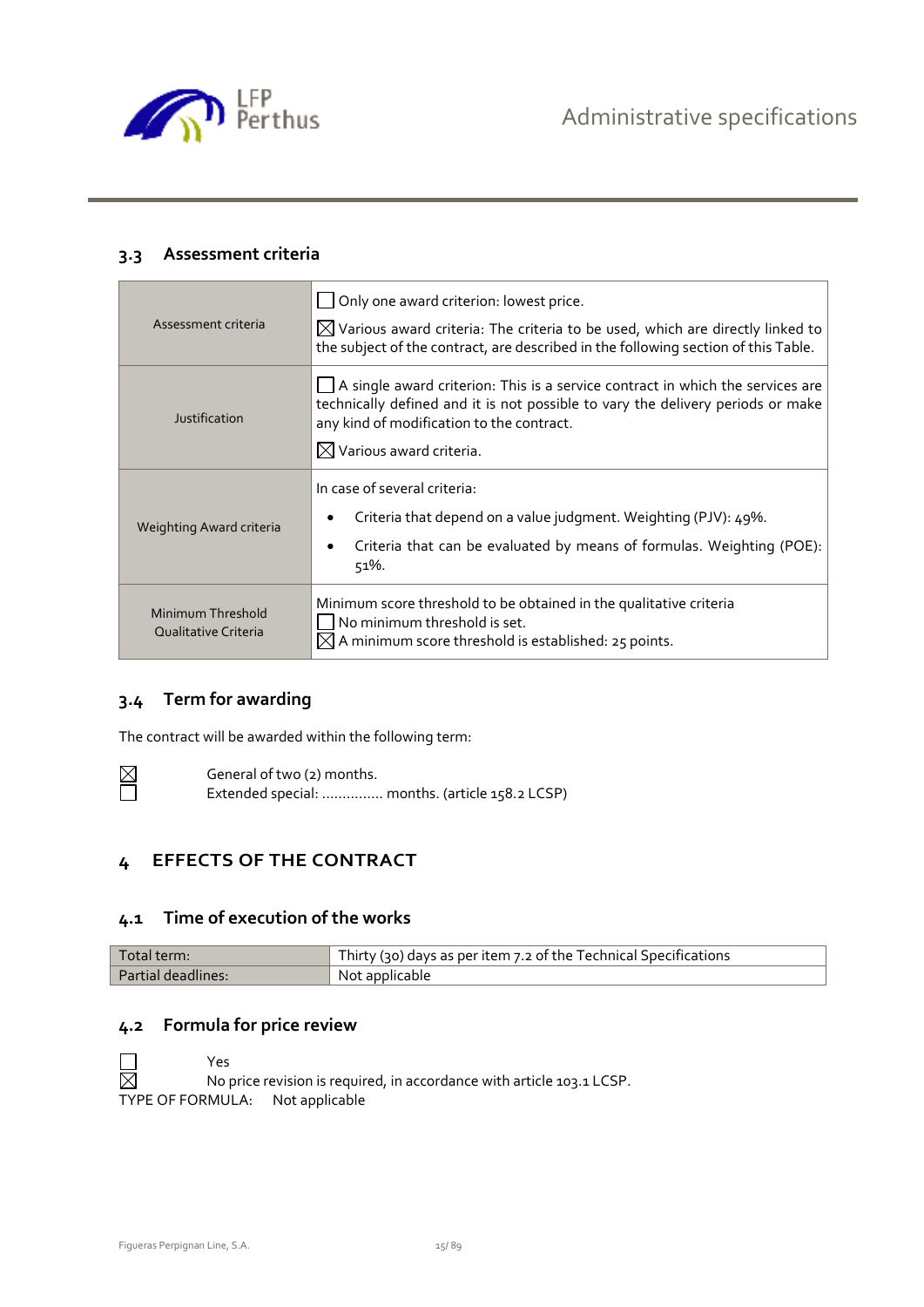### 3.3 Assessment criteria

| Assessment criteria | ☐ Only one award criterion: lowest price.<br>☒ Various award criteria: The criteria to be used, which are directly linked to the subject of the contract, are described in the following section of this Table. |
|---|---|
| Justification | ☐ A single award criterion: This is a service contract in which the services are technically defined and it is not possible to vary the delivery periods or make any kind of modification to the contract.<br>☒ Various award criteria. |
| Weighting Award criteria | In case of several criteria:<br>• Criteria that depend on a value judgment. Weighting (PJV): 49%.<br>• Criteria that can be evaluated by means of formulas. Weighting (POE): 51%. |
| Minimum Threshold Qualitative Criteria | Minimum score threshold to be obtained in the qualitative criteria<br>☐ No minimum threshold is set.<br>☒ A minimum score threshold is established: 25 points. |

### 3.4 Term for awarding

The contract will be awarded within the following term:

☒ General of two (2) months.
☐ Extended special: ............... months. (article 158.2 LCSP)

## 4 EFFECTS OF THE CONTRACT

### 4.1 Time of execution of the works

| Total term: | Thirty (30) days as per item 7.2 of the Technical Specifications |
|---|---|
| Partial deadlines: | Not applicable |

### 4.2 Formula for price review

☐ Yes
☒ No price revision is required, in accordance with article 103.1 LCSP.

TYPE OF FORMULA: Not applicable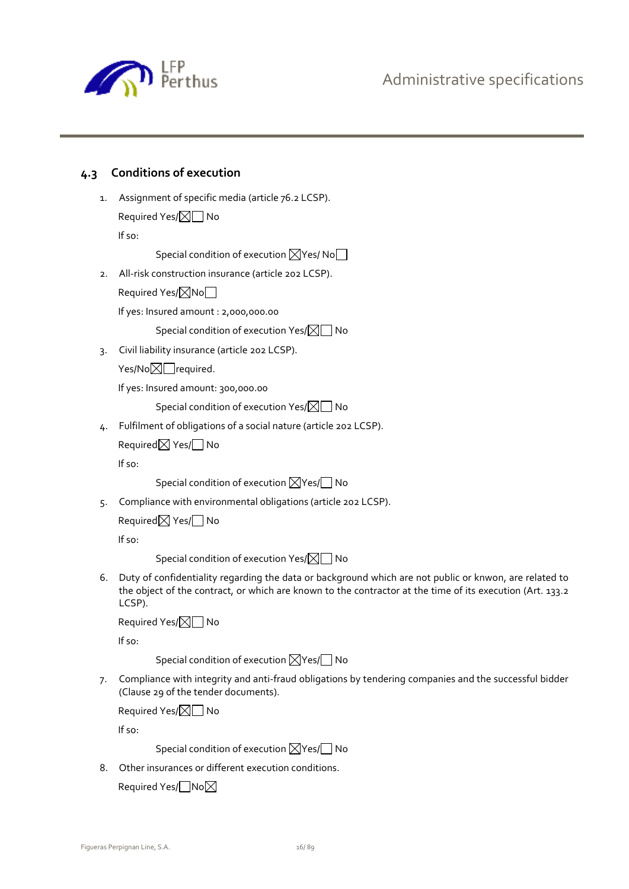### 4.3 Conditions of execution

1. Assignment of specific media (article 76.2 LCSP).

   Required Yes/☒☐ No

   If so:

   Special condition of execution ☒Yes/ No☐

2. All-risk construction insurance (article 202 LCSP).

   Required Yes/☒No☐

   If yes: Insured amount : 2,000,000.00

   Special condition of execution Yes/☒☐ No

3. Civil liability insurance (article 202 LCSP).

   Yes/No☒☐required.

   If yes: Insured amount: 300,000.00

   Special condition of execution Yes/☒☐ No

4. Fulfilment of obligations of a social nature (article 202 LCSP).

   Required☒ Yes/☐ No

   If so:

   Special condition of execution ☒Yes/☐ No

5. Compliance with environmental obligations (article 202 LCSP).

   Required☒ Yes/☐ No

   If so:

   Special condition of execution Yes/☒☐ No

6. Duty of confidentiality regarding the data or background which are not public or knwon, are related to the object of the contract, or which are known to the contractor at the time of its execution (Art. 133.2 LCSP).

   Required Yes/☒☐ No

   If so:

   Special condition of execution ☒Yes/☐ No

7. Compliance with integrity and anti-fraud obligations by tendering companies and the successful bidder (Clause 29 of the tender documents).

   Required Yes/☒☐ No

   If so:

   Special condition of execution ☒Yes/☐ No

8. Other insurances or different execution conditions.

   Required Yes/☐No☒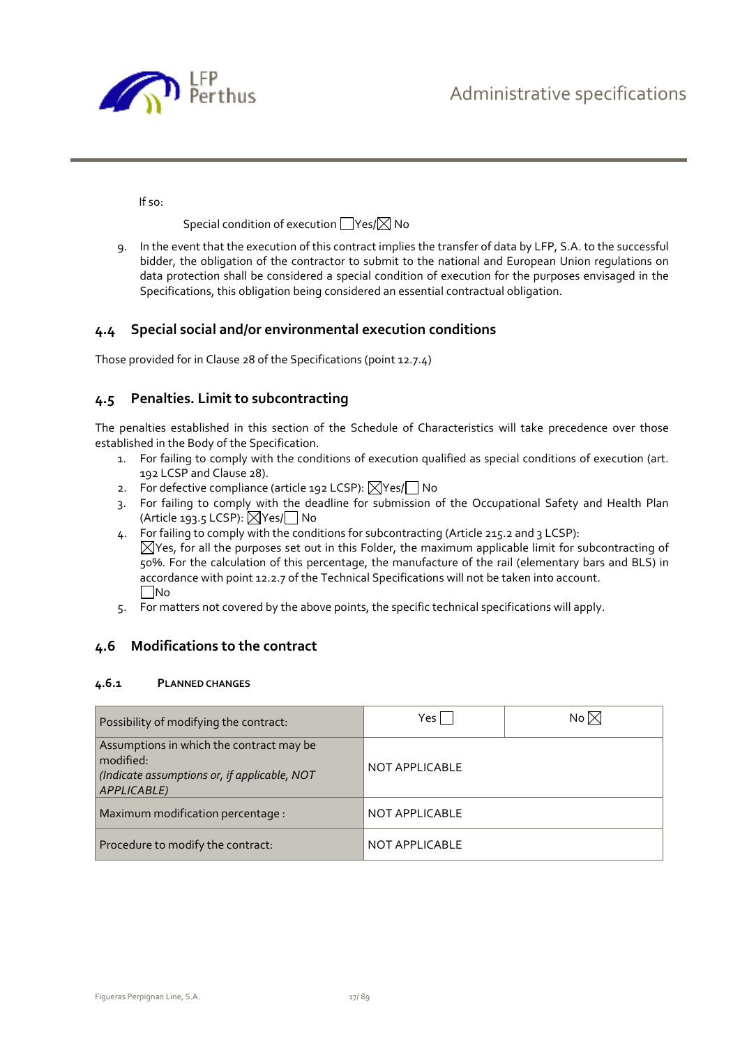If so:

Special condition of execution ☐Yes/☒ No

9. In the event that the execution of this contract implies the transfer of data by LFP, S.A. to the successful bidder, the obligation of the contractor to submit to the national and European Union regulations on data protection shall be considered a special condition of execution for the purposes envisaged in the Specifications, this obligation being considered an essential contractual obligation.

## 4.4 Special social and/or environmental execution conditions

Those provided for in Clause 28 of the Specifications (point 12.7.4)

## 4.5 Penalties. Limit to subcontracting

The penalties established in this section of the Schedule of Characteristics will take precedence over those established in the Body of the Specification.

1. For failing to comply with the conditions of execution qualified as special conditions of execution (art. 192 LCSP and Clause 28).
2. For defective compliance (article 192 LCSP): ☒Yes/☐ No
3. For failing to comply with the deadline for submission of the Occupational Safety and Health Plan (Article 193.5 LCSP): ☒Yes/☐ No
4. For failing to comply with the conditions for subcontracting (Article 215.2 and 3 LCSP):
   ☒Yes, for all the purposes set out in this Folder, the maximum applicable limit for subcontracting of 50%. For the calculation of this percentage, the manufacture of the rail (elementary bars and BLS) in accordance with point 12.2.7 of the Technical Specifications will not be taken into account.
   ☐No
5. For matters not covered by the above points, the specific technical specifications will apply.

## 4.6 Modifications to the contract

### 4.6.1 PLANNED CHANGES

| Possibility of modifying the contract: | Yes ☐ | No ☒ |
|---|---|---|
| Assumptions in which the contract may be modified: *(Indicate assumptions or, if applicable, NOT APPLICABLE)* | NOT APPLICABLE | |
| Maximum modification percentage : | NOT APPLICABLE | |
| Procedure to modify the contract: | NOT APPLICABLE | |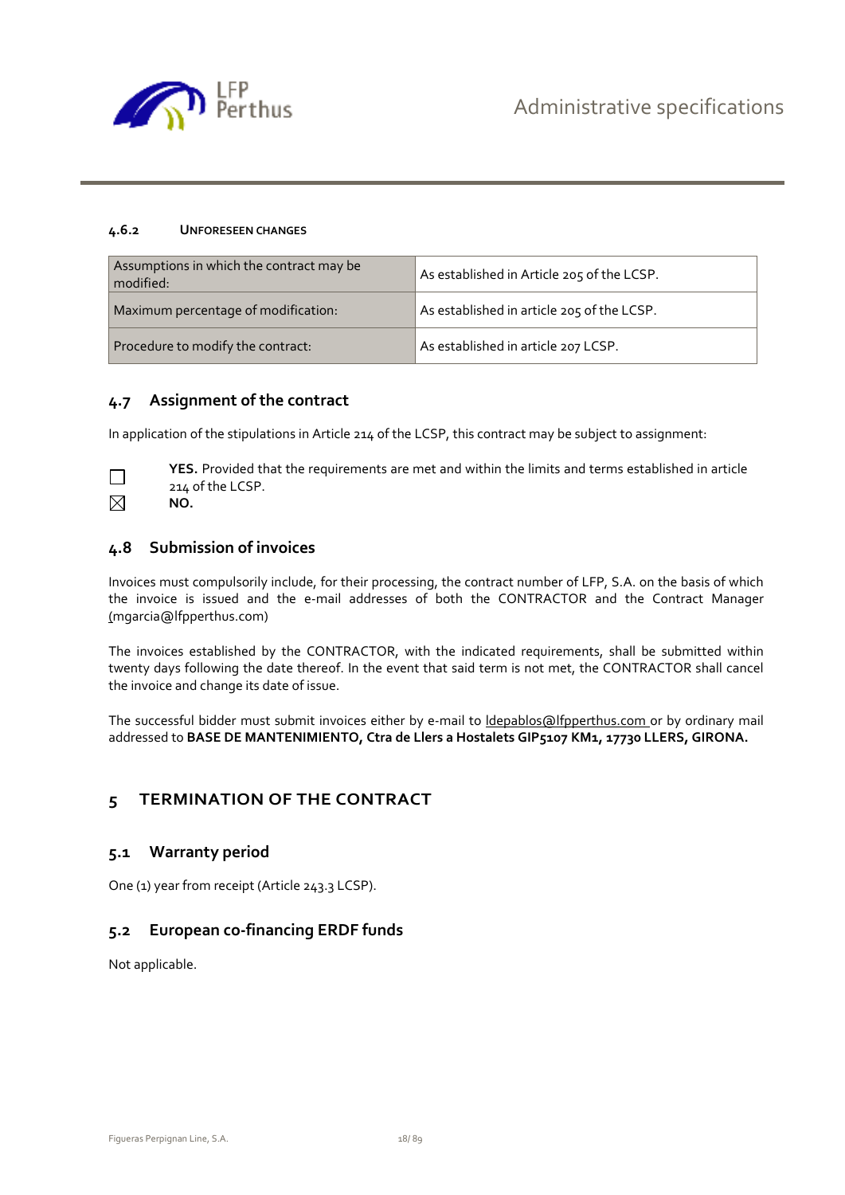#### 4.6.2 UNFORESEEN CHANGES

| Assumptions in which the contract may be modified: | As established in Article 205 of the LCSP. |
|---|---|
| Maximum percentage of modification: | As established in article 205 of the LCSP. |
| Procedure to modify the contract: | As established in article 207 LCSP. |

### 4.7 Assignment of the contract

In application of the stipulations in Article 214 of the LCSP, this contract may be subject to assignment:

☐ **YES.** Provided that the requirements are met and within the limits and terms established in article 214 of the LCSP.
☒ **NO.**

### 4.8 Submission of invoices

Invoices must compulsorily include, for their processing, the contract number of LFP, S.A. on the basis of which the invoice is issued and the e-mail addresses of both the CONTRACTOR and the Contract Manager (mgarcia@lfpperthus.com)

The invoices established by the CONTRACTOR, with the indicated requirements, shall be submitted within twenty days following the date thereof. In the event that said term is not met, the CONTRACTOR shall cancel the invoice and change its date of issue.

The successful bidder must submit invoices either by e-mail to ldepablos@lfpperthus.com or by ordinary mail addressed to **BASE DE MANTENIMIENTO, Ctra de Llers a Hostalets GIP5107 KM1, 17730 LLERS, GIRONA.**

## 5 TERMINATION OF THE CONTRACT

### 5.1 Warranty period

One (1) year from receipt (Article 243.3 LCSP).

### 5.2 European co-financing ERDF funds

Not applicable.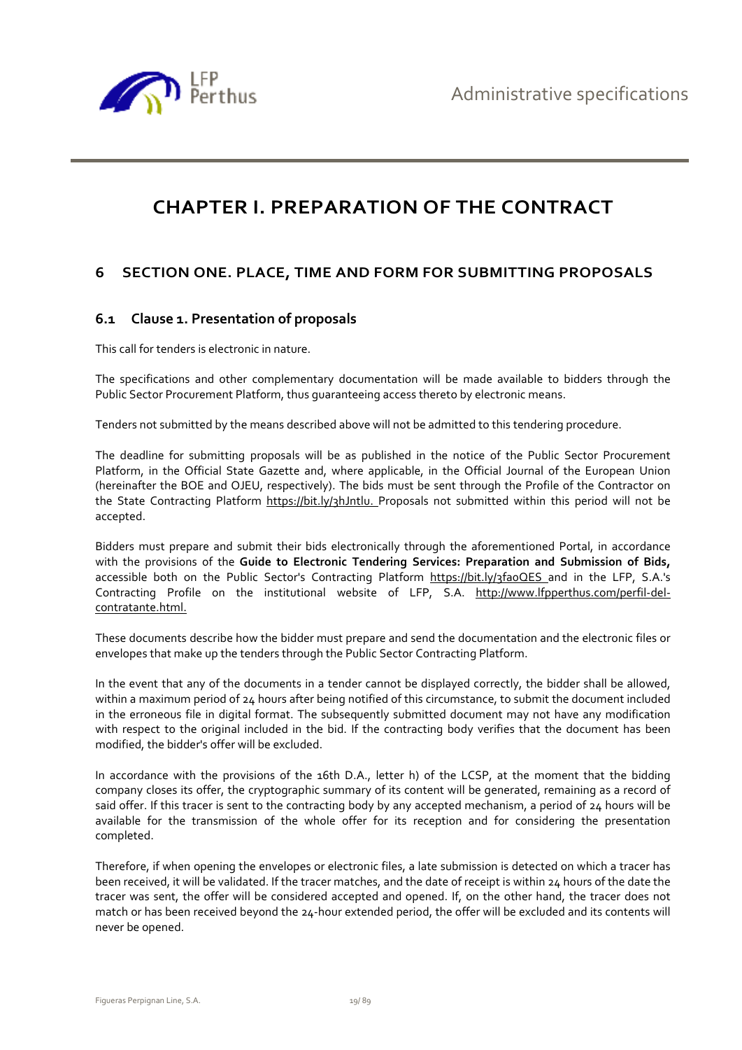# CHAPTER I. PREPARATION OF THE CONTRACT

## 6 SECTION ONE. PLACE, TIME AND FORM FOR SUBMITTING PROPOSALS

### 6.1 Clause 1. Presentation of proposals

This call for tenders is electronic in nature.

The specifications and other complementary documentation will be made available to bidders through the Public Sector Procurement Platform, thus guaranteeing access thereto by electronic means.

Tenders not submitted by the means described above will not be admitted to this tendering procedure.

The deadline for submitting proposals will be as published in the notice of the Public Sector Procurement Platform, in the Official State Gazette and, where applicable, in the Official Journal of the European Union (hereinafter the BOE and OJEU, respectively). The bids must be sent through the Profile of the Contractor on the State Contracting Platform https://bit.ly/3hJntlu. Proposals not submitted within this period will not be accepted.

Bidders must prepare and submit their bids electronically through the aforementioned Portal, in accordance with the provisions of the **Guide to Electronic Tendering Services: Preparation and Submission of Bids,** accessible both on the Public Sector's Contracting Platform https://bit.ly/3fa0QES and in the LFP, S.A.'s Contracting Profile on the institutional website of LFP, S.A. http://www.lfpperthus.com/perfil-del-contratante.html.

These documents describe how the bidder must prepare and send the documentation and the electronic files or envelopes that make up the tenders through the Public Sector Contracting Platform.

In the event that any of the documents in a tender cannot be displayed correctly, the bidder shall be allowed, within a maximum period of 24 hours after being notified of this circumstance, to submit the document included in the erroneous file in digital format. The subsequently submitted document may not have any modification with respect to the original included in the bid. If the contracting body verifies that the document has been modified, the bidder's offer will be excluded.

In accordance with the provisions of the 16th D.A., letter h) of the LCSP, at the moment that the bidding company closes its offer, the cryptographic summary of its content will be generated, remaining as a record of said offer. If this tracer is sent to the contracting body by any accepted mechanism, a period of 24 hours will be available for the transmission of the whole offer for its reception and for considering the presentation completed.

Therefore, if when opening the envelopes or electronic files, a late submission is detected on which a tracer has been received, it will be validated. If the tracer matches, and the date of receipt is within 24 hours of the date the tracer was sent, the offer will be considered accepted and opened. If, on the other hand, the tracer does not match or has been received beyond the 24-hour extended period, the offer will be excluded and its contents will never be opened.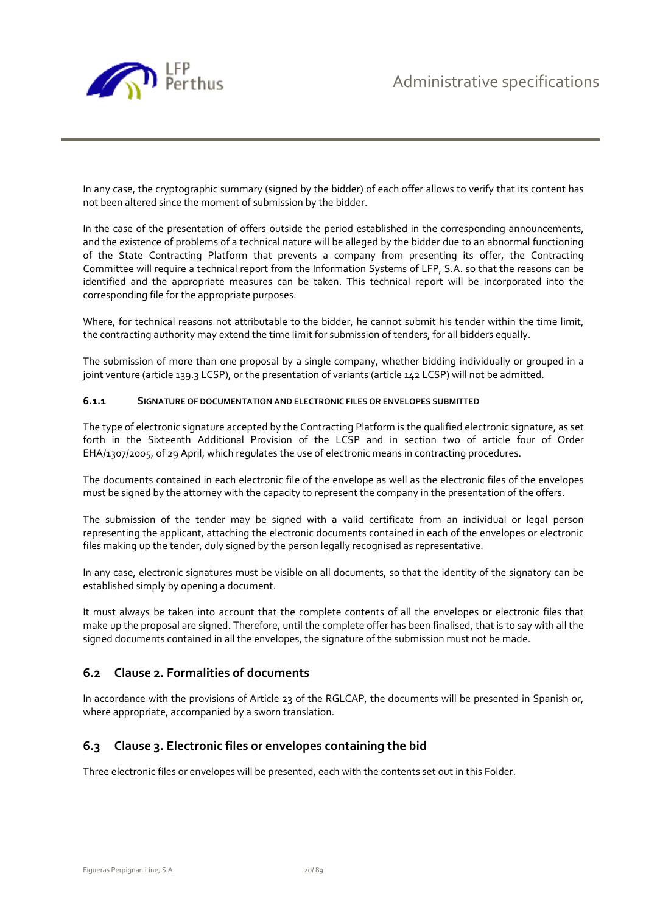In any case, the cryptographic summary (signed by the bidder) of each offer allows to verify that its content has not been altered since the moment of submission by the bidder.

In the case of the presentation of offers outside the period established in the corresponding announcements, and the existence of problems of a technical nature will be alleged by the bidder due to an abnormal functioning of the State Contracting Platform that prevents a company from presenting its offer, the Contracting Committee will require a technical report from the Information Systems of LFP, S.A. so that the reasons can be identified and the appropriate measures can be taken. This technical report will be incorporated into the corresponding file for the appropriate purposes.

Where, for technical reasons not attributable to the bidder, he cannot submit his tender within the time limit, the contracting authority may extend the time limit for submission of tenders, for all bidders equally.

The submission of more than one proposal by a single company, whether bidding individually or grouped in a joint venture (article 139.3 LCSP), or the presentation of variants (article 142 LCSP) will not be admitted.

#### 6.1.1 SIGNATURE OF DOCUMENTATION AND ELECTRONIC FILES OR ENVELOPES SUBMITTED

The type of electronic signature accepted by the Contracting Platform is the qualified electronic signature, as set forth in the Sixteenth Additional Provision of the LCSP and in section two of article four of Order EHA/1307/2005, of 29 April, which regulates the use of electronic means in contracting procedures.

The documents contained in each electronic file of the envelope as well as the electronic files of the envelopes must be signed by the attorney with the capacity to represent the company in the presentation of the offers.

The submission of the tender may be signed with a valid certificate from an individual or legal person representing the applicant, attaching the electronic documents contained in each of the envelopes or electronic files making up the tender, duly signed by the person legally recognised as representative.

In any case, electronic signatures must be visible on all documents, so that the identity of the signatory can be established simply by opening a document.

It must always be taken into account that the complete contents of all the envelopes or electronic files that make up the proposal are signed. Therefore, until the complete offer has been finalised, that is to say with all the signed documents contained in all the envelopes, the signature of the submission must not be made.

### 6.2 Clause 2. Formalities of documents

In accordance with the provisions of Article 23 of the RGLCAP, the documents will be presented in Spanish or, where appropriate, accompanied by a sworn translation.

### 6.3 Clause 3. Electronic files or envelopes containing the bid

Three electronic files or envelopes will be presented, each with the contents set out in this Folder.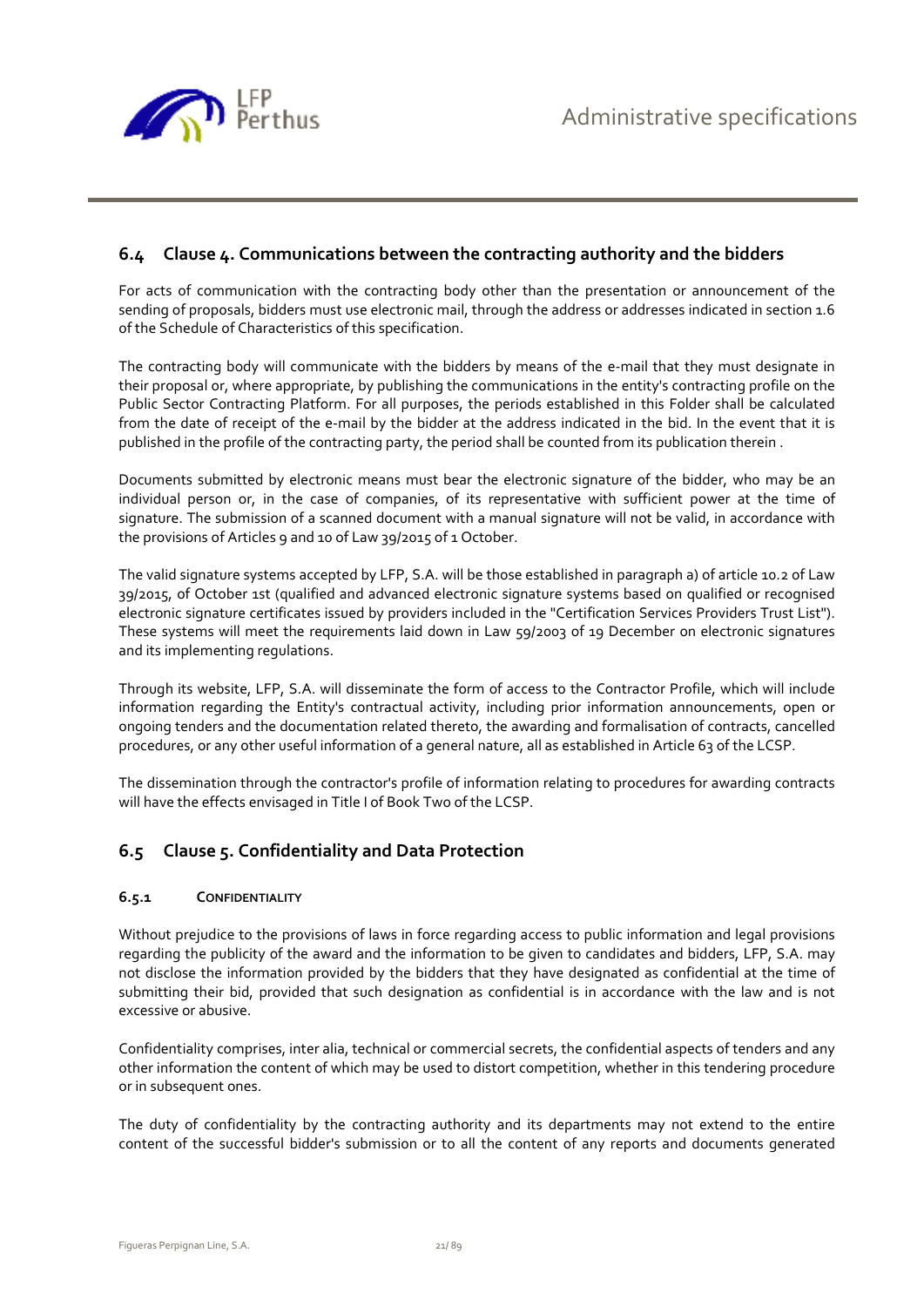## 6.4 Clause 4. Communications between the contracting authority and the bidders

For acts of communication with the contracting body other than the presentation or announcement of the sending of proposals, bidders must use electronic mail, through the address or addresses indicated in section 1.6 of the Schedule of Characteristics of this specification.

The contracting body will communicate with the bidders by means of the e-mail that they must designate in their proposal or, where appropriate, by publishing the communications in the entity's contracting profile on the Public Sector Contracting Platform. For all purposes, the periods established in this Folder shall be calculated from the date of receipt of the e-mail by the bidder at the address indicated in the bid. In the event that it is published in the profile of the contracting party, the period shall be counted from its publication therein .

Documents submitted by electronic means must bear the electronic signature of the bidder, who may be an individual person or, in the case of companies, of its representative with sufficient power at the time of signature. The submission of a scanned document with a manual signature will not be valid, in accordance with the provisions of Articles 9 and 10 of Law 39/2015 of 1 October.

The valid signature systems accepted by LFP, S.A. will be those established in paragraph a) of article 10.2 of Law 39/2015, of October 1st (qualified and advanced electronic signature systems based on qualified or recognised electronic signature certificates issued by providers included in the "Certification Services Providers Trust List"). These systems will meet the requirements laid down in Law 59/2003 of 19 December on electronic signatures and its implementing regulations.

Through its website, LFP, S.A. will disseminate the form of access to the Contractor Profile, which will include information regarding the Entity's contractual activity, including prior information announcements, open or ongoing tenders and the documentation related thereto, the awarding and formalisation of contracts, cancelled procedures, or any other useful information of a general nature, all as established in Article 63 of the LCSP.

The dissemination through the contractor's profile of information relating to procedures for awarding contracts will have the effects envisaged in Title I of Book Two of the LCSP.

## 6.5 Clause 5. Confidentiality and Data Protection

### 6.5.1 CONFIDENTIALITY

Without prejudice to the provisions of laws in force regarding access to public information and legal provisions regarding the publicity of the award and the information to be given to candidates and bidders, LFP, S.A. may not disclose the information provided by the bidders that they have designated as confidential at the time of submitting their bid, provided that such designation as confidential is in accordance with the law and is not excessive or abusive.

Confidentiality comprises, inter alia, technical or commercial secrets, the confidential aspects of tenders and any other information the content of which may be used to distort competition, whether in this tendering procedure or in subsequent ones.

The duty of confidentiality by the contracting authority and its departments may not extend to the entire content of the successful bidder's submission or to all the content of any reports and documents generated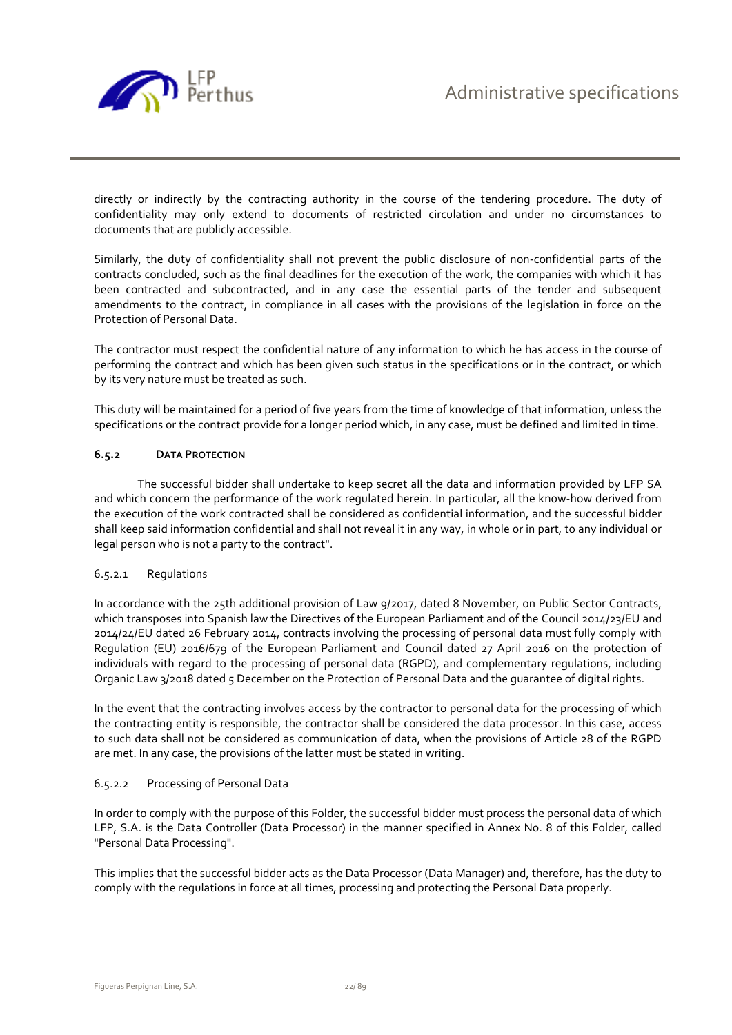directly or indirectly by the contracting authority in the course of the tendering procedure. The duty of confidentiality may only extend to documents of restricted circulation and under no circumstances to documents that are publicly accessible.

Similarly, the duty of confidentiality shall not prevent the public disclosure of non-confidential parts of the contracts concluded, such as the final deadlines for the execution of the work, the companies with which it has been contracted and subcontracted, and in any case the essential parts of the tender and subsequent amendments to the contract, in compliance in all cases with the provisions of the legislation in force on the Protection of Personal Data.

The contractor must respect the confidential nature of any information to which he has access in the course of performing the contract and which has been given such status in the specifications or in the contract, or which by its very nature must be treated as such.

This duty will be maintained for a period of five years from the time of knowledge of that information, unless the specifications or the contract provide for a longer period which, in any case, must be defined and limited in time.

### 6.5.2 DATA PROTECTION

The successful bidder shall undertake to keep secret all the data and information provided by LFP SA and which concern the performance of the work regulated herein. In particular, all the know-how derived from the execution of the work contracted shall be considered as confidential information, and the successful bidder shall keep said information confidential and shall not reveal it in any way, in whole or in part, to any individual or legal person who is not a party to the contract".

#### 6.5.2.1 Regulations

In accordance with the 25th additional provision of Law 9/2017, dated 8 November, on Public Sector Contracts, which transposes into Spanish law the Directives of the European Parliament and of the Council 2014/23/EU and 2014/24/EU dated 26 February 2014, contracts involving the processing of personal data must fully comply with Regulation (EU) 2016/679 of the European Parliament and Council dated 27 April 2016 on the protection of individuals with regard to the processing of personal data (RGPD), and complementary regulations, including Organic Law 3/2018 dated 5 December on the Protection of Personal Data and the guarantee of digital rights.

In the event that the contracting involves access by the contractor to personal data for the processing of which the contracting entity is responsible, the contractor shall be considered the data processor. In this case, access to such data shall not be considered as communication of data, when the provisions of Article 28 of the RGPD are met. In any case, the provisions of the latter must be stated in writing.

#### 6.5.2.2 Processing of Personal Data

In order to comply with the purpose of this Folder, the successful bidder must process the personal data of which LFP, S.A. is the Data Controller (Data Processor) in the manner specified in Annex No. 8 of this Folder, called "Personal Data Processing".

This implies that the successful bidder acts as the Data Processor (Data Manager) and, therefore, has the duty to comply with the regulations in force at all times, processing and protecting the Personal Data properly.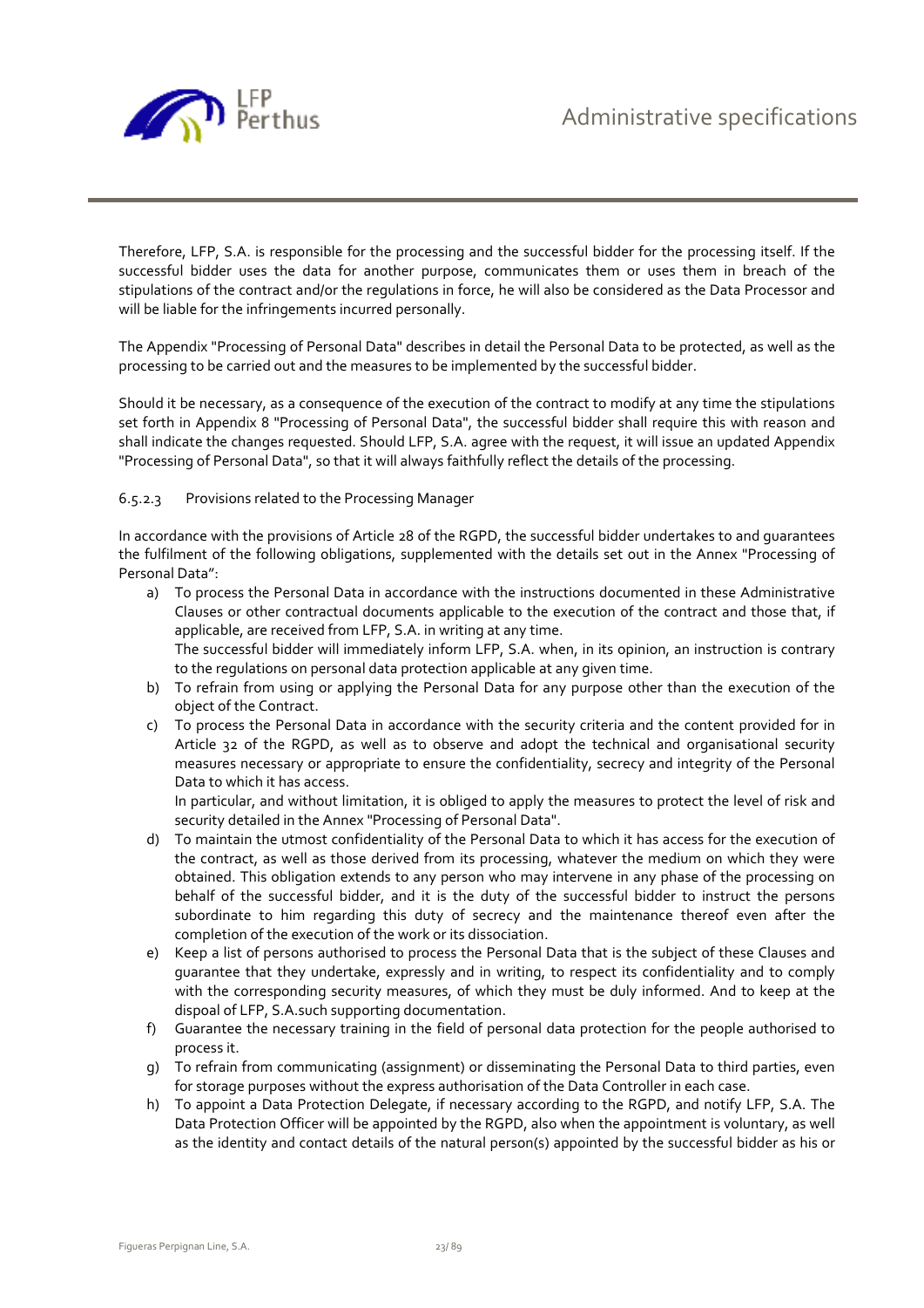Therefore, LFP, S.A. is responsible for the processing and the successful bidder for the processing itself. If the successful bidder uses the data for another purpose, communicates them or uses them in breach of the stipulations of the contract and/or the regulations in force, he will also be considered as the Data Processor and will be liable for the infringements incurred personally.

The Appendix "Processing of Personal Data" describes in detail the Personal Data to be protected, as well as the processing to be carried out and the measures to be implemented by the successful bidder.

Should it be necessary, as a consequence of the execution of the contract to modify at any time the stipulations set forth in Appendix 8 "Processing of Personal Data", the successful bidder shall require this with reason and shall indicate the changes requested. Should LFP, S.A. agree with the request, it will issue an updated Appendix "Processing of Personal Data", so that it will always faithfully reflect the details of the processing.

#### 6.5.2.3 Provisions related to the Processing Manager

In accordance with the provisions of Article 28 of the RGPD, the successful bidder undertakes to and guarantees the fulfilment of the following obligations, supplemented with the details set out in the Annex "Processing of Personal Data":

a) To process the Personal Data in accordance with the instructions documented in these Administrative Clauses or other contractual documents applicable to the execution of the contract and those that, if applicable, are received from LFP, S.A. in writing at any time.
   The successful bidder will immediately inform LFP, S.A. when, in its opinion, an instruction is contrary to the regulations on personal data protection applicable at any given time.
b) To refrain from using or applying the Personal Data for any purpose other than the execution of the object of the Contract.
c) To process the Personal Data in accordance with the security criteria and the content provided for in Article 32 of the RGPD, as well as to observe and adopt the technical and organisational security measures necessary or appropriate to ensure the confidentiality, secrecy and integrity of the Personal Data to which it has access.
   In particular, and without limitation, it is obliged to apply the measures to protect the level of risk and security detailed in the Annex "Processing of Personal Data".
d) To maintain the utmost confidentiality of the Personal Data to which it has access for the execution of the contract, as well as those derived from its processing, whatever the medium on which they were obtained. This obligation extends to any person who may intervene in any phase of the processing on behalf of the successful bidder, and it is the duty of the successful bidder to instruct the persons subordinate to him regarding this duty of secrecy and the maintenance thereof even after the completion of the execution of the work or its dissociation.
e) Keep a list of persons authorised to process the Personal Data that is the subject of these Clauses and guarantee that they undertake, expressly and in writing, to respect its confidentiality and to comply with the corresponding security measures, of which they must be duly informed. And to keep at the dispoal of LFP, S.A.such supporting documentation.
f) Guarantee the necessary training in the field of personal data protection for the people authorised to process it.
g) To refrain from communicating (assignment) or disseminating the Personal Data to third parties, even for storage purposes without the express authorisation of the Data Controller in each case.
h) To appoint a Data Protection Delegate, if necessary according to the RGPD, and notify LFP, S.A. The Data Protection Officer will be appointed by the RGPD, also when the appointment is voluntary, as well as the identity and contact details of the natural person(s) appointed by the successful bidder as his or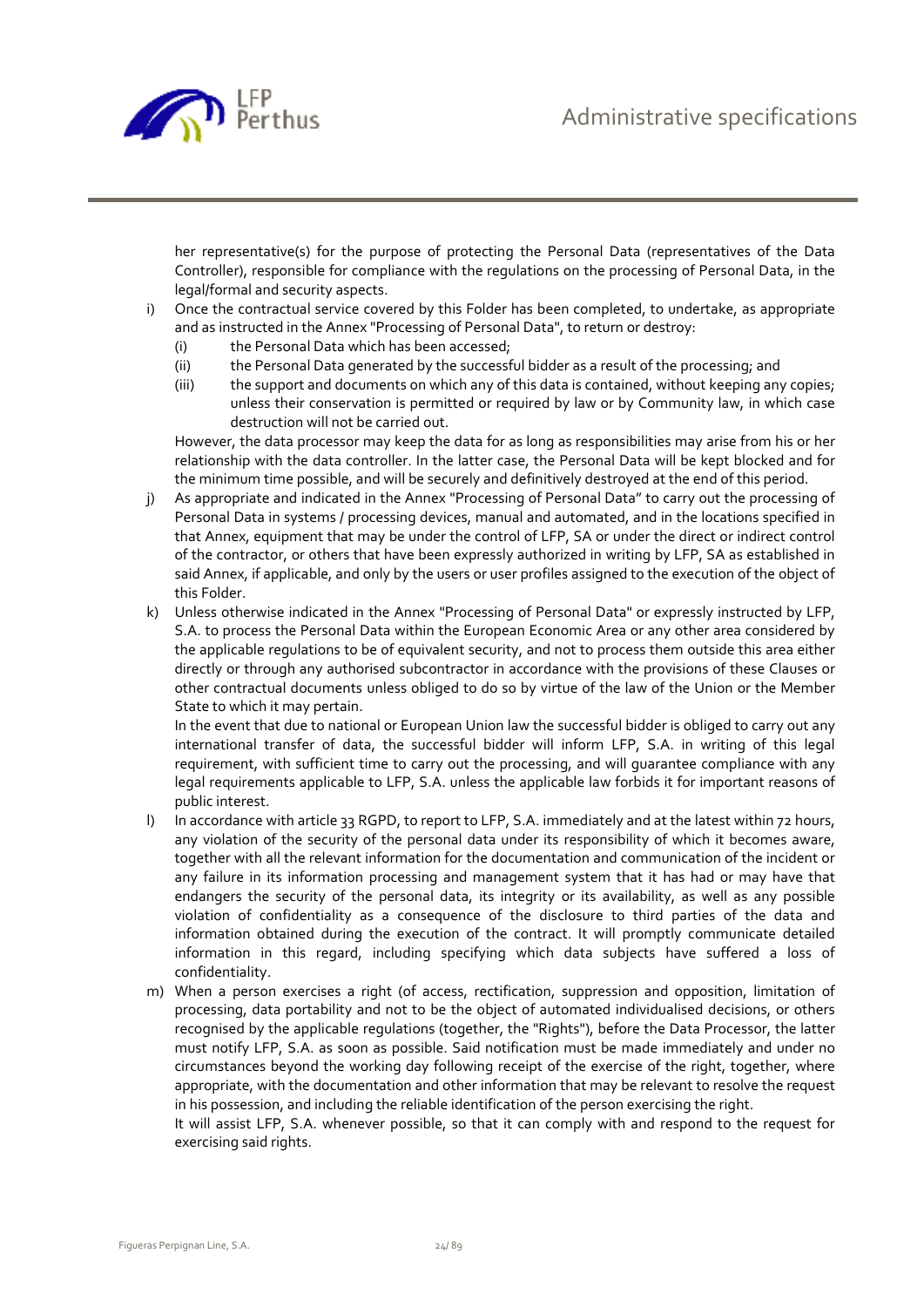her representative(s) for the purpose of protecting the Personal Data (representatives of the Data Controller), responsible for compliance with the regulations on the processing of Personal Data, in the legal/formal and security aspects.

i) Once the contractual service covered by this Folder has been completed, to undertake, as appropriate and as instructed in the Annex "Processing of Personal Data", to return or destroy:
   (i) the Personal Data which has been accessed;
   (ii) the Personal Data generated by the successful bidder as a result of the processing; and
   (iii) the support and documents on which any of this data is contained, without keeping any copies; unless their conservation is permitted or required by law or by Community law, in which case destruction will not be carried out.

   However, the data processor may keep the data for as long as responsibilities may arise from his or her relationship with the data controller. In the latter case, the Personal Data will be kept blocked and for the minimum time possible, and will be securely and definitively destroyed at the end of this period.

j) As appropriate and indicated in the Annex "Processing of Personal Data" to carry out the processing of Personal Data in systems / processing devices, manual and automated, and in the locations specified in that Annex, equipment that may be under the control of LFP, SA or under the direct or indirect control of the contractor, or others that have been expressly authorized in writing by LFP, SA as established in said Annex, if applicable, and only by the users or user profiles assigned to the execution of the object of this Folder.

k) Unless otherwise indicated in the Annex "Processing of Personal Data" or expressly instructed by LFP, S.A. to process the Personal Data within the European Economic Area or any other area considered by the applicable regulations to be of equivalent security, and not to process them outside this area either directly or through any authorised subcontractor in accordance with the provisions of these Clauses or other contractual documents unless obliged to do so by virtue of the law of the Union or the Member State to which it may pertain.

   In the event that due to national or European Union law the successful bidder is obliged to carry out any international transfer of data, the successful bidder will inform LFP, S.A. in writing of this legal requirement, with sufficient time to carry out the processing, and will guarantee compliance with any legal requirements applicable to LFP, S.A. unless the applicable law forbids it for important reasons of public interest.

l) In accordance with article 33 RGPD, to report to LFP, S.A. immediately and at the latest within 72 hours, any violation of the security of the personal data under its responsibility of which it becomes aware, together with all the relevant information for the documentation and communication of the incident or any failure in its information processing and management system that it has had or may have that endangers the security of the personal data, its integrity or its availability, as well as any possible violation of confidentiality as a consequence of the disclosure to third parties of the data and information obtained during the execution of the contract. It will promptly communicate detailed information in this regard, including specifying which data subjects have suffered a loss of confidentiality.

m) When a person exercises a right (of access, rectification, suppression and opposition, limitation of processing, data portability and not to be the object of automated individualised decisions, or others recognised by the applicable regulations (together, the "Rights"), before the Data Processor, the latter must notify LFP, S.A. as soon as possible. Said notification must be made immediately and under no circumstances beyond the working day following receipt of the exercise of the right, together, where appropriate, with the documentation and other information that may be relevant to resolve the request in his possession, and including the reliable identification of the person exercising the right.

   It will assist LFP, S.A. whenever possible, so that it can comply with and respond to the request for exercising said rights.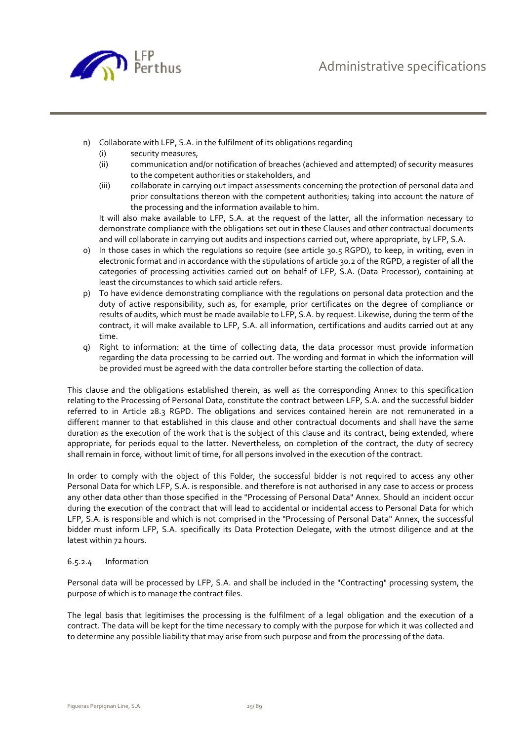n) Collaborate with LFP, S.A. in the fulfilment of its obligations regarding
   (i) security measures,
   (ii) communication and/or notification of breaches (achieved and attempted) of security measures to the competent authorities or stakeholders, and
   (iii) collaborate in carrying out impact assessments concerning the protection of personal data and prior consultations thereon with the competent authorities; taking into account the nature of the processing and the information available to him.

   It will also make available to LFP, S.A. at the request of the latter, all the information necessary to demonstrate compliance with the obligations set out in these Clauses and other contractual documents and will collaborate in carrying out audits and inspections carried out, where appropriate, by LFP, S.A.
o) In those cases in which the regulations so require (see article 30.5 RGPD), to keep, in writing, even in electronic format and in accordance with the stipulations of article 30.2 of the RGPD, a register of all the categories of processing activities carried out on behalf of LFP, S.A. (Data Processor), containing at least the circumstances to which said article refers.
p) To have evidence demonstrating compliance with the regulations on personal data protection and the duty of active responsibility, such as, for example, prior certificates on the degree of compliance or results of audits, which must be made available to LFP, S.A. by request. Likewise, during the term of the contract, it will make available to LFP, S.A. all information, certifications and audits carried out at any time.
q) Right to information: at the time of collecting data, the data processor must provide information regarding the data processing to be carried out. The wording and format in which the information will be provided must be agreed with the data controller before starting the collection of data.

This clause and the obligations established therein, as well as the corresponding Annex to this specification relating to the Processing of Personal Data, constitute the contract between LFP, S.A. and the successful bidder referred to in Article 28.3 RGPD. The obligations and services contained herein are not remunerated in a different manner to that established in this clause and other contractual documents and shall have the same duration as the execution of the work that is the subject of this clause and its contract, being extended, where appropriate, for periods equal to the latter. Nevertheless, on completion of the contract, the duty of secrecy shall remain in force, without limit of time, for all persons involved in the execution of the contract.

In order to comply with the object of this Folder, the successful bidder is not required to access any other Personal Data for which LFP, S.A. is responsible. and therefore is not authorised in any case to access or process any other data other than those specified in the "Processing of Personal Data" Annex. Should an incident occur during the execution of the contract that will lead to accidental or incidental access to Personal Data for which LFP, S.A. is responsible and which is not comprised in the "Processing of Personal Data" Annex, the successful bidder must inform LFP, S.A. specifically its Data Protection Delegate, with the utmost diligence and at the latest within 72 hours.

#### 6.5.2.4 Information

Personal data will be processed by LFP, S.A. and shall be included in the "Contracting" processing system, the purpose of which is to manage the contract files.

The legal basis that legitimises the processing is the fulfilment of a legal obligation and the execution of a contract. The data will be kept for the time necessary to comply with the purpose for which it was collected and to determine any possible liability that may arise from such purpose and from the processing of the data.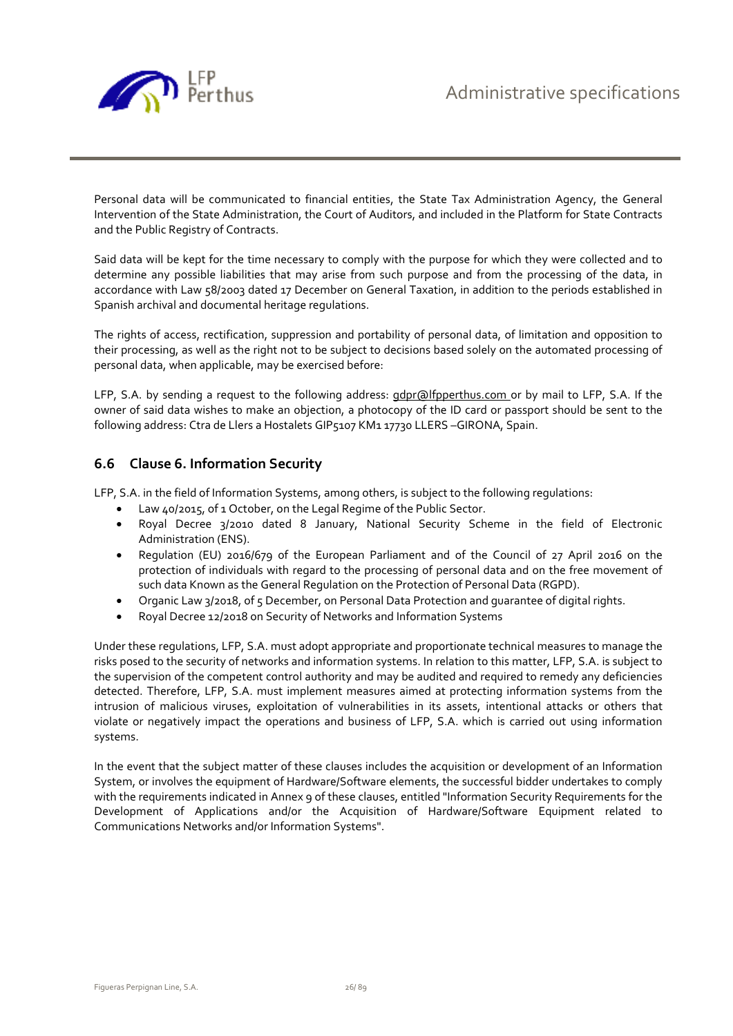Personal data will be communicated to financial entities, the State Tax Administration Agency, the General Intervention of the State Administration, the Court of Auditors, and included in the Platform for State Contracts and the Public Registry of Contracts.

Said data will be kept for the time necessary to comply with the purpose for which they were collected and to determine any possible liabilities that may arise from such purpose and from the processing of the data, in accordance with Law 58/2003 dated 17 December on General Taxation, in addition to the periods established in Spanish archival and documental heritage regulations.

The rights of access, rectification, suppression and portability of personal data, of limitation and opposition to their processing, as well as the right not to be subject to decisions based solely on the automated processing of personal data, when applicable, may be exercised before:

LFP, S.A. by sending a request to the following address: gdpr@lfpperthus.com or by mail to LFP, S.A. If the owner of said data wishes to make an objection, a photocopy of the ID card or passport should be sent to the following address: Ctra de Llers a Hostalets GIP5107 KM1 17730 LLERS –GIRONA, Spain.

## 6.6 Clause 6. Information Security

LFP, S.A. in the field of Information Systems, among others, is subject to the following regulations:

- Law 40/2015, of 1 October, on the Legal Regime of the Public Sector.
- Royal Decree 3/2010 dated 8 January, National Security Scheme in the field of Electronic Administration (ENS).
- Regulation (EU) 2016/679 of the European Parliament and of the Council of 27 April 2016 on the protection of individuals with regard to the processing of personal data and on the free movement of such data Known as the General Regulation on the Protection of Personal Data (RGPD).
- Organic Law 3/2018, of 5 December, on Personal Data Protection and guarantee of digital rights.
- Royal Decree 12/2018 on Security of Networks and Information Systems

Under these regulations, LFP, S.A. must adopt appropriate and proportionate technical measures to manage the risks posed to the security of networks and information systems. In relation to this matter, LFP, S.A. is subject to the supervision of the competent control authority and may be audited and required to remedy any deficiencies detected. Therefore, LFP, S.A. must implement measures aimed at protecting information systems from the intrusion of malicious viruses, exploitation of vulnerabilities in its assets, intentional attacks or others that violate or negatively impact the operations and business of LFP, S.A. which is carried out using information systems.

In the event that the subject matter of these clauses includes the acquisition or development of an Information System, or involves the equipment of Hardware/Software elements, the successful bidder undertakes to comply with the requirements indicated in Annex 9 of these clauses, entitled "Information Security Requirements for the Development of Applications and/or the Acquisition of Hardware/Software Equipment related to Communications Networks and/or Information Systems".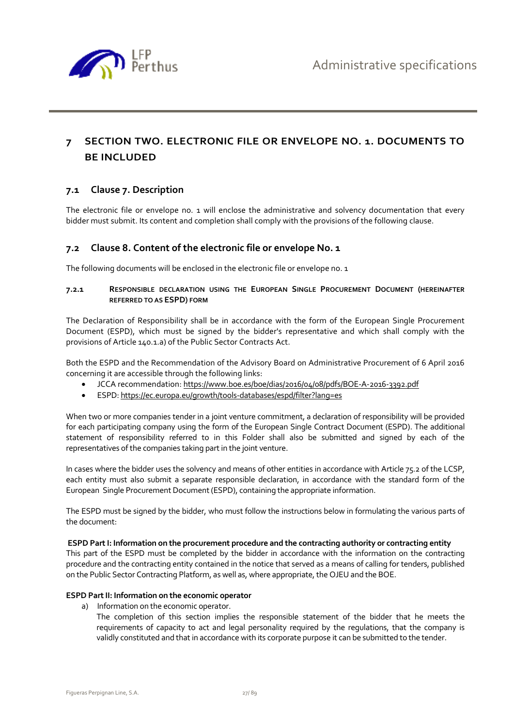# 7 SECTION TWO. ELECTRONIC FILE OR ENVELOPE NO. 1. DOCUMENTS TO BE INCLUDED

## 7.1 Clause 7. Description

The electronic file or envelope no. 1 will enclose the administrative and solvency documentation that every bidder must submit. Its content and completion shall comply with the provisions of the following clause.

## 7.2 Clause 8. Content of the electronic file or envelope No. 1

The following documents will be enclosed in the electronic file or envelope no. 1

### 7.2.1 RESPONSIBLE DECLARATION USING THE EUROPEAN SINGLE PROCUREMENT DOCUMENT (HEREINAFTER REFERRED TO AS ESPD) FORM

The Declaration of Responsibility shall be in accordance with the form of the European Single Procurement Document (ESPD), which must be signed by the bidder's representative and which shall comply with the provisions of Article 140.1.a) of the Public Sector Contracts Act.

Both the ESPD and the Recommendation of the Advisory Board on Administrative Procurement of 6 April 2016 concerning it are accessible through the following links:

- JCCA recommendation: https://www.boe.es/boe/dias/2016/04/08/pdfs/BOE-A-2016-3392.pdf
- ESPD: https://ec.europa.eu/growth/tools-databases/espd/filter?lang=es

When two or more companies tender in a joint venture commitment, a declaration of responsibility will be provided for each participating company using the form of the European Single Contract Document (ESPD). The additional statement of responsibility referred to in this Folder shall also be submitted and signed by each of the representatives of the companies taking part in the joint venture.

In cases where the bidder uses the solvency and means of other entities in accordance with Article 75.2 of the LCSP, each entity must also submit a separate responsible declaration, in accordance with the standard form of the European Single Procurement Document (ESPD), containing the appropriate information.

The ESPD must be signed by the bidder, who must follow the instructions below in formulating the various parts of the document:

**ESPD Part I: Information on the procurement procedure and the contracting authority or contracting entity**
This part of the ESPD must be completed by the bidder in accordance with the information on the contracting procedure and the contracting entity contained in the notice that served as a means of calling for tenders, published on the Public Sector Contracting Platform, as well as, where appropriate, the OJEU and the BOE.

**ESPD Part II: Information on the economic operator**

a) Information on the economic operator.
   The completion of this section implies the responsible statement of the bidder that he meets the requirements of capacity to act and legal personality required by the regulations, that the company is validly constituted and that in accordance with its corporate purpose it can be submitted to the tender.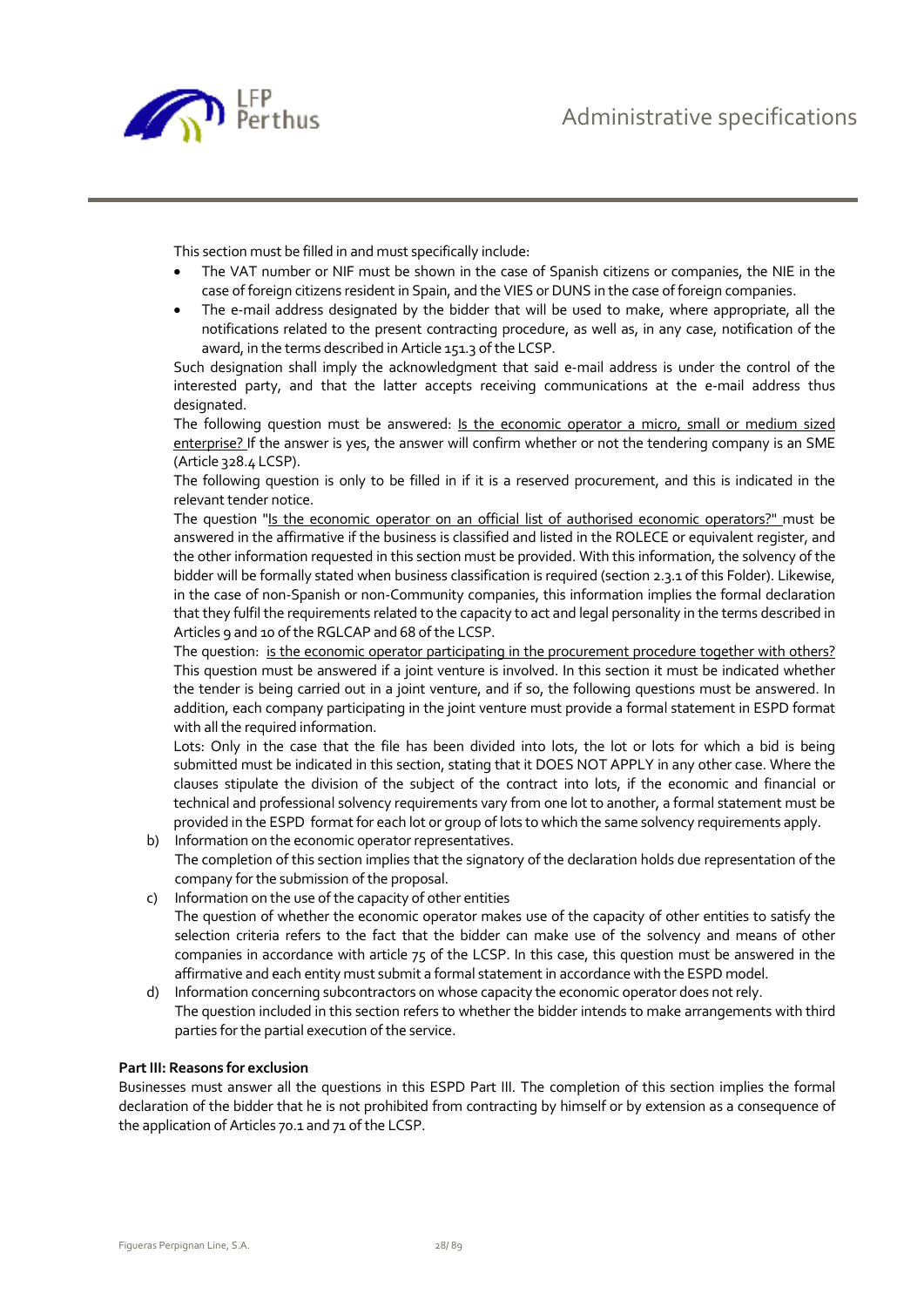This section must be filled in and must specifically include:

- The VAT number or NIF must be shown in the case of Spanish citizens or companies, the NIE in the case of foreign citizens resident in Spain, and the VIES or DUNS in the case of foreign companies.
- The e-mail address designated by the bidder that will be used to make, where appropriate, all the notifications related to the present contracting procedure, as well as, in any case, notification of the award, in the terms described in Article 151.3 of the LCSP.

Such designation shall imply the acknowledgment that said e-mail address is under the control of the interested party, and that the latter accepts receiving communications at the e-mail address thus designated.

The following question must be answered: Is the economic operator a micro, small or medium sized enterprise? If the answer is yes, the answer will confirm whether or not the tendering company is an SME (Article 328.4 LCSP).

The following question is only to be filled in if it is a reserved procurement, and this is indicated in the relevant tender notice.

The question "Is the economic operator on an official list of authorised economic operators?" must be answered in the affirmative if the business is classified and listed in the ROLECE or equivalent register, and the other information requested in this section must be provided. With this information, the solvency of the bidder will be formally stated when business classification is required (section 2.3.1 of this Folder). Likewise, in the case of non-Spanish or non-Community companies, this information implies the formal declaration that they fulfil the requirements related to the capacity to act and legal personality in the terms described in Articles 9 and 10 of the RGLCAP and 68 of the LCSP.

The question: is the economic operator participating in the procurement procedure together with others? This question must be answered if a joint venture is involved. In this section it must be indicated whether the tender is being carried out in a joint venture, and if so, the following questions must be answered. In addition, each company participating in the joint venture must provide a formal statement in ESPD format with all the required information.

Lots: Only in the case that the file has been divided into lots, the lot or lots for which a bid is being submitted must be indicated in this section, stating that it DOES NOT APPLY in any other case. Where the clauses stipulate the division of the subject of the contract into lots, if the economic and financial or technical and professional solvency requirements vary from one lot to another, a formal statement must be provided in the ESPD format for each lot or group of lots to which the same solvency requirements apply.

b) Information on the economic operator representatives.
   The completion of this section implies that the signatory of the declaration holds due representation of the company for the submission of the proposal.

c) Information on the use of the capacity of other entities
   The question of whether the economic operator makes use of the capacity of other entities to satisfy the selection criteria refers to the fact that the bidder can make use of the solvency and means of other companies in accordance with article 75 of the LCSP. In this case, this question must be answered in the affirmative and each entity must submit a formal statement in accordance with the ESPD model.

d) Information concerning subcontractors on whose capacity the economic operator does not rely.
   The question included in this section refers to whether the bidder intends to make arrangements with third parties for the partial execution of the service.

**Part III: Reasons for exclusion**

Businesses must answer all the questions in this ESPD Part III. The completion of this section implies the formal declaration of the bidder that he is not prohibited from contracting by himself or by extension as a consequence of the application of Articles 70.1 and 71 of the LCSP.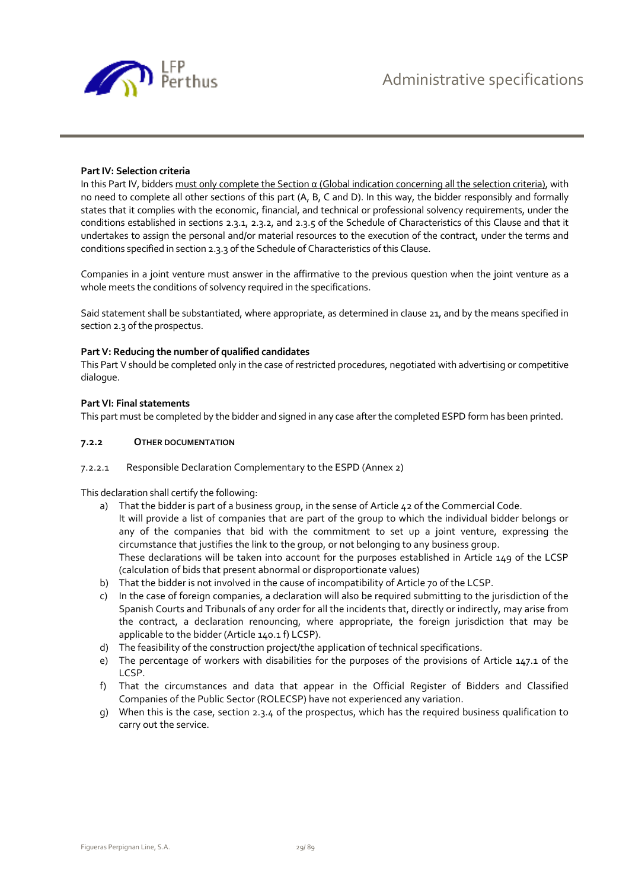**Part IV: Selection criteria**

In this Part IV, bidders <u>must only complete the Section α (Global indication concerning all the selection criteria)</u>, with no need to complete all other sections of this part (A, B, C and D). In this way, the bidder responsibly and formally states that it complies with the economic, financial, and technical or professional solvency requirements, under the conditions established in sections 2.3.1, 2.3.2, and 2.3.5 of the Schedule of Characteristics of this Clause and that it undertakes to assign the personal and/or material resources to the execution of the contract, under the terms and conditions specified in section 2.3.3 of the Schedule of Characteristics of this Clause.

Companies in a joint venture must answer in the affirmative to the previous question when the joint venture as a whole meets the conditions of solvency required in the specifications.

Said statement shall be substantiated, where appropriate, as determined in clause 21, and by the means specified in section 2.3 of the prospectus.

**Part V: Reducing the number of qualified candidates**

This Part V should be completed only in the case of restricted procedures, negotiated with advertising or competitive dialogue.

**Part VI: Final statements**

This part must be completed by the bidder and signed in any case after the completed ESPD form has been printed.

#### 7.2.2 OTHER DOCUMENTATION

##### 7.2.2.1 Responsible Declaration Complementary to the ESPD (Annex 2)

This declaration shall certify the following:

a) That the bidder is part of a business group, in the sense of Article 42 of the Commercial Code.
It will provide a list of companies that are part of the group to which the individual bidder belongs or any of the companies that bid with the commitment to set up a joint venture, expressing the circumstance that justifies the link to the group, or not belonging to any business group.
These declarations will be taken into account for the purposes established in Article 149 of the LCSP (calculation of bids that present abnormal or disproportionate values)
b) That the bidder is not involved in the cause of incompatibility of Article 70 of the LCSP.
c) In the case of foreign companies, a declaration will also be required submitting to the jurisdiction of the Spanish Courts and Tribunals of any order for all the incidents that, directly or indirectly, may arise from the contract, a declaration renouncing, where appropriate, the foreign jurisdiction that may be applicable to the bidder (Article 140.1 f) LCSP).
d) The feasibility of the construction project/the application of technical specifications.
e) The percentage of workers with disabilities for the purposes of the provisions of Article 147.1 of the LCSP.
f) That the circumstances and data that appear in the Official Register of Bidders and Classified Companies of the Public Sector (ROLECSP) have not experienced any variation.
g) When this is the case, section 2.3.4 of the prospectus, which has the required business qualification to carry out the service.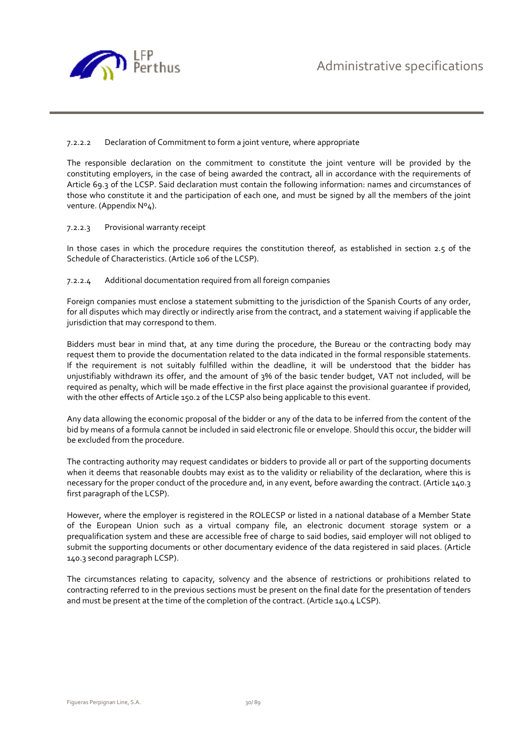#### 7.2.2.2 Declaration of Commitment to form a joint venture, where appropriate

The responsible declaration on the commitment to constitute the joint venture will be provided by the constituting employers, in the case of being awarded the contract, all in accordance with the requirements of Article 69.3 of the LCSP. Said declaration must contain the following information: names and circumstances of those who constitute it and the participation of each one, and must be signed by all the members of the joint venture. (Appendix Nº4).

#### 7.2.2.3 Provisional warranty receipt

In those cases in which the procedure requires the constitution thereof, as established in section 2.5 of the Schedule of Characteristics. (Article 106 of the LCSP).

#### 7.2.2.4 Additional documentation required from all foreign companies

Foreign companies must enclose a statement submitting to the jurisdiction of the Spanish Courts of any order, for all disputes which may directly or indirectly arise from the contract, and a statement waiving if applicable the jurisdiction that may correspond to them.

Bidders must bear in mind that, at any time during the procedure, the Bureau or the contracting body may request them to provide the documentation related to the data indicated in the formal responsible statements. If the requirement is not suitably fulfilled within the deadline, it will be understood that the bidder has unjustifiably withdrawn its offer, and the amount of 3% of the basic tender budget, VAT not included, will be required as penalty, which will be made effective in the first place against the provisional guarantee if provided, with the other effects of Article 150.2 of the LCSP also being applicable to this event.

Any data allowing the economic proposal of the bidder or any of the data to be inferred from the content of the bid by means of a formula cannot be included in said electronic file or envelope. Should this occur, the bidder will be excluded from the procedure.

The contracting authority may request candidates or bidders to provide all or part of the supporting documents when it deems that reasonable doubts may exist as to the validity or reliability of the declaration, where this is necessary for the proper conduct of the procedure and, in any event, before awarding the contract. (Article 140.3 first paragraph of the LCSP).

However, where the employer is registered in the ROLECSP or listed in a national database of a Member State of the European Union such as a virtual company file, an electronic document storage system or a prequalification system and these are accessible free of charge to said bodies, said employer will not obliged to submit the supporting documents or other documentary evidence of the data registered in said places. (Article 140.3 second paragraph LCSP).

The circumstances relating to capacity, solvency and the absence of restrictions or prohibitions related to contracting referred to in the previous sections must be present on the final date for the presentation of tenders and must be present at the time of the completion of the contract. (Article 140.4 LCSP).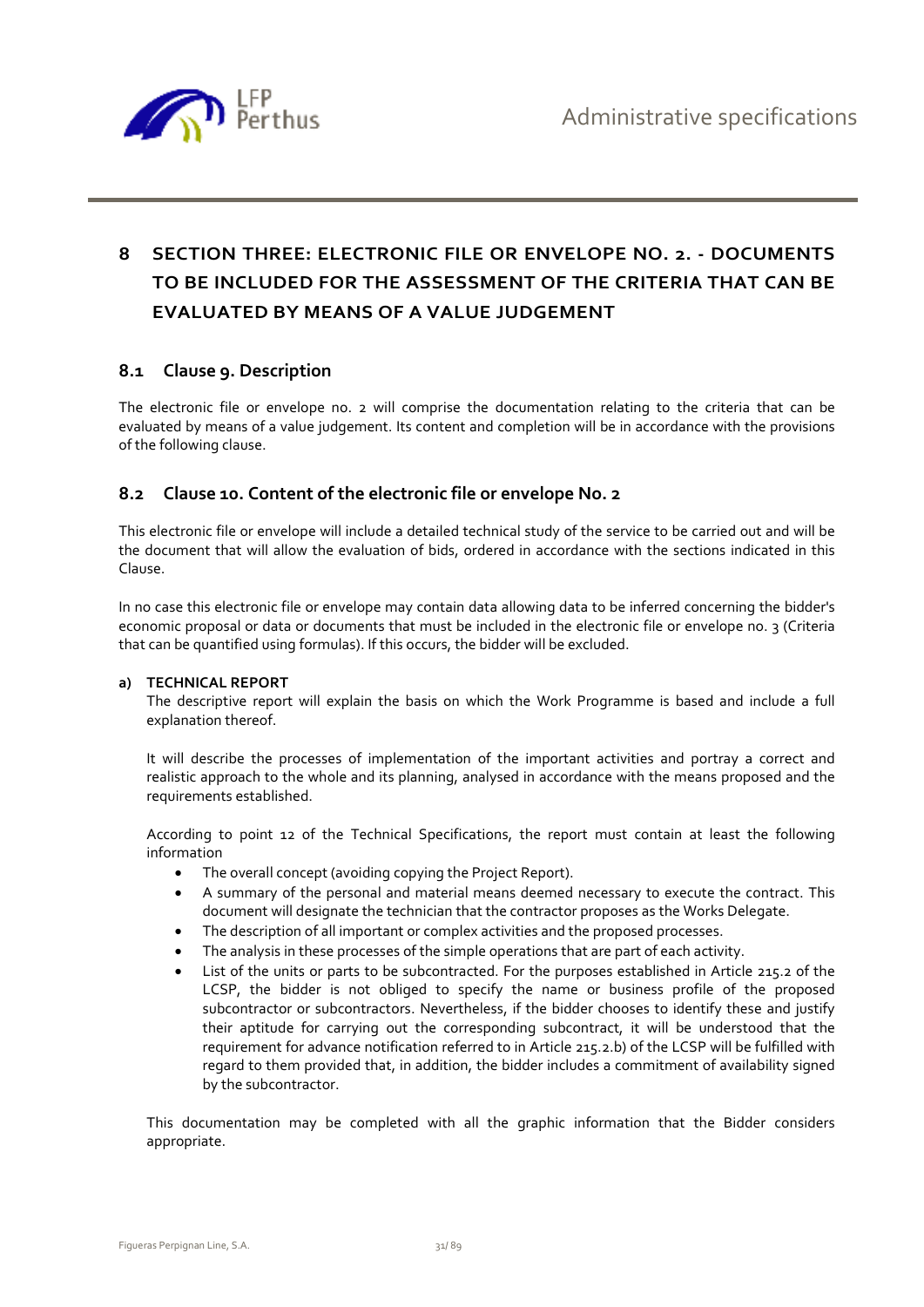# 8 SECTION THREE: ELECTRONIC FILE OR ENVELOPE NO. 2. - DOCUMENTS TO BE INCLUDED FOR THE ASSESSMENT OF THE CRITERIA THAT CAN BE EVALUATED BY MEANS OF A VALUE JUDGEMENT

## 8.1 Clause 9. Description

The electronic file or envelope no. 2 will comprise the documentation relating to the criteria that can be evaluated by means of a value judgement. Its content and completion will be in accordance with the provisions of the following clause.

## 8.2 Clause 10. Content of the electronic file or envelope No. 2

This electronic file or envelope will include a detailed technical study of the service to be carried out and will be the document that will allow the evaluation of bids, ordered in accordance with the sections indicated in this Clause.

In no case this electronic file or envelope may contain data allowing data to be inferred concerning the bidder's economic proposal or data or documents that must be included in the electronic file or envelope no. 3 (Criteria that can be quantified using formulas). If this occurs, the bidder will be excluded.

**a) TECHNICAL REPORT**

The descriptive report will explain the basis on which the Work Programme is based and include a full explanation thereof.

It will describe the processes of implementation of the important activities and portray a correct and realistic approach to the whole and its planning, analysed in accordance with the means proposed and the requirements established.

According to point 12 of the Technical Specifications, the report must contain at least the following information

- The overall concept (avoiding copying the Project Report).
- A summary of the personal and material means deemed necessary to execute the contract. This document will designate the technician that the contractor proposes as the Works Delegate.
- The description of all important or complex activities and the proposed processes.
- The analysis in these processes of the simple operations that are part of each activity.
- List of the units or parts to be subcontracted. For the purposes established in Article 215.2 of the LCSP, the bidder is not obliged to specify the name or business profile of the proposed subcontractor or subcontractors. Nevertheless, if the bidder chooses to identify these and justify their aptitude for carrying out the corresponding subcontract, it will be understood that the requirement for advance notification referred to in Article 215.2.b) of the LCSP will be fulfilled with regard to them provided that, in addition, the bidder includes a commitment of availability signed by the subcontractor.

This documentation may be completed with all the graphic information that the Bidder considers appropriate.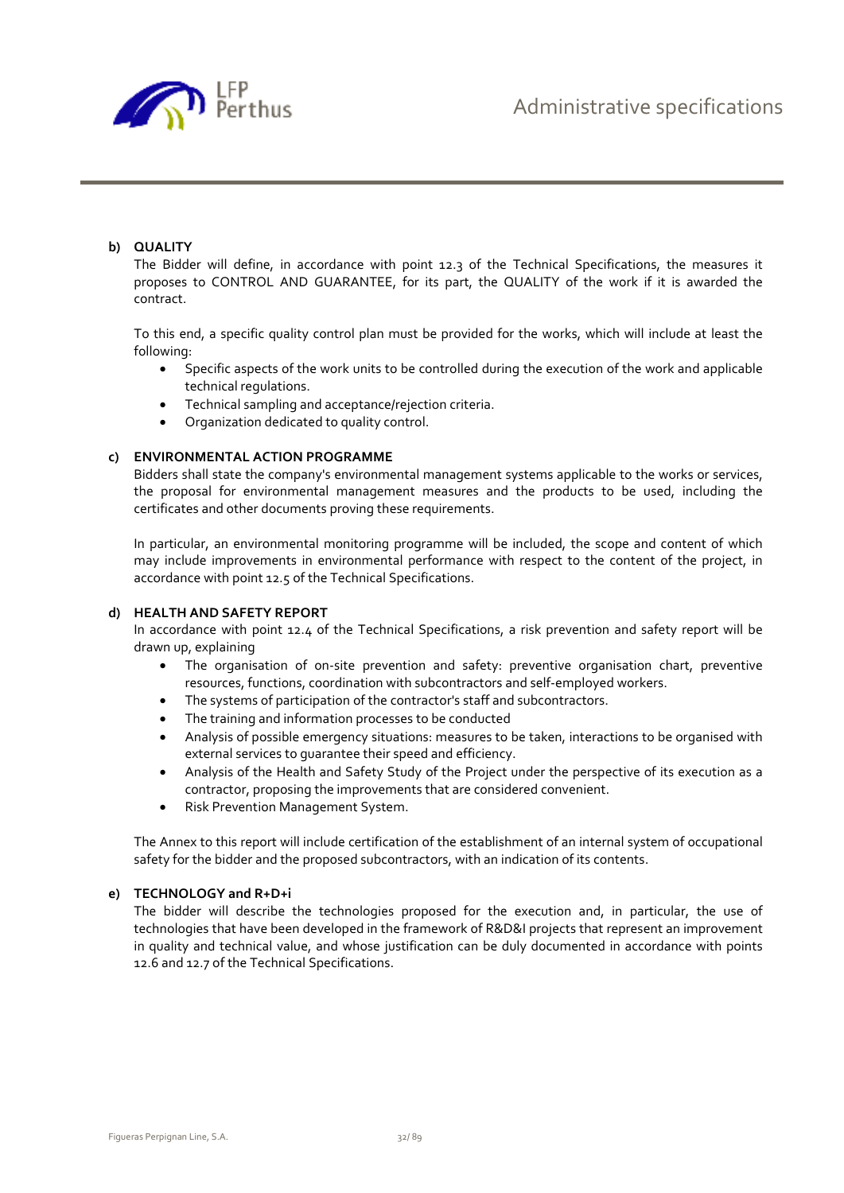**b) QUALITY**

The Bidder will define, in accordance with point 12.3 of the Technical Specifications, the measures it proposes to CONTROL AND GUARANTEE, for its part, the QUALITY of the work if it is awarded the contract.

To this end, a specific quality control plan must be provided for the works, which will include at least the following:

- Specific aspects of the work units to be controlled during the execution of the work and applicable technical regulations.
- Technical sampling and acceptance/rejection criteria.
- Organization dedicated to quality control.

**c) ENVIRONMENTAL ACTION PROGRAMME**

Bidders shall state the company's environmental management systems applicable to the works or services, the proposal for environmental management measures and the products to be used, including the certificates and other documents proving these requirements.

In particular, an environmental monitoring programme will be included, the scope and content of which may include improvements in environmental performance with respect to the content of the project, in accordance with point 12.5 of the Technical Specifications.

**d) HEALTH AND SAFETY REPORT**

In accordance with point 12.4 of the Technical Specifications, a risk prevention and safety report will be drawn up, explaining

- The organisation of on-site prevention and safety: preventive organisation chart, preventive resources, functions, coordination with subcontractors and self-employed workers.
- The systems of participation of the contractor's staff and subcontractors.
- The training and information processes to be conducted
- Analysis of possible emergency situations: measures to be taken, interactions to be organised with external services to guarantee their speed and efficiency.
- Analysis of the Health and Safety Study of the Project under the perspective of its execution as a contractor, proposing the improvements that are considered convenient.
- Risk Prevention Management System.

The Annex to this report will include certification of the establishment of an internal system of occupational safety for the bidder and the proposed subcontractors, with an indication of its contents.

**e) TECHNOLOGY and R+D+i**

The bidder will describe the technologies proposed for the execution and, in particular, the use of technologies that have been developed in the framework of R&D&I projects that represent an improvement in quality and technical value, and whose justification can be duly documented in accordance with points 12.6 and 12.7 of the Technical Specifications.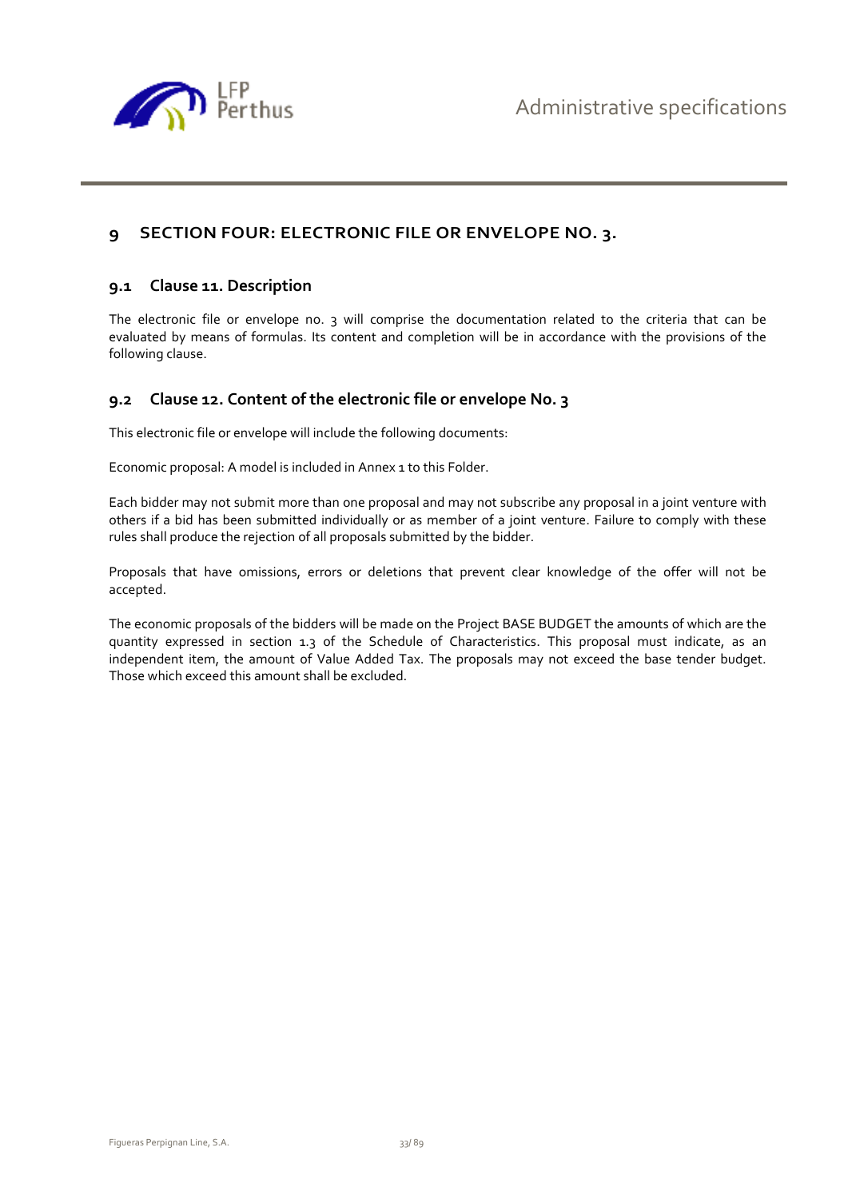# 9 SECTION FOUR: ELECTRONIC FILE OR ENVELOPE NO. 3.

## 9.1 Clause 11. Description

The electronic file or envelope no. 3 will comprise the documentation related to the criteria that can be evaluated by means of formulas. Its content and completion will be in accordance with the provisions of the following clause.

## 9.2 Clause 12. Content of the electronic file or envelope No. 3

This electronic file or envelope will include the following documents:

Economic proposal: A model is included in Annex 1 to this Folder.

Each bidder may not submit more than one proposal and may not subscribe any proposal in a joint venture with others if a bid has been submitted individually or as member of a joint venture. Failure to comply with these rules shall produce the rejection of all proposals submitted by the bidder.

Proposals that have omissions, errors or deletions that prevent clear knowledge of the offer will not be accepted.

The economic proposals of the bidders will be made on the Project BASE BUDGET the amounts of which are the quantity expressed in section 1.3 of the Schedule of Characteristics. This proposal must indicate, as an independent item, the amount of Value Added Tax. The proposals may not exceed the base tender budget. Those which exceed this amount shall be excluded.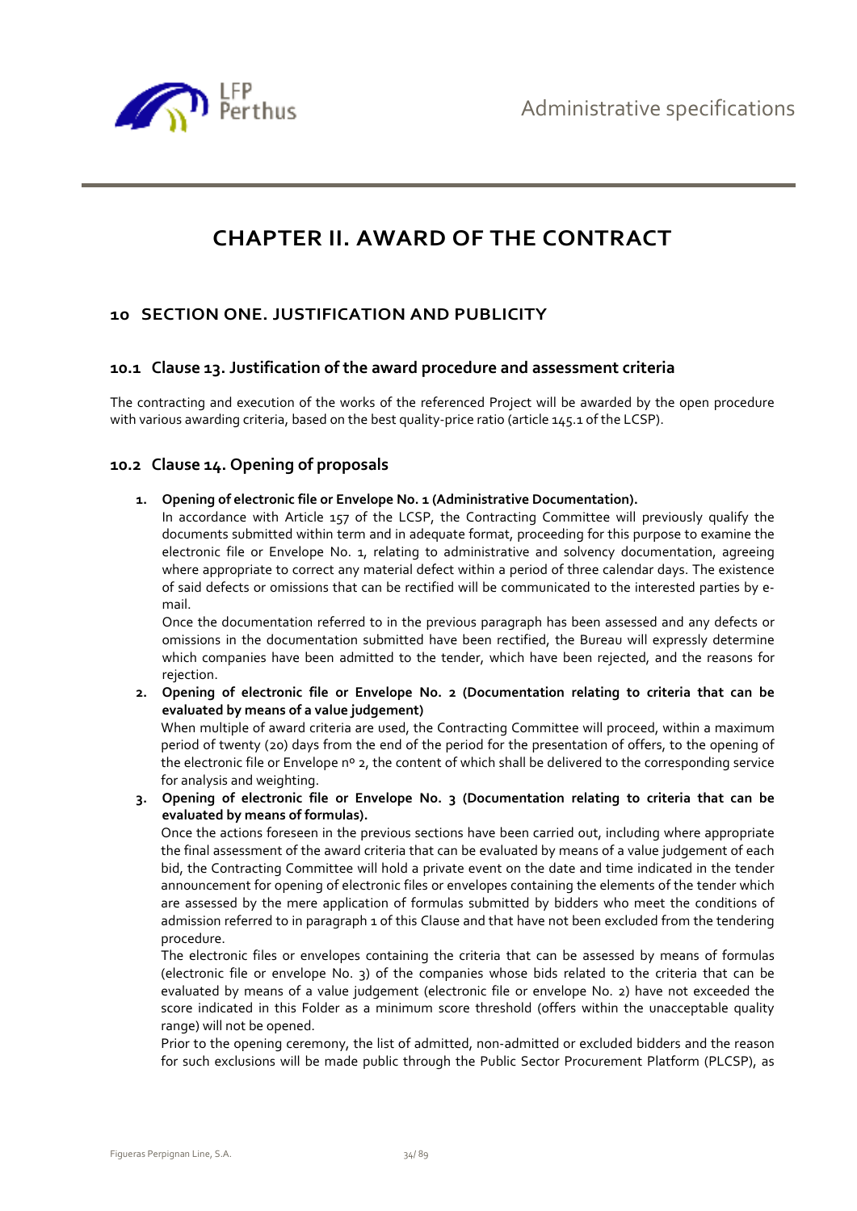# CHAPTER II. AWARD OF THE CONTRACT

## 10 SECTION ONE. JUSTIFICATION AND PUBLICITY

### 10.1 Clause 13. Justification of the award procedure and assessment criteria

The contracting and execution of the works of the referenced Project will be awarded by the open procedure with various awarding criteria, based on the best quality-price ratio (article 145.1 of the LCSP).

### 10.2 Clause 14. Opening of proposals

1. **Opening of electronic file or Envelope No. 1 (Administrative Documentation).**
   In accordance with Article 157 of the LCSP, the Contracting Committee will previously qualify the documents submitted within term and in adequate format, proceeding for this purpose to examine the electronic file or Envelope No. 1, relating to administrative and solvency documentation, agreeing where appropriate to correct any material defect within a period of three calendar days. The existence of said defects or omissions that can be rectified will be communicated to the interested parties by e-mail.
   Once the documentation referred to in the previous paragraph has been assessed and any defects or omissions in the documentation submitted have been rectified, the Bureau will expressly determine which companies have been admitted to the tender, which have been rejected, and the reasons for rejection.
2. **Opening of electronic file or Envelope No. 2 (Documentation relating to criteria that can be evaluated by means of a value judgement)**
   When multiple of award criteria are used, the Contracting Committee will proceed, within a maximum period of twenty (20) days from the end of the period for the presentation of offers, to the opening of the electronic file or Envelope nº 2, the content of which shall be delivered to the corresponding service for analysis and weighting.
3. **Opening of electronic file or Envelope No. 3 (Documentation relating to criteria that can be evaluated by means of formulas).**
   Once the actions foreseen in the previous sections have been carried out, including where appropriate the final assessment of the award criteria that can be evaluated by means of a value judgement of each bid, the Contracting Committee will hold a private event on the date and time indicated in the tender announcement for opening of electronic files or envelopes containing the elements of the tender which are assessed by the mere application of formulas submitted by bidders who meet the conditions of admission referred to in paragraph 1 of this Clause and that have not been excluded from the tendering procedure.
   The electronic files or envelopes containing the criteria that can be assessed by means of formulas (electronic file or envelope No. 3) of the companies whose bids related to the criteria that can be evaluated by means of a value judgement (electronic file or envelope No. 2) have not exceeded the score indicated in this Folder as a minimum score threshold (offers within the unacceptable quality range) will not be opened.
   Prior to the opening ceremony, the list of admitted, non-admitted or excluded bidders and the reason for such exclusions will be made public through the Public Sector Procurement Platform (PLCSP), as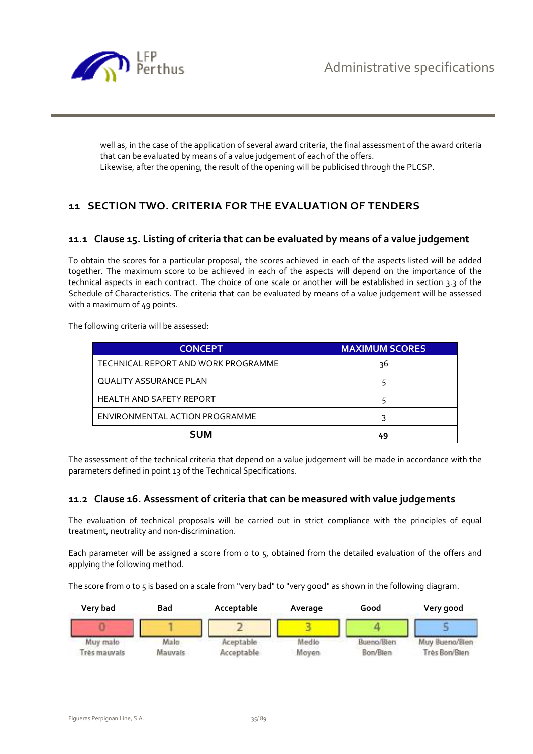well as, in the case of the application of several award criteria, the final assessment of the award criteria that can be evaluated by means of a value judgement of each of the offers.
Likewise, after the opening, the result of the opening will be publicised through the PLCSP.

# 11 SECTION TWO. CRITERIA FOR THE EVALUATION OF TENDERS

## 11.1 Clause 15. Listing of criteria that can be evaluated by means of a value judgement

To obtain the scores for a particular proposal, the scores achieved in each of the aspects listed will be added together. The maximum score to be achieved in each of the aspects will depend on the importance of the technical aspects in each contract. The choice of one scale or another will be established in section 3.3 of the Schedule of Characteristics. The criteria that can be evaluated by means of a value judgement will be assessed with a maximum of 49 points.

The following criteria will be assessed:

| CONCEPT | MAXIMUM SCORES |
|---|---|
| TECHNICAL REPORT AND WORK PROGRAMME | 36 |
| QUALITY ASSURANCE PLAN | 5 |
| HEALTH AND SAFETY REPORT | 5 |
| ENVIRONMENTAL ACTION PROGRAMME | 3 |
| **SUM** | **49** |

The assessment of the technical criteria that depend on a value judgement will be made in accordance with the parameters defined in point 13 of the Technical Specifications.

## 11.2 Clause 16. Assessment of criteria that can be measured with value judgements

The evaluation of technical proposals will be carried out in strict compliance with the principles of equal treatment, neutrality and non-discrimination.

Each parameter will be assigned a score from 0 to 5, obtained from the detailed evaluation of the offers and applying the following method.

The score from 0 to 5 is based on a scale from "very bad" to "very good" as shown in the following diagram.

| Very bad | Bad | Acceptable | Average | Good | Very good |
|---|---|---|---|---|---|
| 0 | 1 | 2 | 3 | 4 | 5 |
| Muy malo<br>Très mauvais | Malo<br>Mauvais | Aceptable<br>Acceptable | Medio<br>Moyen | Bueno/Bien<br>Bon/Bien | Muy Bueno/Bien<br>Très Bon/Bien |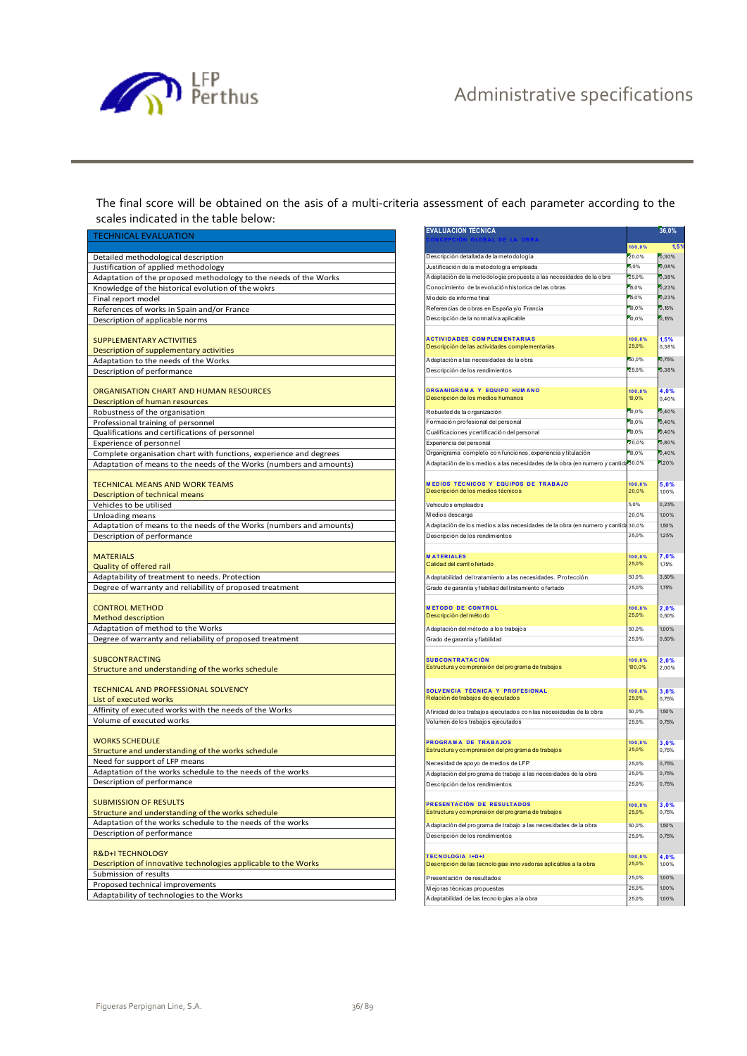The final score will be obtained on the asis of a multi-criteria assessment of each parameter according to the scales indicated in the table below:

| TECHNICAL EVALUATION |
|---|
| Detailed methodological description |
| Justification of applied methodology |
| Adaptation of the proposed methodology to the needs of the Works |
| Knowledge of the historical evolution of the wokrs |
| Final report model |
| References of works in Spain and/or France |
| Description of applicable norms |
| SUPPLEMENTARY ACTIVITIES |
| Description of supplementary activities |
| Adaptation to the needs of the Works |
| Description of performance |
| ORGANISATION CHART AND HUMAN RESOURCES |
| Description of human resources |
| Robustness of the organisation |
| Professional training of personnel |
| Qualifications and certifications of personnel |
| Experience of personnel |
| Complete organisation chart with functions, experience and degrees |
| Adaptation of means to the needs of the Works (numbers and amounts) |
| TECHNICAL MEANS AND WORK TEAMS |
| Description of technical means |
| Vehicles to be utilised |
| Unloading means |
| Adaptation of means to the needs of the Works (numbers and amounts) |
| Description of performance |
| MATERIALS |
| Quality of offered rail |
| Adaptability of treatment to needs. Protection |
| Degree of warranty and reliability of proposed treatment |
| CONTROL METHOD |
| Method description |
| Adaptation of method to the Works |
| Degree of warranty and reliability of proposed treatment |
| SUBCONTRACTING |
| Structure and understanding of the works schedule |
| TECHNICAL AND PROFESSIONAL SOLVENCY |
| List of executed works |
| Affinity of executed works with the needs of the Works |
| Volume of executed works |
| WORKS SCHEDULE |
| Structure and understanding of the works schedule |
| Need for support of LFP means |
| Adaptation of the works schedule to the needs of the works |
| Description of performance |
| SUBMISSION OF RESULTS |
| Structure and understanding of the works schedule |
| Adaptation of the works schedule to the needs of the works |
| Description of performance |
| R&D+I TECHNOLOGY |
| Description of innovative technologies applicable to the Works |
| Submission of results |
| Proposed technical improvements |
| Adaptability of technologies to the Works |

| EVALUACIÓN TÉCNICA | | 36,0% |
|---|---|---|
| CONCEPCIÓN GLOBAL DE LA OBRA | 100,0% | 1,5% |
| Descripción detallada de la metodología | 20,0% | 0,30% |
| Justificación de la metodología empleada | 5,0% | 0,08% |
| Adaptación de la metodología propuesta a las necesidades de la obra | 25,0% | 0,38% |
| Conocimiento de la evolución historica de las obras | 15,0% | 0,23% |
| Modelo de informe final | 15,0% | 0,23% |
| Referencias de obras en España y/o Francia | 10,0% | 0,15% |
| Descripción de la normativa aplicable | 10,0% | 0,15% |
| ACTIVIDADES COMPLEMENTARIAS | 100,0% | 1,5% |
| Descripción de las actividades complementarias | 25,0% | 0,38% |
| Adaptación a las necesidades de la obra | 50,0% | 0,75% |
| Descripción de los rendimientos | 25,0% | 0,38% |
| ORGANIGRAMA Y EQUIPO HUMANO | 100,0% | 4,0% |
| Descripción de los medios humanos | 10,0% | 0,40% |
| Robustez de la organización | 10,0% | 0,40% |
| Formación profesional del personal | 10,0% | 0,40% |
| Cualificaciones y certificación del personal | 10,0% | 0,40% |
| Experiencia del personal | 20,0% | 0,80% |
| Organigrama completo con funciones, experiencia y titulación | 10,0% | 0,40% |
| Adaptación de los medios a las necesidades de la obra (en numero y cantidad) | 30,0% | 1,20% |
| MEDIOS TÉCNICOS Y EQUIPOS DE TRABAJO | 100,0% | 5,0% |
| Descripción de los medios técnicos | 20,0% | 1,00% |
| Vehiculos empleados | 5,0% | 0,25% |
| Medios descarga | 20,0% | 1,00% |
| Adaptación de los medios a las necesidades de la obra (en numero y cantidad) | 30,0% | 1,50% |
| Descripción de los rendimientos | 25,0% | 1,25% |
| MATERIALES | 100,0% | 7,0% |
| Calidad del carril ofertado | 25,0% | 1,75% |
| Adaptabilidad del tratamiento a las necesidades. Protección. | 50,0% | 3,50% |
| Grado de garantia y fiabiliad del tratamiento ofertado | 25,0% | 1,75% |
| METODO DE CONTROL | 100,0% | 2,0% |
| Descripción del método | 25,0% | 0,50% |
| Adaptación del método a los trabajos | 50,0% | 1,00% |
| Grado de garantia y fiabilidad | 25,0% | 0,50% |
| SUBCONTRATACIÓN | 100,0% | 2,0% |
| Estructura y comprensión del programa de trabajos | 100,0% | 2,00% |
| SOLVENCIA TÉCNICA Y PROFESIONAL | 100,0% | 3,0% |
| Relación de trabajos de ejecutados | 25,0% | 0,75% |
| Afinidad de los trabajos ejecutados con las necesidades de la obra | 50,0% | 1,50% |
| Volumen de los trabajos ejecutados | 25,0% | 0,75% |
| PROGRAMA DE TRABAJOS | 100,0% | 3,0% |
| Estructura y comprensión del programa de trabajos | 25,0% | 0,75% |
| Necesidad de apoyo de medios de LFP | 25,0% | 0,75% |
| Adaptación del programa de trabajo a las necesidades de la obra | 25,0% | 0,75% |
| Descripción de los rendimientos | 25,0% | 0,75% |
| PRESENTACIÓN DE RESULTADOS | 100,0% | 3,0% |
| Estructura y comprensión del programa de trabajos | 25,0% | 0,75% |
| Adaptación del programa de trabajo a las necesidades de la obra | 50,0% | 1,50% |
| Descripción de los rendimientos | 25,0% | 0,75% |
| TECNOLOGIA I+D+I | 100,0% | 4,0% |
| Descripción de las tecnologias innovadoras aplicables a la obra | 25,0% | 1,00% |
| Presentación de resultados | 25,0% | 1,00% |
| Mejoras técnicas propuestas | 25,0% | 1,00% |
| Adaptabilidad de las tecnologias a la obra | 25,0% | 1,00% |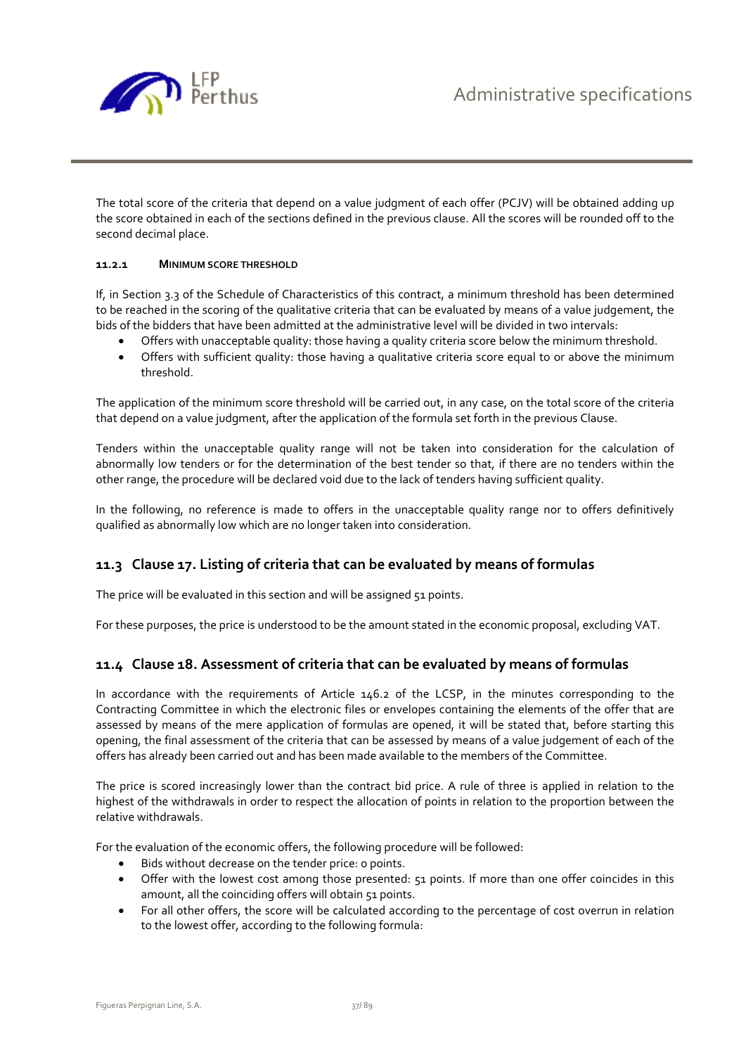The total score of the criteria that depend on a value judgment of each offer (PCJV) will be obtained adding up the score obtained in each of the sections defined in the previous clause. All the scores will be rounded off to the second decimal place.

#### 11.2.1 MINIMUM SCORE THRESHOLD

If, in Section 3.3 of the Schedule of Characteristics of this contract, a minimum threshold has been determined to be reached in the scoring of the qualitative criteria that can be evaluated by means of a value judgement, the bids of the bidders that have been admitted at the administrative level will be divided in two intervals:

- Offers with unacceptable quality: those having a quality criteria score below the minimum threshold.
- Offers with sufficient quality: those having a qualitative criteria score equal to or above the minimum threshold.

The application of the minimum score threshold will be carried out, in any case, on the total score of the criteria that depend on a value judgment, after the application of the formula set forth in the previous Clause.

Tenders within the unacceptable quality range will not be taken into consideration for the calculation of abnormally low tenders or for the determination of the best tender so that, if there are no tenders within the other range, the procedure will be declared void due to the lack of tenders having sufficient quality.

In the following, no reference is made to offers in the unacceptable quality range nor to offers definitively qualified as abnormally low which are no longer taken into consideration.

## 11.3 Clause 17. Listing of criteria that can be evaluated by means of formulas

The price will be evaluated in this section and will be assigned 51 points.

For these purposes, the price is understood to be the amount stated in the economic proposal, excluding VAT.

## 11.4 Clause 18. Assessment of criteria that can be evaluated by means of formulas

In accordance with the requirements of Article 146.2 of the LCSP, in the minutes corresponding to the Contracting Committee in which the electronic files or envelopes containing the elements of the offer that are assessed by means of the mere application of formulas are opened, it will be stated that, before starting this opening, the final assessment of the criteria that can be assessed by means of a value judgement of each of the offers has already been carried out and has been made available to the members of the Committee.

The price is scored increasingly lower than the contract bid price. A rule of three is applied in relation to the highest of the withdrawals in order to respect the allocation of points in relation to the proportion between the relative withdrawals.

For the evaluation of the economic offers, the following procedure will be followed:

- Bids without decrease on the tender price: 0 points.
- Offer with the lowest cost among those presented: 51 points. If more than one offer coincides in this amount, all the coinciding offers will obtain 51 points.
- For all other offers, the score will be calculated according to the percentage of cost overrun in relation to the lowest offer, according to the following formula: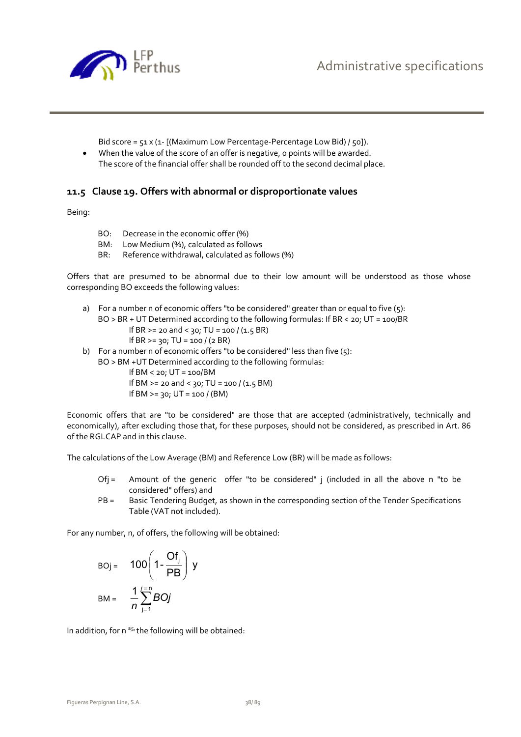Bid score = 51 x (1- [(Maximum Low Percentage-Percentage Low Bid) / 50]).

- When the value of the score of an offer is negative, 0 points will be awarded.
  The score of the financial offer shall be rounded off to the second decimal place.

## 11.5 Clause 19. Offers with abnormal or disproportionate values

Being:

BO: Decrease in the economic offer (%)
BM: Low Medium (%), calculated as follows
BR: Reference withdrawal, calculated as follows (%)

Offers that are presumed to be abnormal due to their low amount will be understood as those whose corresponding BO exceeds the following values:

a) For a number n of economic offers "to be considered" greater than or equal to five (5):
   BO > BR + UT Determined according to the following formulas: If BR < 20; UT = 100/BR
   If BR >= 20 and < 30; TU = 100 / (1.5 BR)
   If BR >= 30; TU = 100 / (2 BR)

b) For a number n of economic offers "to be considered" less than five (5):
   BO > BM +UT Determined according to the following formulas:
   If BM < 20; UT = 100/BM
   If BM >= 20 and < 30; TU = 100 / (1.5 BM)
   If BM >= 30; UT = 100 / (BM)

Economic offers that are "to be considered" are those that are accepted (administratively, technically and economically), after excluding those that, for these purposes, should not be considered, as prescribed in Art. 86 of the RGLCAP and in this clause.

The calculations of the Low Average (BM) and Reference Low (BR) will be made as follows:

Ofj = Amount of the generic offer "to be considered" j (included in all the above n "to be considered" offers) and
PB = Basic Tendering Budget, as shown in the corresponding section of the Tender Specifications Table (VAT not included).

For any number, n, of offers, the following will be obtained:

$$BOj = 100\left(1-\frac{Of_j}{PB}\right) \text{ y}$$

$$BM = \frac{1}{n}\sum_{j=1}^{j=n} BOj$$

In addition, for n ≥5, the following will be obtained: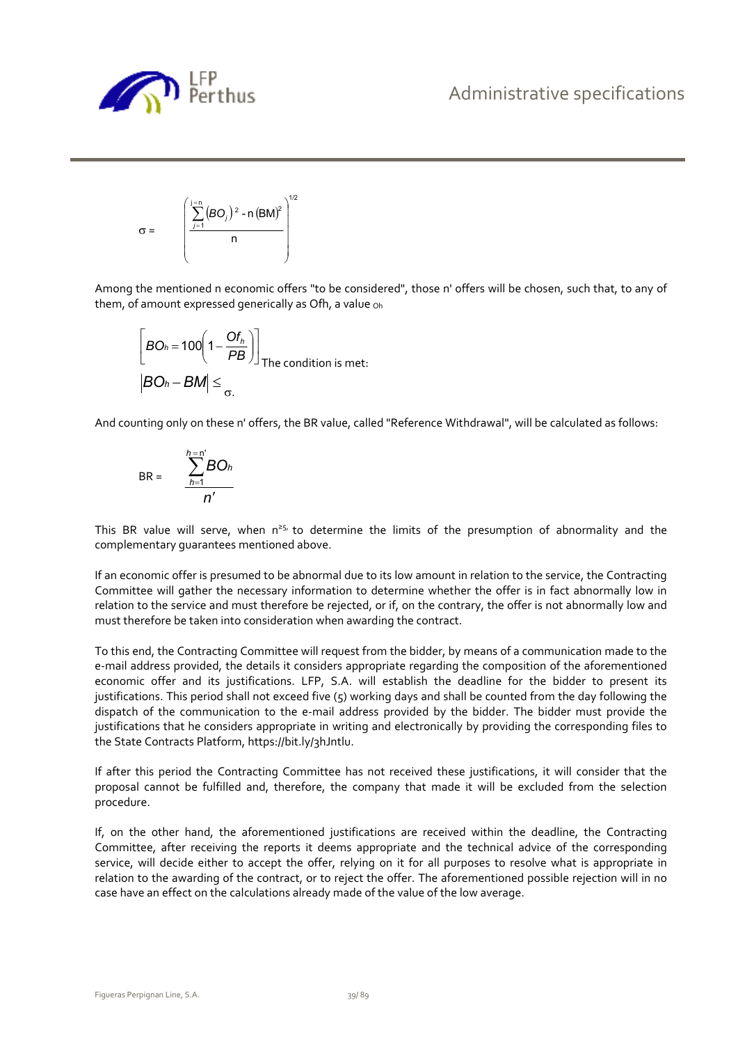$$\sigma = \left( \frac{\sum_{j=1}^{j=n} (BO_j)^2 - n\,(BM)^2}{n} \right)^{1/2}$$

Among the mentioned n economic offers "to be considered", those n' offers will be chosen, such that, to any of them, of amount expressed generically as Ofh, a value $_{Oh}$

$$\left[ BO_h = 100\left(1 - \frac{Of_h}{PB}\right) \right]$$

The condition is met:

$$\left| BO_h - BM \right| \leq \sigma.$$

And counting only on these n' offers, the BR value, called "Reference Withdrawal", will be calculated as follows:

$$BR = \frac{\sum_{h=1}^{h=n'} BO_h}{n'}$$

This BR value will serve, when $n^{\geq 5}$, to determine the limits of the presumption of abnormality and the complementary guarantees mentioned above.

If an economic offer is presumed to be abnormal due to its low amount in relation to the service, the Contracting Committee will gather the necessary information to determine whether the offer is in fact abnormally low in relation to the service and must therefore be rejected, or if, on the contrary, the offer is not abnormally low and must therefore be taken into consideration when awarding the contract.

To this end, the Contracting Committee will request from the bidder, by means of a communication made to the e-mail address provided, the details it considers appropriate regarding the composition of the aforementioned economic offer and its justifications. LFP, S.A. will establish the deadline for the bidder to present its justifications. This period shall not exceed five (5) working days and shall be counted from the day following the dispatch of the communication to the e-mail address provided by the bidder. The bidder must provide the justifications that he considers appropriate in writing and electronically by providing the corresponding files to the State Contracts Platform, https://bit.ly/3hJntlu.

If after this period the Contracting Committee has not received these justifications, it will consider that the proposal cannot be fulfilled and, therefore, the company that made it will be excluded from the selection procedure.

If, on the other hand, the aforementioned justifications are received within the deadline, the Contracting Committee, after receiving the reports it deems appropriate and the technical advice of the corresponding service, will decide either to accept the offer, relying on it for all purposes to resolve what is appropriate in relation to the awarding of the contract, or to reject the offer. The aforementioned possible rejection will in no case have an effect on the calculations already made of the value of the low average.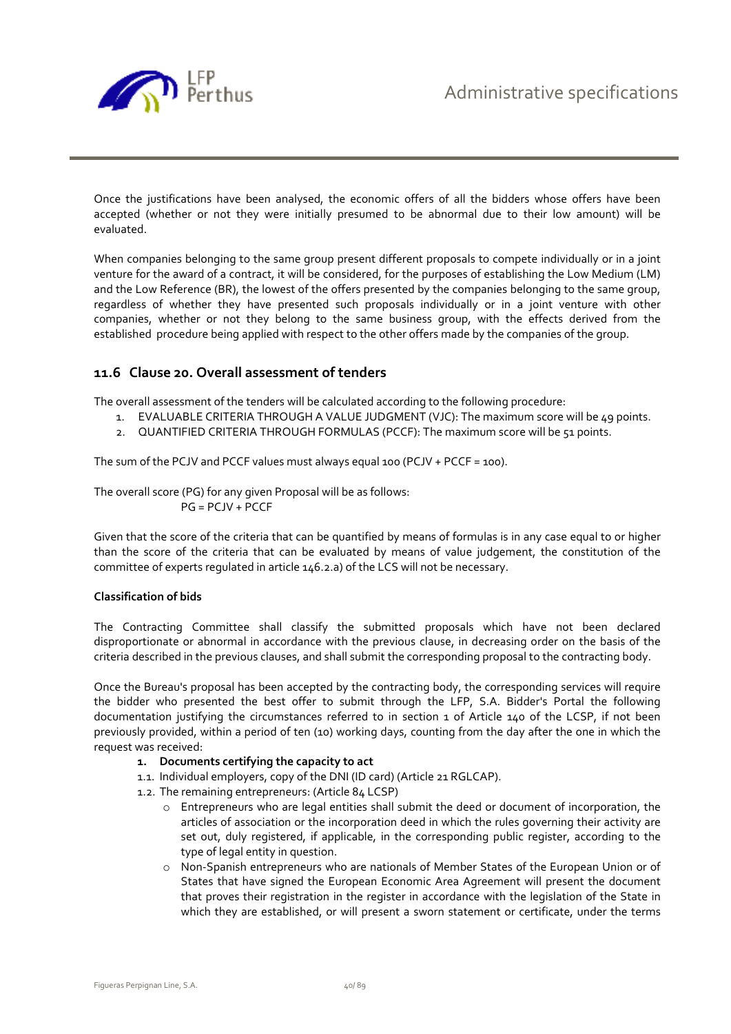Once the justifications have been analysed, the economic offers of all the bidders whose offers have been accepted (whether or not they were initially presumed to be abnormal due to their low amount) will be evaluated.

When companies belonging to the same group present different proposals to compete individually or in a joint venture for the award of a contract, it will be considered, for the purposes of establishing the Low Medium (LM) and the Low Reference (BR), the lowest of the offers presented by the companies belonging to the same group, regardless of whether they have presented such proposals individually or in a joint venture with other companies, whether or not they belong to the same business group, with the effects derived from the established procedure being applied with respect to the other offers made by the companies of the group.

### 11.6 Clause 20. Overall assessment of tenders

The overall assessment of the tenders will be calculated according to the following procedure:

1. EVALUABLE CRITERIA THROUGH A VALUE JUDGMENT (VJC): The maximum score will be 49 points.
2. QUANTIFIED CRITERIA THROUGH FORMULAS (PCCF): The maximum score will be 51 points.

The sum of the PCJV and PCCF values must always equal 100 (PCJV + PCCF = 100).

The overall score (PG) for any given Proposal will be as follows:

PG = PCJV + PCCF

Given that the score of the criteria that can be quantified by means of formulas is in any case equal to or higher than the score of the criteria that can be evaluated by means of value judgement, the constitution of the committee of experts regulated in article 146.2.a) of the LCS will not be necessary.

**Classification of bids**

The Contracting Committee shall classify the submitted proposals which have not been declared disproportionate or abnormal in accordance with the previous clause, in decreasing order on the basis of the criteria described in the previous clauses, and shall submit the corresponding proposal to the contracting body.

Once the Bureau's proposal has been accepted by the contracting body, the corresponding services will require the bidder who presented the best offer to submit through the LFP, S.A. Bidder's Portal the following documentation justifying the circumstances referred to in section 1 of Article 140 of the LCSP, if not been previously provided, within a period of ten (10) working days, counting from the day after the one in which the request was received:

1. **Documents certifying the capacity to act**

   1.1. Individual employers, copy of the DNI (ID card) (Article 21 RGLCAP).

   1.2. The remaining entrepreneurs: (Article 84 LCSP)

   - Entrepreneurs who are legal entities shall submit the deed or document of incorporation, the articles of association or the incorporation deed in which the rules governing their activity are set out, duly registered, if applicable, in the corresponding public register, according to the type of legal entity in question.
   - Non-Spanish entrepreneurs who are nationals of Member States of the European Union or of States that have signed the European Economic Area Agreement will present the document that proves their registration in the register in accordance with the legislation of the State in which they are established, or will present a sworn statement or certificate, under the terms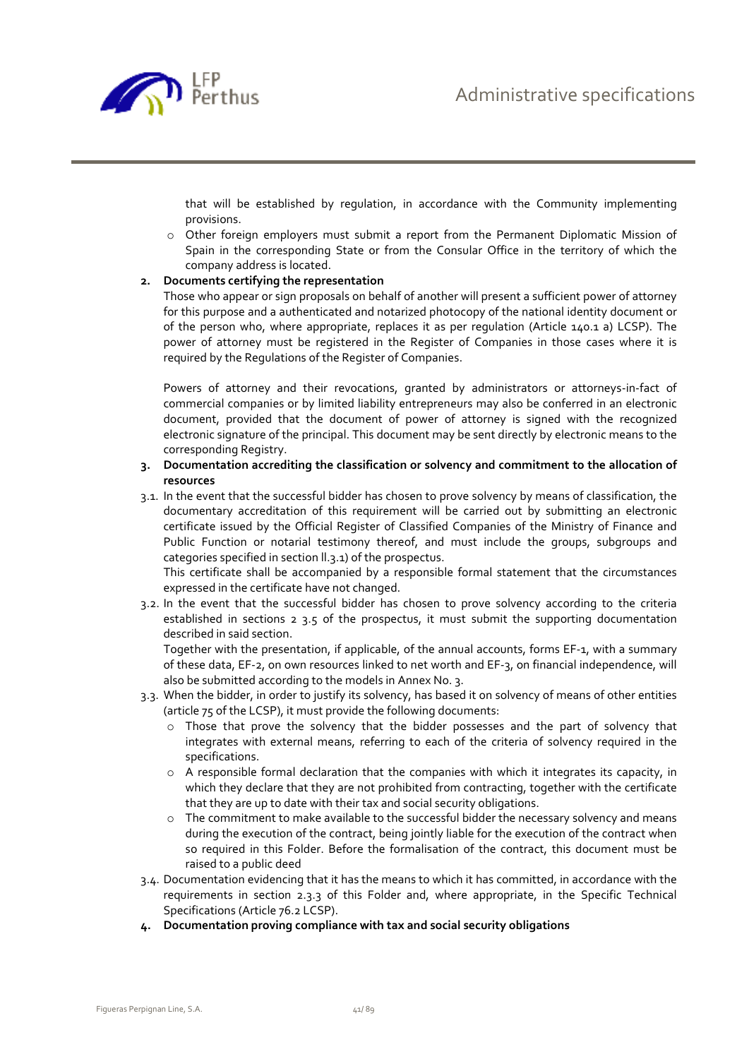that will be established by regulation, in accordance with the Community implementing provisions.

- Other foreign employers must submit a report from the Permanent Diplomatic Mission of Spain in the corresponding State or from the Consular Office in the territory of which the company address is located.

2. **Documents certifying the representation**

Those who appear or sign proposals on behalf of another will present a sufficient power of attorney for this purpose and a authenticated and notarized photocopy of the national identity document or of the person who, where appropriate, replaces it as per regulation (Article 140.1 a) LCSP). The power of attorney must be registered in the Register of Companies in those cases where it is required by the Regulations of the Register of Companies.

Powers of attorney and their revocations, granted by administrators or attorneys-in-fact of commercial companies or by limited liability entrepreneurs may also be conferred in an electronic document, provided that the document of power of attorney is signed with the recognized electronic signature of the principal. This document may be sent directly by electronic means to the corresponding Registry.

3. **Documentation accrediting the classification or solvency and commitment to the allocation of resources**

3.1. In the event that the successful bidder has chosen to prove solvency by means of classification, the documentary accreditation of this requirement will be carried out by submitting an electronic certificate issued by the Official Register of Classified Companies of the Ministry of Finance and Public Function or notarial testimony thereof, and must include the groups, subgroups and categories specified in section II.3.1) of the prospectus.

This certificate shall be accompanied by a responsible formal statement that the circumstances expressed in the certificate have not changed.

3.2. In the event that the successful bidder has chosen to prove solvency according to the criteria established in sections 2 3.5 of the prospectus, it must submit the supporting documentation described in said section.

Together with the presentation, if applicable, of the annual accounts, forms EF-1, with a summary of these data, EF-2, on own resources linked to net worth and EF-3, on financial independence, will also be submitted according to the models in Annex No. 3.

3.3. When the bidder, in order to justify its solvency, has based it on solvency of means of other entities (article 75 of the LCSP), it must provide the following documents:

- Those that prove the solvency that the bidder possesses and the part of solvency that integrates with external means, referring to each of the criteria of solvency required in the specifications.
- A responsible formal declaration that the companies with which it integrates its capacity, in which they declare that they are not prohibited from contracting, together with the certificate that they are up to date with their tax and social security obligations.
- The commitment to make available to the successful bidder the necessary solvency and means during the execution of the contract, being jointly liable for the execution of the contract when so required in this Folder. Before the formalisation of the contract, this document must be raised to a public deed

3.4. Documentation evidencing that it has the means to which it has committed, in accordance with the requirements in section 2.3.3 of this Folder and, where appropriate, in the Specific Technical Specifications (Article 76.2 LCSP).

4. **Documentation proving compliance with tax and social security obligations**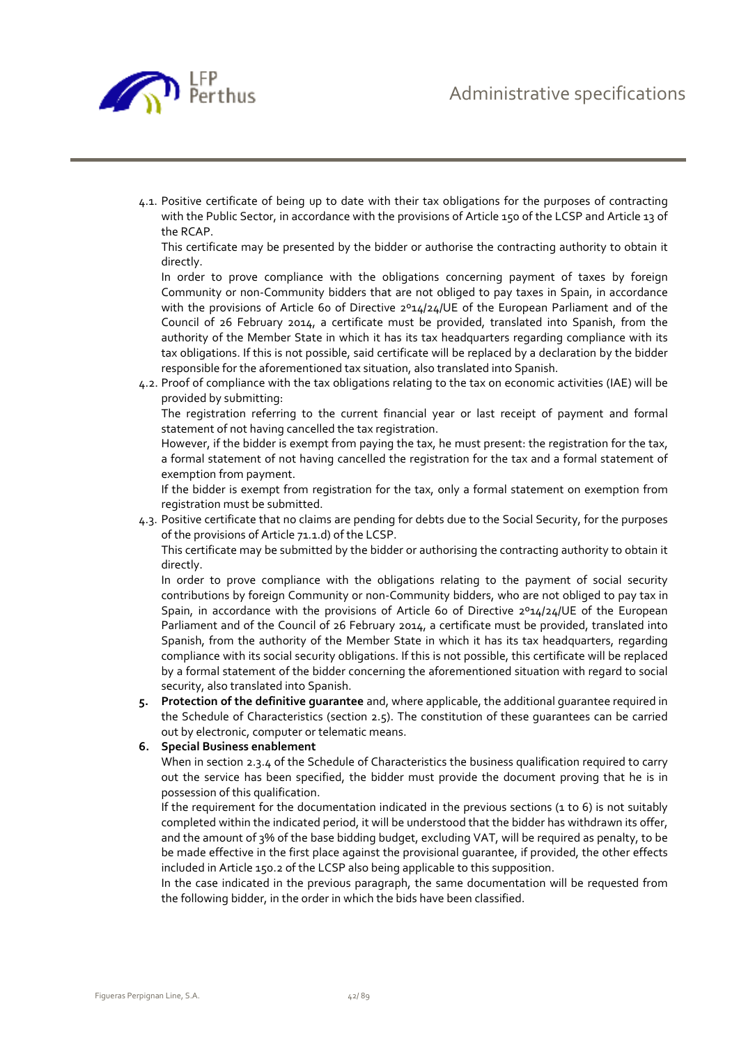4.1. Positive certificate of being up to date with their tax obligations for the purposes of contracting with the Public Sector, in accordance with the provisions of Article 150 of the LCSP and Article 13 of the RCAP.

This certificate may be presented by the bidder or authorise the contracting authority to obtain it directly.

In order to prove compliance with the obligations concerning payment of taxes by foreign Community or non-Community bidders that are not obliged to pay taxes in Spain, in accordance with the provisions of Article 60 of Directive 2º14/24/UE of the European Parliament and of the Council of 26 February 2014, a certificate must be provided, translated into Spanish, from the authority of the Member State in which it has its tax headquarters regarding compliance with its tax obligations. If this is not possible, said certificate will be replaced by a declaration by the bidder responsible for the aforementioned tax situation, also translated into Spanish.

4.2. Proof of compliance with the tax obligations relating to the tax on economic activities (IAE) will be provided by submitting:

The registration referring to the current financial year or last receipt of payment and formal statement of not having cancelled the tax registration.

However, if the bidder is exempt from paying the tax, he must present: the registration for the tax, a formal statement of not having cancelled the registration for the tax and a formal statement of exemption from payment.

If the bidder is exempt from registration for the tax, only a formal statement on exemption from registration must be submitted.

4.3. Positive certificate that no claims are pending for debts due to the Social Security, for the purposes of the provisions of Article 71.1.d) of the LCSP.

This certificate may be submitted by the bidder or authorising the contracting authority to obtain it directly.

In order to prove compliance with the obligations relating to the payment of social security contributions by foreign Community or non-Community bidders, who are not obliged to pay tax in Spain, in accordance with the provisions of Article 60 of Directive 2º14/24/UE of the European Parliament and of the Council of 26 February 2014, a certificate must be provided, translated into Spanish, from the authority of the Member State in which it has its tax headquarters, regarding compliance with its social security obligations. If this is not possible, this certificate will be replaced by a formal statement of the bidder concerning the aforementioned situation with regard to social security, also translated into Spanish.

5. **Protection of the definitive guarantee** and, where applicable, the additional guarantee required in the Schedule of Characteristics (section 2.5). The constitution of these guarantees can be carried out by electronic, computer or telematic means.

6. **Special Business enablement**

When in section 2.3.4 of the Schedule of Characteristics the business qualification required to carry out the service has been specified, the bidder must provide the document proving that he is in possession of this qualification.

If the requirement for the documentation indicated in the previous sections (1 to 6) is not suitably completed within the indicated period, it will be understood that the bidder has withdrawn its offer, and the amount of 3% of the base bidding budget, excluding VAT, will be required as penalty, to be be made effective in the first place against the provisional guarantee, if provided, the other effects included in Article 150.2 of the LCSP also being applicable to this supposition.

In the case indicated in the previous paragraph, the same documentation will be requested from the following bidder, in the order in which the bids have been classified.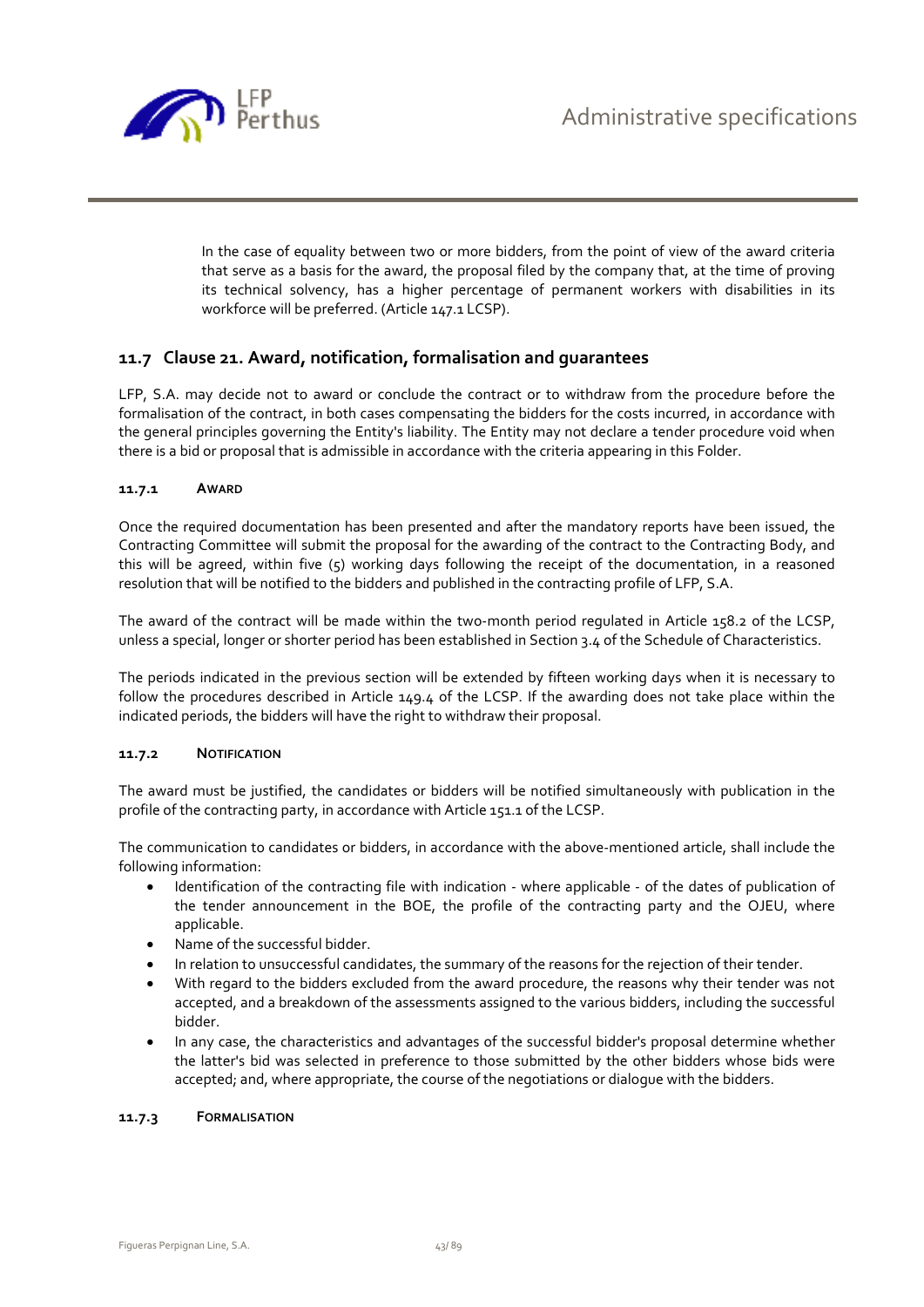In the case of equality between two or more bidders, from the point of view of the award criteria that serve as a basis for the award, the proposal filed by the company that, at the time of proving its technical solvency, has a higher percentage of permanent workers with disabilities in its workforce will be preferred. (Article 147.1 LCSP).

## 11.7 Clause 21. Award, notification, formalisation and guarantees

LFP, S.A. may decide not to award or conclude the contract or to withdraw from the procedure before the formalisation of the contract, in both cases compensating the bidders for the costs incurred, in accordance with the general principles governing the Entity's liability. The Entity may not declare a tender procedure void when there is a bid or proposal that is admissible in accordance with the criteria appearing in this Folder.

### 11.7.1 AWARD

Once the required documentation has been presented and after the mandatory reports have been issued, the Contracting Committee will submit the proposal for the awarding of the contract to the Contracting Body, and this will be agreed, within five (5) working days following the receipt of the documentation, in a reasoned resolution that will be notified to the bidders and published in the contracting profile of LFP, S.A.

The award of the contract will be made within the two-month period regulated in Article 158.2 of the LCSP, unless a special, longer or shorter period has been established in Section 3.4 of the Schedule of Characteristics.

The periods indicated in the previous section will be extended by fifteen working days when it is necessary to follow the procedures described in Article 149.4 of the LCSP. If the awarding does not take place within the indicated periods, the bidders will have the right to withdraw their proposal.

### 11.7.2 NOTIFICATION

The award must be justified, the candidates or bidders will be notified simultaneously with publication in the profile of the contracting party, in accordance with Article 151.1 of the LCSP.

The communication to candidates or bidders, in accordance with the above-mentioned article, shall include the following information:

- Identification of the contracting file with indication - where applicable - of the dates of publication of the tender announcement in the BOE, the profile of the contracting party and the OJEU, where applicable.
- Name of the successful bidder.
- In relation to unsuccessful candidates, the summary of the reasons for the rejection of their tender.
- With regard to the bidders excluded from the award procedure, the reasons why their tender was not accepted, and a breakdown of the assessments assigned to the various bidders, including the successful bidder.
- In any case, the characteristics and advantages of the successful bidder's proposal determine whether the latter's bid was selected in preference to those submitted by the other bidders whose bids were accepted; and, where appropriate, the course of the negotiations or dialogue with the bidders.

### 11.7.3 FORMALISATION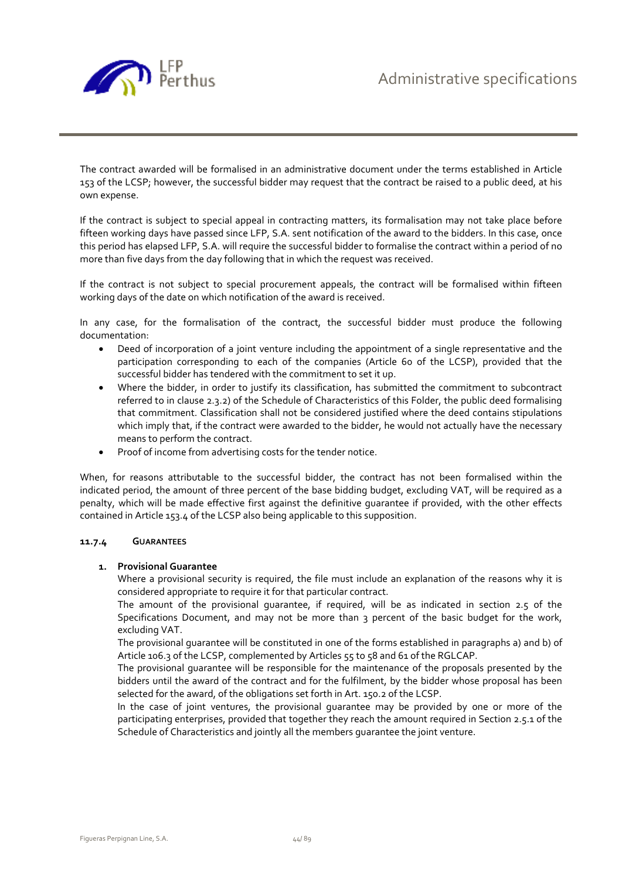The contract awarded will be formalised in an administrative document under the terms established in Article 153 of the LCSP; however, the successful bidder may request that the contract be raised to a public deed, at his own expense.

If the contract is subject to special appeal in contracting matters, its formalisation may not take place before fifteen working days have passed since LFP, S.A. sent notification of the award to the bidders. In this case, once this period has elapsed LFP, S.A. will require the successful bidder to formalise the contract within a period of no more than five days from the day following that in which the request was received.

If the contract is not subject to special procurement appeals, the contract will be formalised within fifteen working days of the date on which notification of the award is received.

In any case, for the formalisation of the contract, the successful bidder must produce the following documentation:

- Deed of incorporation of a joint venture including the appointment of a single representative and the participation corresponding to each of the companies (Article 60 of the LCSP), provided that the successful bidder has tendered with the commitment to set it up.
- Where the bidder, in order to justify its classification, has submitted the commitment to subcontract referred to in clause 2.3.2) of the Schedule of Characteristics of this Folder, the public deed formalising that commitment. Classification shall not be considered justified where the deed contains stipulations which imply that, if the contract were awarded to the bidder, he would not actually have the necessary means to perform the contract.
- Proof of income from advertising costs for the tender notice.

When, for reasons attributable to the successful bidder, the contract has not been formalised within the indicated period, the amount of three percent of the base bidding budget, excluding VAT, will be required as a penalty, which will be made effective first against the definitive guarantee if provided, with the other effects contained in Article 153.4 of the LCSP also being applicable to this supposition.

#### 11.7.4 GUARANTEES

1. **Provisional Guarantee**

   Where a provisional security is required, the file must include an explanation of the reasons why it is considered appropriate to require it for that particular contract.

   The amount of the provisional guarantee, if required, will be as indicated in section 2.5 of the Specifications Document, and may not be more than 3 percent of the basic budget for the work, excluding VAT.

   The provisional guarantee will be constituted in one of the forms established in paragraphs a) and b) of Article 106.3 of the LCSP, complemented by Articles 55 to 58 and 61 of the RGLCAP.

   The provisional guarantee will be responsible for the maintenance of the proposals presented by the bidders until the award of the contract and for the fulfilment, by the bidder whose proposal has been selected for the award, of the obligations set forth in Art. 150.2 of the LCSP.

   In the case of joint ventures, the provisional guarantee may be provided by one or more of the participating enterprises, provided that together they reach the amount required in Section 2.5.1 of the Schedule of Characteristics and jointly all the members guarantee the joint venture.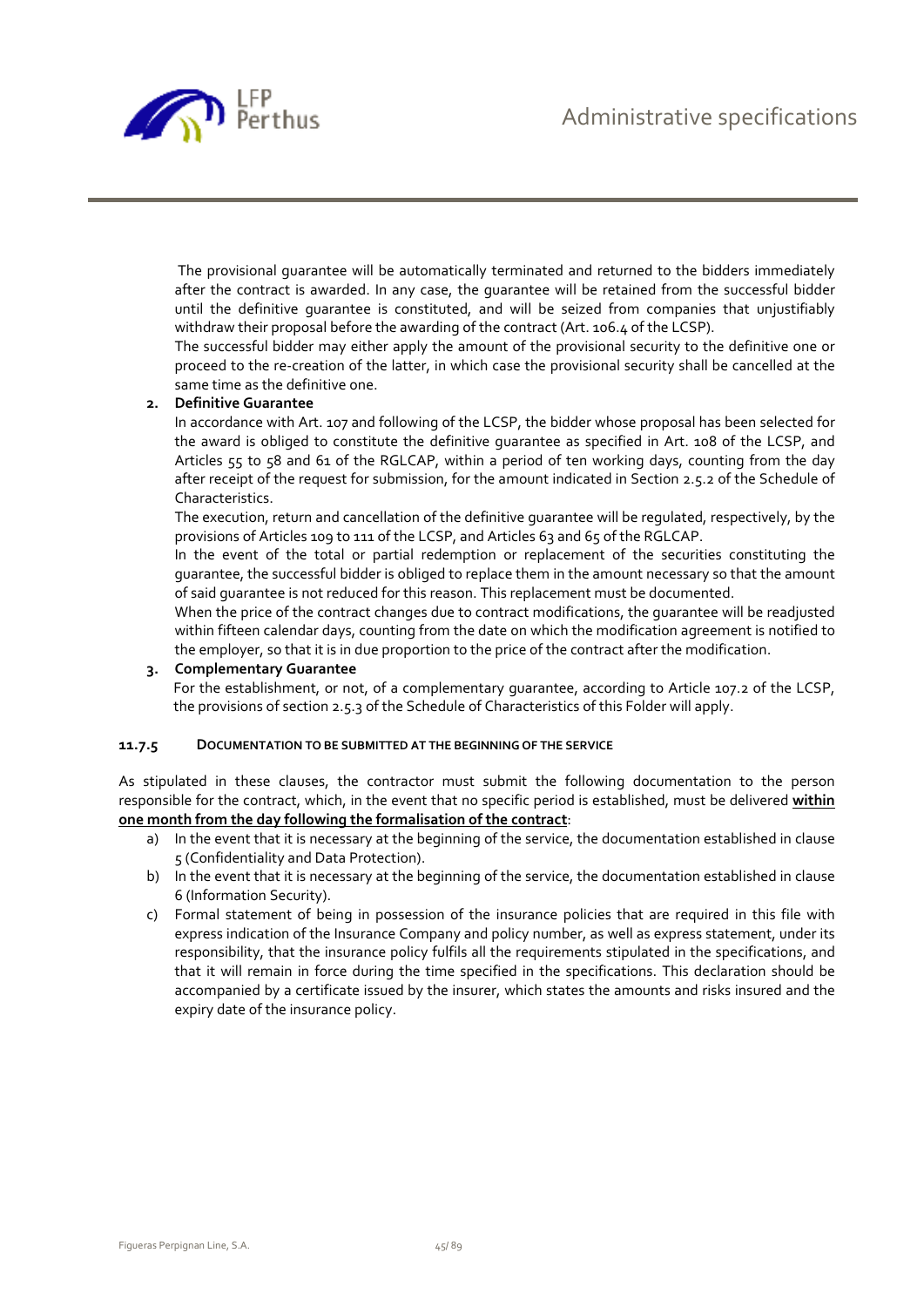The provisional guarantee will be automatically terminated and returned to the bidders immediately after the contract is awarded. In any case, the guarantee will be retained from the successful bidder until the definitive guarantee is constituted, and will be seized from companies that unjustifiably withdraw their proposal before the awarding of the contract (Art. 106.4 of the LCSP).

The successful bidder may either apply the amount of the provisional security to the definitive one or proceed to the re-creation of the latter, in which case the provisional security shall be cancelled at the same time as the definitive one.

2. **Definitive Guarantee**

   In accordance with Art. 107 and following of the LCSP, the bidder whose proposal has been selected for the award is obliged to constitute the definitive guarantee as specified in Art. 108 of the LCSP, and Articles 55 to 58 and 61 of the RGLCAP, within a period of ten working days, counting from the day after receipt of the request for submission, for the amount indicated in Section 2.5.2 of the Schedule of Characteristics.

   The execution, return and cancellation of the definitive guarantee will be regulated, respectively, by the provisions of Articles 109 to 111 of the LCSP, and Articles 63 and 65 of the RGLCAP.

   In the event of the total or partial redemption or replacement of the securities constituting the guarantee, the successful bidder is obliged to replace them in the amount necessary so that the amount of said guarantee is not reduced for this reason. This replacement must be documented.

   When the price of the contract changes due to contract modifications, the guarantee will be readjusted within fifteen calendar days, counting from the date on which the modification agreement is notified to the employer, so that it is in due proportion to the price of the contract after the modification.

3. **Complementary Guarantee**

   For the establishment, or not, of a complementary guarantee, according to Article 107.2 of the LCSP, the provisions of section 2.5.3 of the Schedule of Characteristics of this Folder will apply.

#### 11.7.5 DOCUMENTATION TO BE SUBMITTED AT THE BEGINNING OF THE SERVICE

As stipulated in these clauses, the contractor must submit the following documentation to the person responsible for the contract, which, in the event that no specific period is established, must be delivered **within one month from the day following the formalisation of the contract**:

a) In the event that it is necessary at the beginning of the service, the documentation established in clause 5 (Confidentiality and Data Protection).
b) In the event that it is necessary at the beginning of the service, the documentation established in clause 6 (Information Security).
c) Formal statement of being in possession of the insurance policies that are required in this file with express indication of the Insurance Company and policy number, as well as express statement, under its responsibility, that the insurance policy fulfils all the requirements stipulated in the specifications, and that it will remain in force during the time specified in the specifications. This declaration should be accompanied by a certificate issued by the insurer, which states the amounts and risks insured and the expiry date of the insurance policy.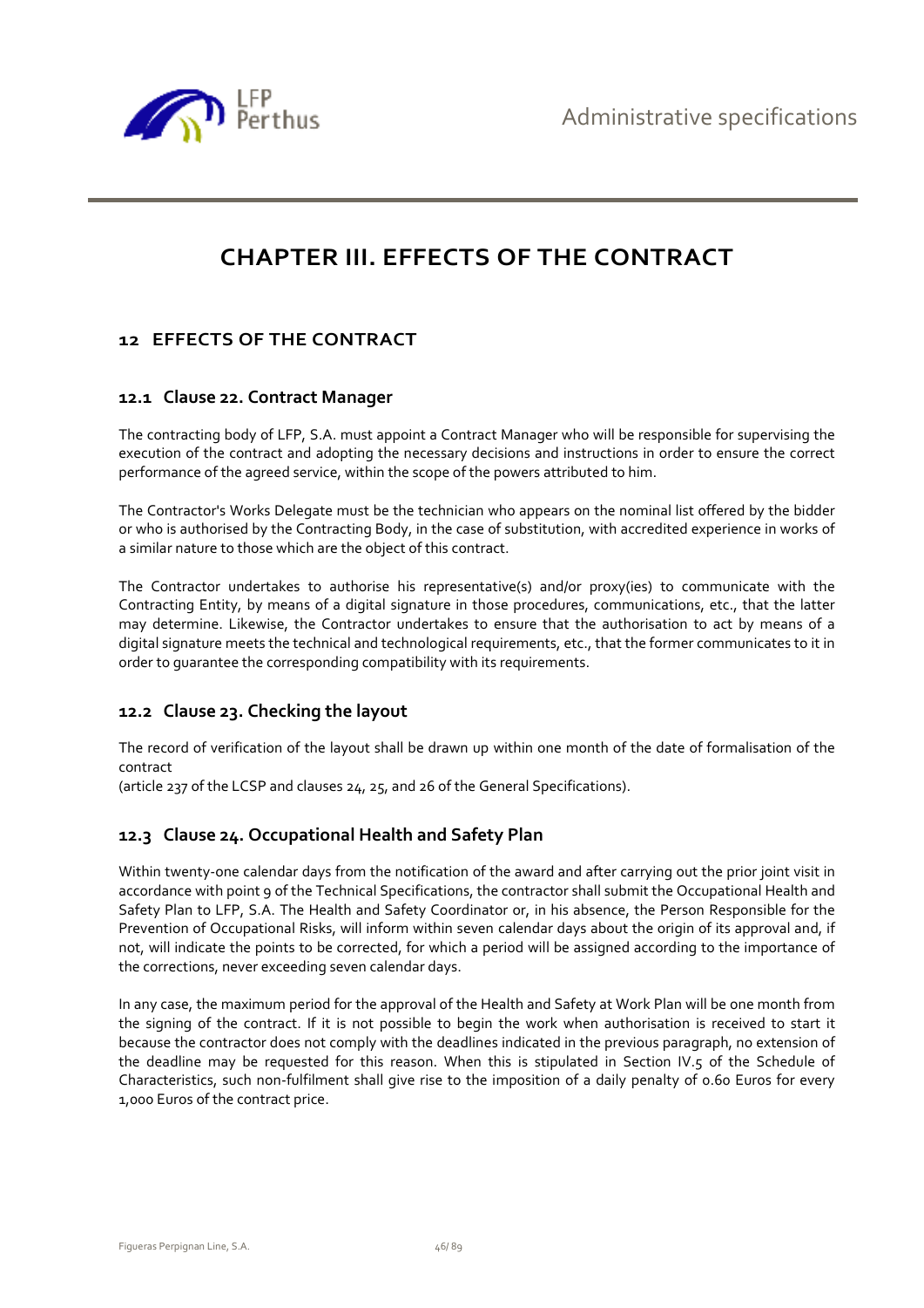# CHAPTER III. EFFECTS OF THE CONTRACT

## 12 EFFECTS OF THE CONTRACT

### 12.1 Clause 22. Contract Manager

The contracting body of LFP, S.A. must appoint a Contract Manager who will be responsible for supervising the execution of the contract and adopting the necessary decisions and instructions in order to ensure the correct performance of the agreed service, within the scope of the powers attributed to him.

The Contractor's Works Delegate must be the technician who appears on the nominal list offered by the bidder or who is authorised by the Contracting Body, in the case of substitution, with accredited experience in works of a similar nature to those which are the object of this contract.

The Contractor undertakes to authorise his representative(s) and/or proxy(ies) to communicate with the Contracting Entity, by means of a digital signature in those procedures, communications, etc., that the latter may determine. Likewise, the Contractor undertakes to ensure that the authorisation to act by means of a digital signature meets the technical and technological requirements, etc., that the former communicates to it in order to guarantee the corresponding compatibility with its requirements.

### 12.2 Clause 23. Checking the layout

The record of verification of the layout shall be drawn up within one month of the date of formalisation of the contract
(article 237 of the LCSP and clauses 24, 25, and 26 of the General Specifications).

### 12.3 Clause 24. Occupational Health and Safety Plan

Within twenty-one calendar days from the notification of the award and after carrying out the prior joint visit in accordance with point 9 of the Technical Specifications, the contractor shall submit the Occupational Health and Safety Plan to LFP, S.A. The Health and Safety Coordinator or, in his absence, the Person Responsible for the Prevention of Occupational Risks, will inform within seven calendar days about the origin of its approval and, if not, will indicate the points to be corrected, for which a period will be assigned according to the importance of the corrections, never exceeding seven calendar days.

In any case, the maximum period for the approval of the Health and Safety at Work Plan will be one month from the signing of the contract. If it is not possible to begin the work when authorisation is received to start it because the contractor does not comply with the deadlines indicated in the previous paragraph, no extension of the deadline may be requested for this reason. When this is stipulated in Section IV.5 of the Schedule of Characteristics, such non-fulfilment shall give rise to the imposition of a daily penalty of 0.60 Euros for every 1,000 Euros of the contract price.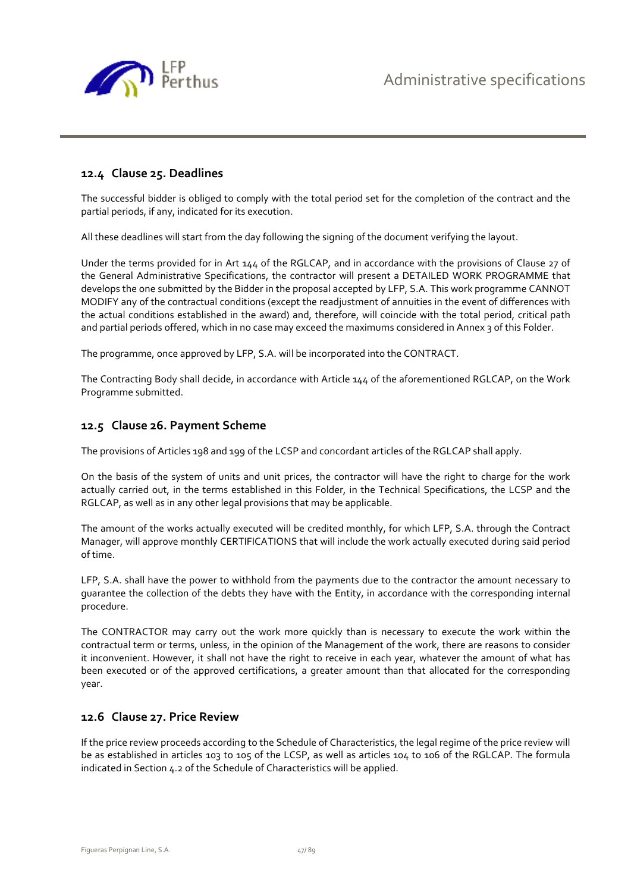## 12.4 Clause 25. Deadlines

The successful bidder is obliged to comply with the total period set for the completion of the contract and the partial periods, if any, indicated for its execution.

All these deadlines will start from the day following the signing of the document verifying the layout.

Under the terms provided for in Art 144 of the RGLCAP, and in accordance with the provisions of Clause 27 of the General Administrative Specifications, the contractor will present a DETAILED WORK PROGRAMME that develops the one submitted by the Bidder in the proposal accepted by LFP, S.A. This work programme CANNOT MODIFY any of the contractual conditions (except the readjustment of annuities in the event of differences with the actual conditions established in the award) and, therefore, will coincide with the total period, critical path and partial periods offered, which in no case may exceed the maximums considered in Annex 3 of this Folder.

The programme, once approved by LFP, S.A. will be incorporated into the CONTRACT.

The Contracting Body shall decide, in accordance with Article 144 of the aforementioned RGLCAP, on the Work Programme submitted.

## 12.5 Clause 26. Payment Scheme

The provisions of Articles 198 and 199 of the LCSP and concordant articles of the RGLCAP shall apply.

On the basis of the system of units and unit prices, the contractor will have the right to charge for the work actually carried out, in the terms established in this Folder, in the Technical Specifications, the LCSP and the RGLCAP, as well as in any other legal provisions that may be applicable.

The amount of the works actually executed will be credited monthly, for which LFP, S.A. through the Contract Manager, will approve monthly CERTIFICATIONS that will include the work actually executed during said period of time.

LFP, S.A. shall have the power to withhold from the payments due to the contractor the amount necessary to guarantee the collection of the debts they have with the Entity, in accordance with the corresponding internal procedure.

The CONTRACTOR may carry out the work more quickly than is necessary to execute the work within the contractual term or terms, unless, in the opinion of the Management of the work, there are reasons to consider it inconvenient. However, it shall not have the right to receive in each year, whatever the amount of what has been executed or of the approved certifications, a greater amount than that allocated for the corresponding year.

## 12.6 Clause 27. Price Review

If the price review proceeds according to the Schedule of Characteristics, the legal regime of the price review will be as established in articles 103 to 105 of the LCSP, as well as articles 104 to 106 of the RGLCAP. The formula indicated in Section 4.2 of the Schedule of Characteristics will be applied.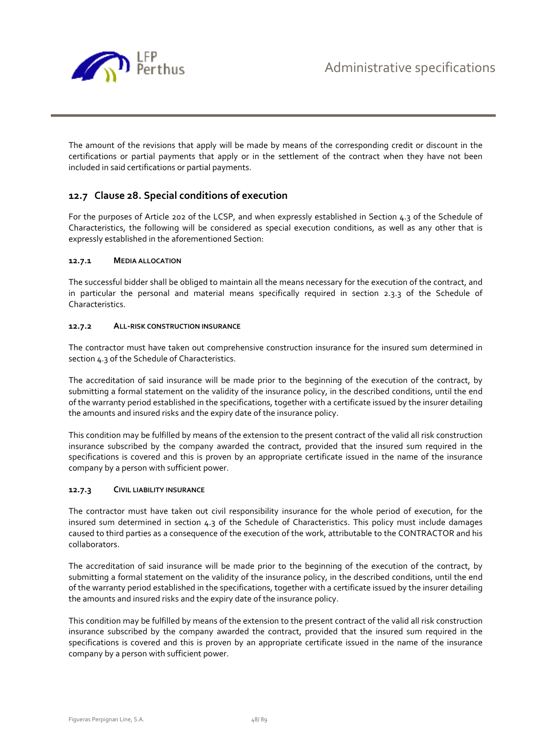The amount of the revisions that apply will be made by means of the corresponding credit or discount in the certifications or partial payments that apply or in the settlement of the contract when they have not been included in said certifications or partial payments.

## 12.7 Clause 28. Special conditions of execution

For the purposes of Article 202 of the LCSP, and when expressly established in Section 4.3 of the Schedule of Characteristics, the following will be considered as special execution conditions, as well as any other that is expressly established in the aforementioned Section:

### 12.7.1 MEDIA ALLOCATION

The successful bidder shall be obliged to maintain all the means necessary for the execution of the contract, and in particular the personal and material means specifically required in section 2.3.3 of the Schedule of Characteristics.

### 12.7.2 ALL-RISK CONSTRUCTION INSURANCE

The contractor must have taken out comprehensive construction insurance for the insured sum determined in section 4.3 of the Schedule of Characteristics.

The accreditation of said insurance will be made prior to the beginning of the execution of the contract, by submitting a formal statement on the validity of the insurance policy, in the described conditions, until the end of the warranty period established in the specifications, together with a certificate issued by the insurer detailing the amounts and insured risks and the expiry date of the insurance policy.

This condition may be fulfilled by means of the extension to the present contract of the valid all risk construction insurance subscribed by the company awarded the contract, provided that the insured sum required in the specifications is covered and this is proven by an appropriate certificate issued in the name of the insurance company by a person with sufficient power.

### 12.7.3 CIVIL LIABILITY INSURANCE

The contractor must have taken out civil responsibility insurance for the whole period of execution, for the insured sum determined in section 4.3 of the Schedule of Characteristics. This policy must include damages caused to third parties as a consequence of the execution of the work, attributable to the CONTRACTOR and his collaborators.

The accreditation of said insurance will be made prior to the beginning of the execution of the contract, by submitting a formal statement on the validity of the insurance policy, in the described conditions, until the end of the warranty period established in the specifications, together with a certificate issued by the insurer detailing the amounts and insured risks and the expiry date of the insurance policy.

This condition may be fulfilled by means of the extension to the present contract of the valid all risk construction insurance subscribed by the company awarded the contract, provided that the insured sum required in the specifications is covered and this is proven by an appropriate certificate issued in the name of the insurance company by a person with sufficient power.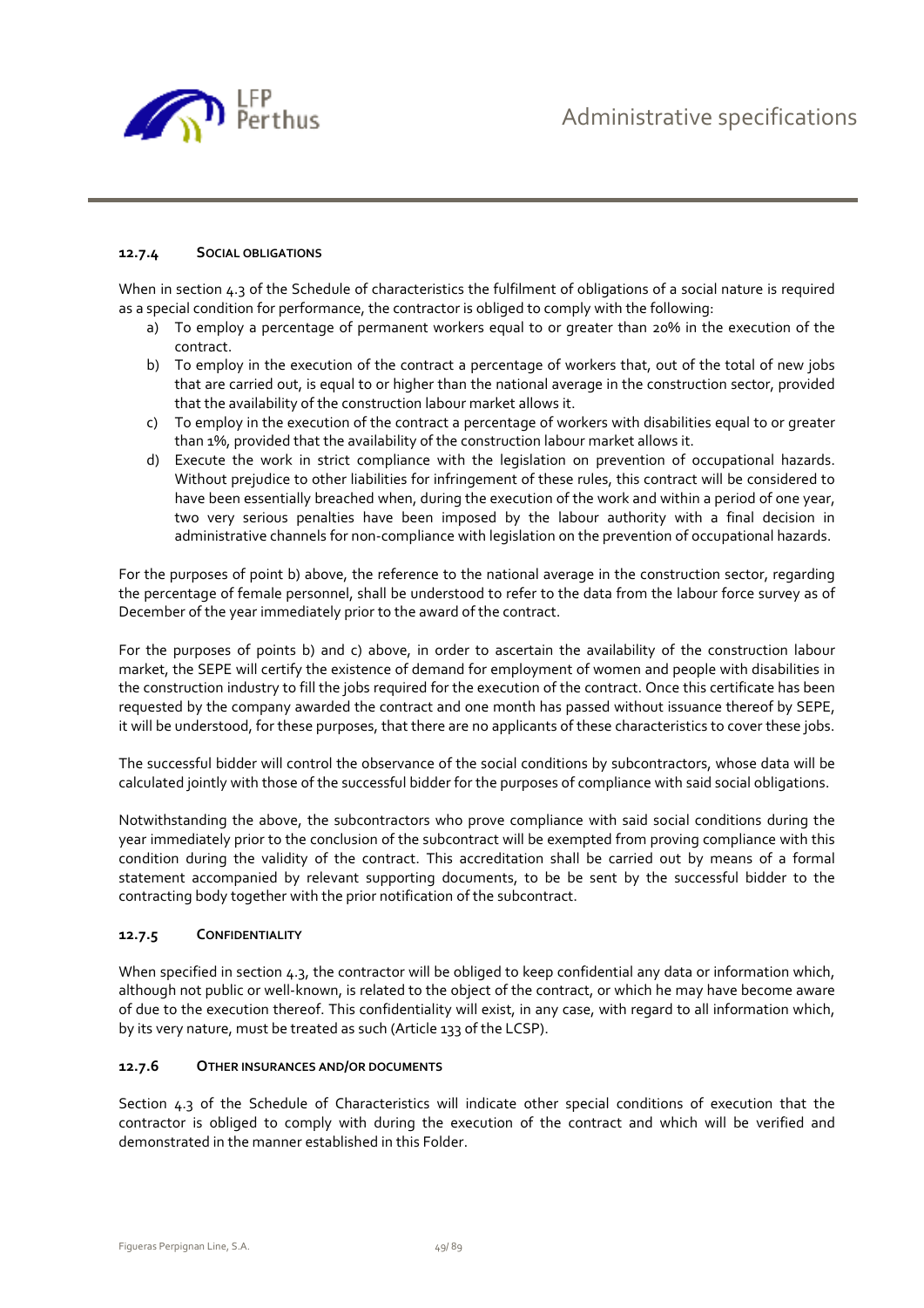#### 12.7.4 SOCIAL OBLIGATIONS

When in section 4.3 of the Schedule of characteristics the fulfilment of obligations of a social nature is required as a special condition for performance, the contractor is obliged to comply with the following:

a) To employ a percentage of permanent workers equal to or greater than 20% in the execution of the contract.
b) To employ in the execution of the contract a percentage of workers that, out of the total of new jobs that are carried out, is equal to or higher than the national average in the construction sector, provided that the availability of the construction labour market allows it.
c) To employ in the execution of the contract a percentage of workers with disabilities equal to or greater than 1%, provided that the availability of the construction labour market allows it.
d) Execute the work in strict compliance with the legislation on prevention of occupational hazards. Without prejudice to other liabilities for infringement of these rules, this contract will be considered to have been essentially breached when, during the execution of the work and within a period of one year, two very serious penalties have been imposed by the labour authority with a final decision in administrative channels for non-compliance with legislation on the prevention of occupational hazards.

For the purposes of point b) above, the reference to the national average in the construction sector, regarding the percentage of female personnel, shall be understood to refer to the data from the labour force survey as of December of the year immediately prior to the award of the contract.

For the purposes of points b) and c) above, in order to ascertain the availability of the construction labour market, the SEPE will certify the existence of demand for employment of women and people with disabilities in the construction industry to fill the jobs required for the execution of the contract. Once this certificate has been requested by the company awarded the contract and one month has passed without issuance thereof by SEPE, it will be understood, for these purposes, that there are no applicants of these characteristics to cover these jobs.

The successful bidder will control the observance of the social conditions by subcontractors, whose data will be calculated jointly with those of the successful bidder for the purposes of compliance with said social obligations.

Notwithstanding the above, the subcontractors who prove compliance with said social conditions during the year immediately prior to the conclusion of the subcontract will be exempted from proving compliance with this condition during the validity of the contract. This accreditation shall be carried out by means of a formal statement accompanied by relevant supporting documents, to be be sent by the successful bidder to the contracting body together with the prior notification of the subcontract.

#### 12.7.5 CONFIDENTIALITY

When specified in section 4.3, the contractor will be obliged to keep confidential any data or information which, although not public or well-known, is related to the object of the contract, or which he may have become aware of due to the execution thereof. This confidentiality will exist, in any case, with regard to all information which, by its very nature, must be treated as such (Article 133 of the LCSP).

#### 12.7.6 OTHER INSURANCES AND/OR DOCUMENTS

Section 4.3 of the Schedule of Characteristics will indicate other special conditions of execution that the contractor is obliged to comply with during the execution of the contract and which will be verified and demonstrated in the manner established in this Folder.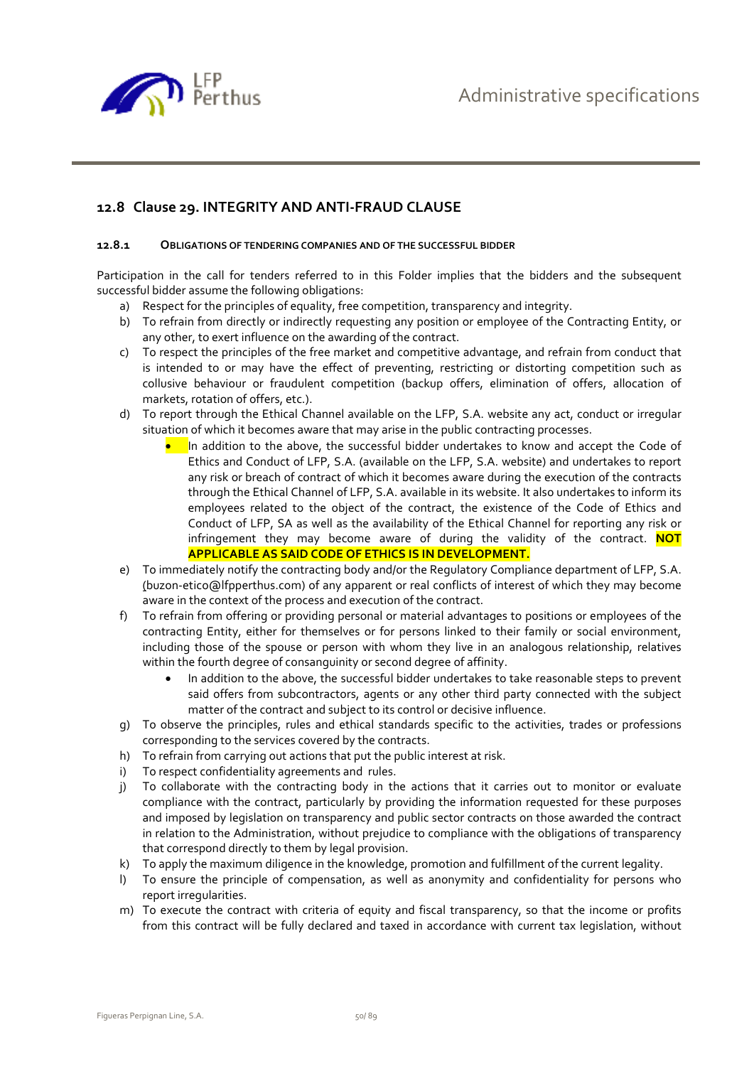## 12.8 Clause 29. INTEGRITY AND ANTI-FRAUD CLAUSE

### 12.8.1 OBLIGATIONS OF TENDERING COMPANIES AND OF THE SUCCESSFUL BIDDER

Participation in the call for tenders referred to in this Folder implies that the bidders and the subsequent successful bidder assume the following obligations:

a) Respect for the principles of equality, free competition, transparency and integrity.

b) To refrain from directly or indirectly requesting any position or employee of the Contracting Entity, or any other, to exert influence on the awarding of the contract.

c) To respect the principles of the free market and competitive advantage, and refrain from conduct that is intended to or may have the effect of preventing, restricting or distorting competition such as collusive behaviour or fraudulent competition (backup offers, elimination of offers, allocation of markets, rotation of offers, etc.).

d) To report through the Ethical Channel available on the LFP, S.A. website any act, conduct or irregular situation of which it becomes aware that may arise in the public contracting processes.
    - In addition to the above, the successful bidder undertakes to know and accept the Code of Ethics and Conduct of LFP, S.A. (available on the LFP, S.A. website) and undertakes to report any risk or breach of contract of which it becomes aware during the execution of the contracts through the Ethical Channel of LFP, S.A. available in its website. It also undertakes to inform its employees related to the object of the contract, the existence of the Code of Ethics and Conduct of LFP, SA as well as the availability of the Ethical Channel for reporting any risk or infringement they may become aware of during the validity of the contract. **NOT APPLICABLE AS SAID CODE OF ETHICS IS IN DEVELOPMENT.**

e) To immediately notify the contracting body and/or the Regulatory Compliance department of LFP, S.A. (buzon-etico@lfpperthus.com) of any apparent or real conflicts of interest of which they may become aware in the context of the process and execution of the contract.

f) To refrain from offering or providing personal or material advantages to positions or employees of the contracting Entity, either for themselves or for persons linked to their family or social environment, including those of the spouse or person with whom they live in an analogous relationship, relatives within the fourth degree of consanguinity or second degree of affinity.
    - In addition to the above, the successful bidder undertakes to take reasonable steps to prevent said offers from subcontractors, agents or any other third party connected with the subject matter of the contract and subject to its control or decisive influence.

g) To observe the principles, rules and ethical standards specific to the activities, trades or professions corresponding to the services covered by the contracts.

h) To refrain from carrying out actions that put the public interest at risk.

i) To respect confidentiality agreements and rules.

j) To collaborate with the contracting body in the actions that it carries out to monitor or evaluate compliance with the contract, particularly by providing the information requested for these purposes and imposed by legislation on transparency and public sector contracts on those awarded the contract in relation to the Administration, without prejudice to compliance with the obligations of transparency that correspond directly to them by legal provision.

k) To apply the maximum diligence in the knowledge, promotion and fulfillment of the current legality.

l) To ensure the principle of compensation, as well as anonymity and confidentiality for persons who report irregularities.

m) To execute the contract with criteria of equity and fiscal transparency, so that the income or profits from this contract will be fully declared and taxed in accordance with current tax legislation, without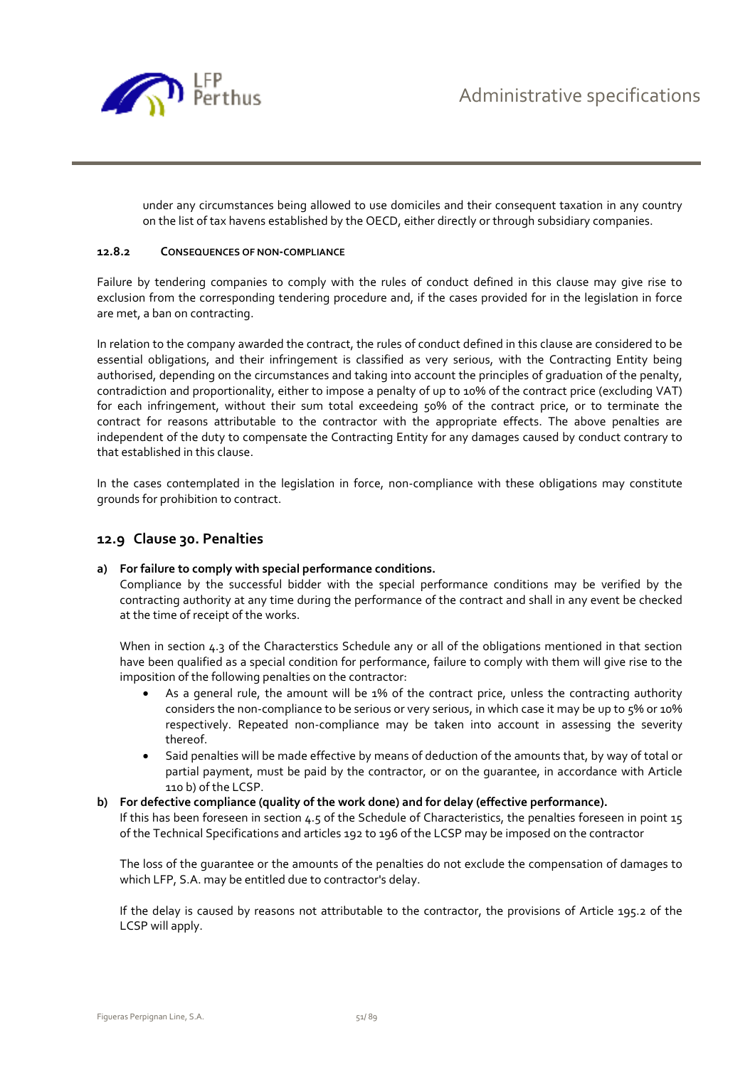under any circumstances being allowed to use domiciles and their consequent taxation in any country on the list of tax havens established by the OECD, either directly or through subsidiary companies.

#### 12.8.2 CONSEQUENCES OF NON-COMPLIANCE

Failure by tendering companies to comply with the rules of conduct defined in this clause may give rise to exclusion from the corresponding tendering procedure and, if the cases provided for in the legislation in force are met, a ban on contracting.

In relation to the company awarded the contract, the rules of conduct defined in this clause are considered to be essential obligations, and their infringement is classified as very serious, with the Contracting Entity being authorised, depending on the circumstances and taking into account the principles of graduation of the penalty, contradiction and proportionality, either to impose a penalty of up to 10% of the contract price (excluding VAT) for each infringement, without their sum total exceedeing 50% of the contract price, or to terminate the contract for reasons attributable to the contractor with the appropriate effects. The above penalties are independent of the duty to compensate the Contracting Entity for any damages caused by conduct contrary to that established in this clause.

In the cases contemplated in the legislation in force, non-compliance with these obligations may constitute grounds for prohibition to contract.

### 12.9 Clause 30. Penalties

**a) For failure to comply with special performance conditions.**

Compliance by the successful bidder with the special performance conditions may be verified by the contracting authority at any time during the performance of the contract and shall in any event be checked at the time of receipt of the works.

When in section 4.3 of the Characterstics Schedule any or all of the obligations mentioned in that section have been qualified as a special condition for performance, failure to comply with them will give rise to the imposition of the following penalties on the contractor:

- As a general rule, the amount will be 1% of the contract price, unless the contracting authority considers the non-compliance to be serious or very serious, in which case it may be up to 5% or 10% respectively. Repeated non-compliance may be taken into account in assessing the severity thereof.
- Said penalties will be made effective by means of deduction of the amounts that, by way of total or partial payment, must be paid by the contractor, or on the guarantee, in accordance with Article 110 b) of the LCSP.

**b) For defective compliance (quality of the work done) and for delay (effective performance).**

If this has been foreseen in section 4.5 of the Schedule of Characteristics, the penalties foreseen in point 15 of the Technical Specifications and articles 192 to 196 of the LCSP may be imposed on the contractor

The loss of the guarantee or the amounts of the penalties do not exclude the compensation of damages to which LFP, S.A. may be entitled due to contractor's delay.

If the delay is caused by reasons not attributable to the contractor, the provisions of Article 195.2 of the LCSP will apply.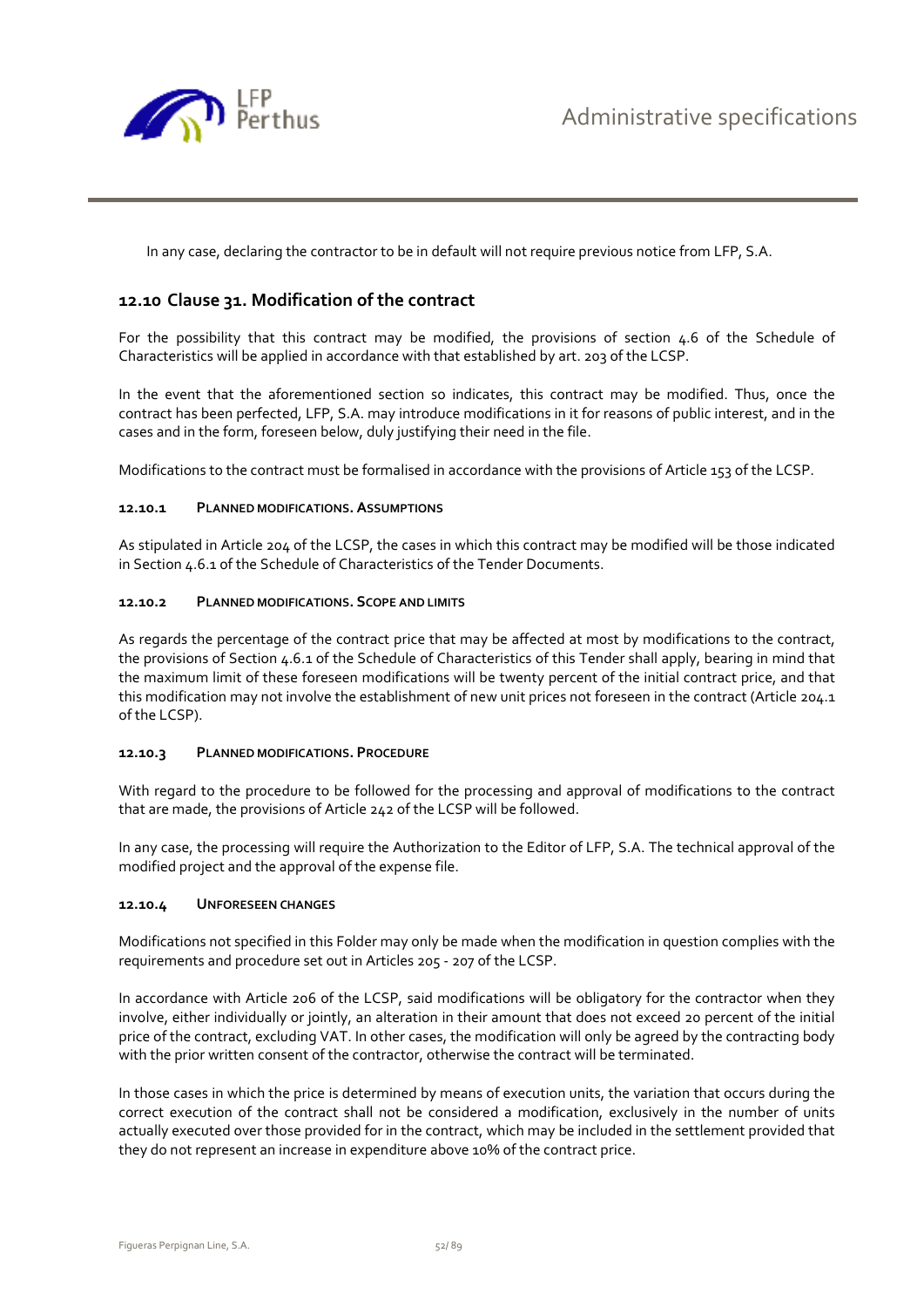In any case, declaring the contractor to be in default will not require previous notice from LFP, S.A.

## 12.10 Clause 31. Modification of the contract

For the possibility that this contract may be modified, the provisions of section 4.6 of the Schedule of Characteristics will be applied in accordance with that established by art. 203 of the LCSP.

In the event that the aforementioned section so indicates, this contract may be modified. Thus, once the contract has been perfected, LFP, S.A. may introduce modifications in it for reasons of public interest, and in the cases and in the form, foreseen below, duly justifying their need in the file.

Modifications to the contract must be formalised in accordance with the provisions of Article 153 of the LCSP.

#### 12.10.1 PLANNED MODIFICATIONS. ASSUMPTIONS

As stipulated in Article 204 of the LCSP, the cases in which this contract may be modified will be those indicated in Section 4.6.1 of the Schedule of Characteristics of the Tender Documents.

#### 12.10.2 PLANNED MODIFICATIONS. SCOPE AND LIMITS

As regards the percentage of the contract price that may be affected at most by modifications to the contract, the provisions of Section 4.6.1 of the Schedule of Characteristics of this Tender shall apply, bearing in mind that the maximum limit of these foreseen modifications will be twenty percent of the initial contract price, and that this modification may not involve the establishment of new unit prices not foreseen in the contract (Article 204.1 of the LCSP).

#### 12.10.3 PLANNED MODIFICATIONS. PROCEDURE

With regard to the procedure to be followed for the processing and approval of modifications to the contract that are made, the provisions of Article 242 of the LCSP will be followed.

In any case, the processing will require the Authorization to the Editor of LFP, S.A. The technical approval of the modified project and the approval of the expense file.

#### 12.10.4 UNFORESEEN CHANGES

Modifications not specified in this Folder may only be made when the modification in question complies with the requirements and procedure set out in Articles 205 - 207 of the LCSP.

In accordance with Article 206 of the LCSP, said modifications will be obligatory for the contractor when they involve, either individually or jointly, an alteration in their amount that does not exceed 20 percent of the initial price of the contract, excluding VAT. In other cases, the modification will only be agreed by the contracting body with the prior written consent of the contractor, otherwise the contract will be terminated.

In those cases in which the price is determined by means of execution units, the variation that occurs during the correct execution of the contract shall not be considered a modification, exclusively in the number of units actually executed over those provided for in the contract, which may be included in the settlement provided that they do not represent an increase in expenditure above 10% of the contract price.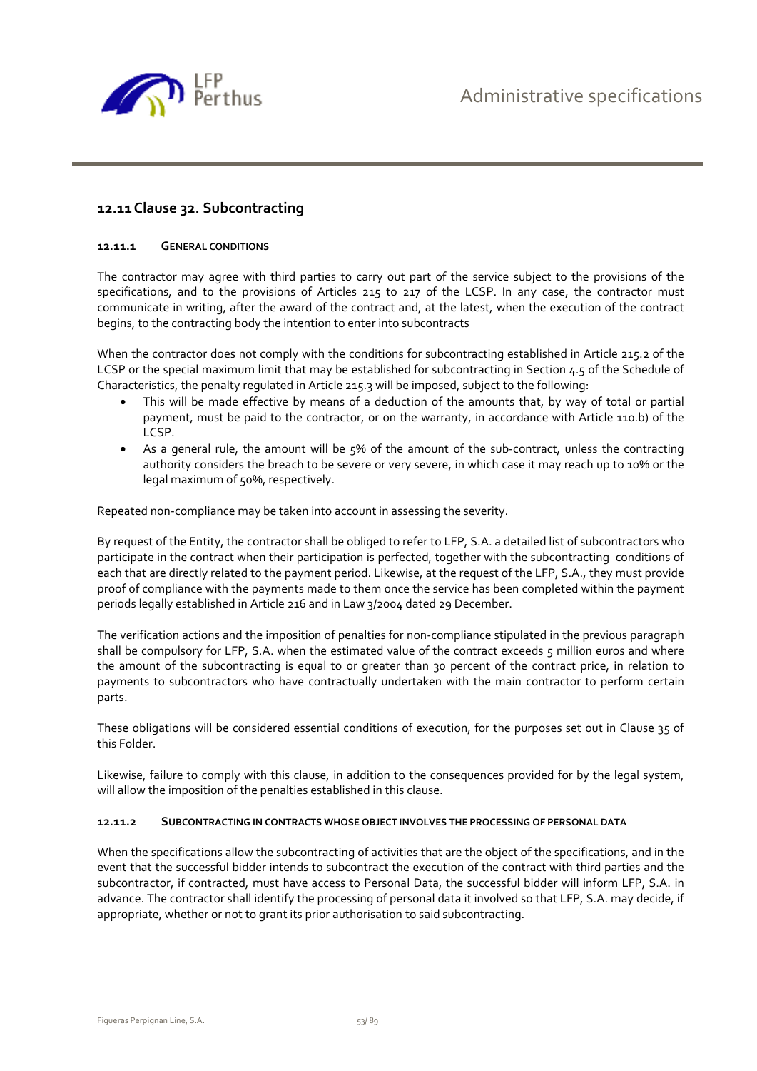## 12.11 Clause 32. Subcontracting

#### 12.11.1 GENERAL CONDITIONS

The contractor may agree with third parties to carry out part of the service subject to the provisions of the specifications, and to the provisions of Articles 215 to 217 of the LCSP. In any case, the contractor must communicate in writing, after the award of the contract and, at the latest, when the execution of the contract begins, to the contracting body the intention to enter into subcontracts

When the contractor does not comply with the conditions for subcontracting established in Article 215.2 of the LCSP or the special maximum limit that may be established for subcontracting in Section 4.5 of the Schedule of Characteristics, the penalty regulated in Article 215.3 will be imposed, subject to the following:

- This will be made effective by means of a deduction of the amounts that, by way of total or partial payment, must be paid to the contractor, or on the warranty, in accordance with Article 110.b) of the LCSP.
- As a general rule, the amount will be 5% of the amount of the sub-contract, unless the contracting authority considers the breach to be severe or very severe, in which case it may reach up to 10% or the legal maximum of 50%, respectively.

Repeated non-compliance may be taken into account in assessing the severity.

By request of the Entity, the contractor shall be obliged to refer to LFP, S.A. a detailed list of subcontractors who participate in the contract when their participation is perfected, together with the subcontracting conditions of each that are directly related to the payment period. Likewise, at the request of the LFP, S.A., they must provide proof of compliance with the payments made to them once the service has been completed within the payment periods legally established in Article 216 and in Law 3/2004 dated 29 December.

The verification actions and the imposition of penalties for non-compliance stipulated in the previous paragraph shall be compulsory for LFP, S.A. when the estimated value of the contract exceeds 5 million euros and where the amount of the subcontracting is equal to or greater than 30 percent of the contract price, in relation to payments to subcontractors who have contractually undertaken with the main contractor to perform certain parts.

These obligations will be considered essential conditions of execution, for the purposes set out in Clause 35 of this Folder.

Likewise, failure to comply with this clause, in addition to the consequences provided for by the legal system, will allow the imposition of the penalties established in this clause.

#### 12.11.2 SUBCONTRACTING IN CONTRACTS WHOSE OBJECT INVOLVES THE PROCESSING OF PERSONAL DATA

When the specifications allow the subcontracting of activities that are the object of the specifications, and in the event that the successful bidder intends to subcontract the execution of the contract with third parties and the subcontractor, if contracted, must have access to Personal Data, the successful bidder will inform LFP, S.A. in advance. The contractor shall identify the processing of personal data it involved so that LFP, S.A. may decide, if appropriate, whether or not to grant its prior authorisation to said subcontracting.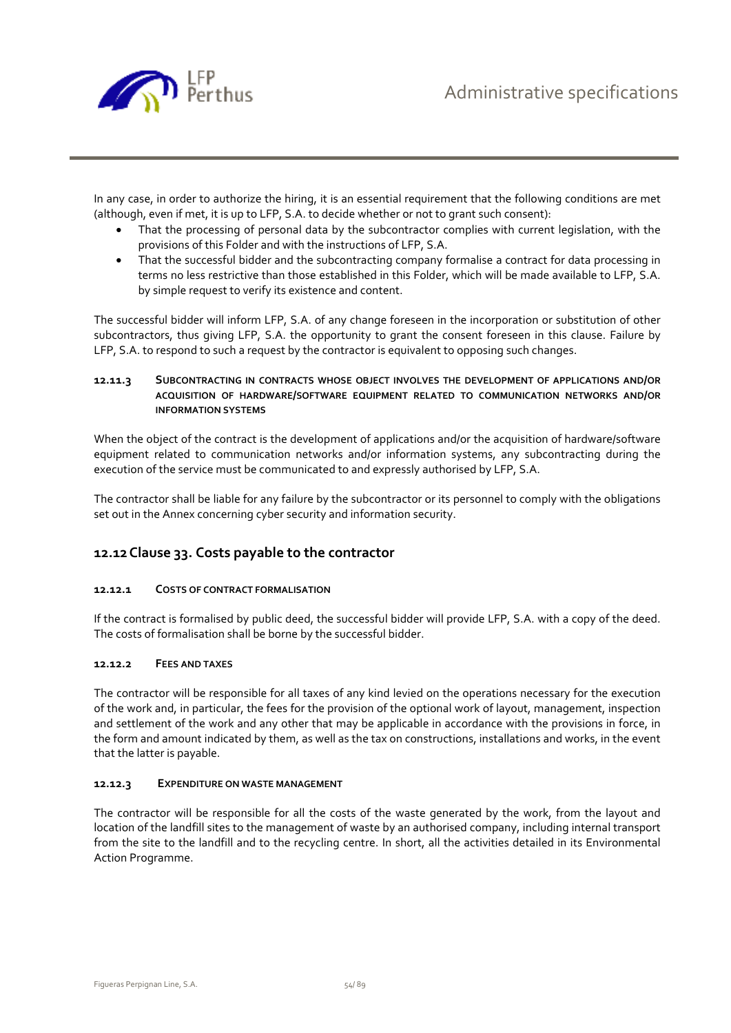In any case, in order to authorize the hiring, it is an essential requirement that the following conditions are met (although, even if met, it is up to LFP, S.A. to decide whether or not to grant such consent):

- That the processing of personal data by the subcontractor complies with current legislation, with the provisions of this Folder and with the instructions of LFP, S.A.
- That the successful bidder and the subcontracting company formalise a contract for data processing in terms no less restrictive than those established in this Folder, which will be made available to LFP, S.A. by simple request to verify its existence and content.

The successful bidder will inform LFP, S.A. of any change foreseen in the incorporation or substitution of other subcontractors, thus giving LFP, S.A. the opportunity to grant the consent foreseen in this clause. Failure by LFP, S.A. to respond to such a request by the contractor is equivalent to opposing such changes.

#### 12.11.3 SUBCONTRACTING IN CONTRACTS WHOSE OBJECT INVOLVES THE DEVELOPMENT OF APPLICATIONS AND/OR ACQUISITION OF HARDWARE/SOFTWARE EQUIPMENT RELATED TO COMMUNICATION NETWORKS AND/OR INFORMATION SYSTEMS

When the object of the contract is the development of applications and/or the acquisition of hardware/software equipment related to communication networks and/or information systems, any subcontracting during the execution of the service must be communicated to and expressly authorised by LFP, S.A.

The contractor shall be liable for any failure by the subcontractor or its personnel to comply with the obligations set out in the Annex concerning cyber security and information security.

### 12.12 Clause 33. Costs payable to the contractor

#### 12.12.1 COSTS OF CONTRACT FORMALISATION

If the contract is formalised by public deed, the successful bidder will provide LFP, S.A. with a copy of the deed. The costs of formalisation shall be borne by the successful bidder.

#### 12.12.2 FEES AND TAXES

The contractor will be responsible for all taxes of any kind levied on the operations necessary for the execution of the work and, in particular, the fees for the provision of the optional work of layout, management, inspection and settlement of the work and any other that may be applicable in accordance with the provisions in force, in the form and amount indicated by them, as well as the tax on constructions, installations and works, in the event that the latter is payable.

#### 12.12.3 EXPENDITURE ON WASTE MANAGEMENT

The contractor will be responsible for all the costs of the waste generated by the work, from the layout and location of the landfill sites to the management of waste by an authorised company, including internal transport from the site to the landfill and to the recycling centre. In short, all the activities detailed in its Environmental Action Programme.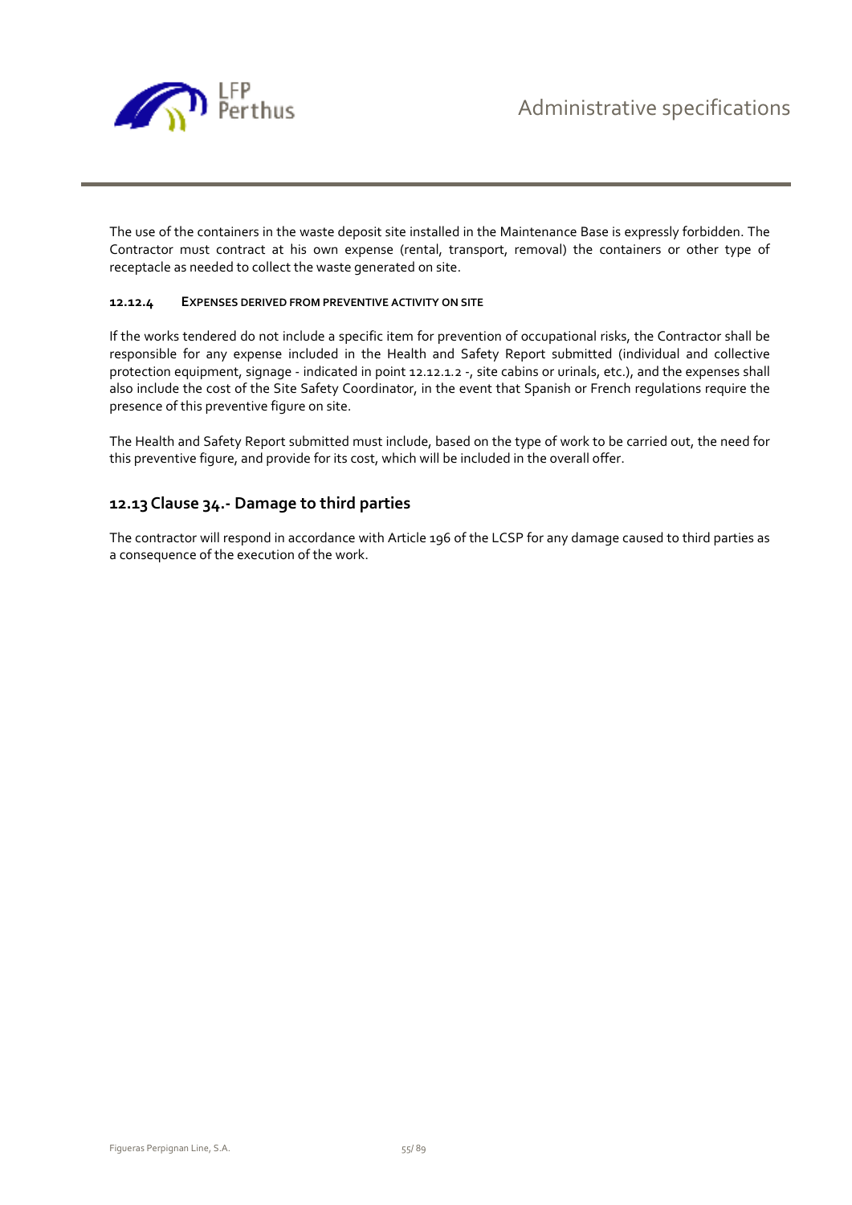The use of the containers in the waste deposit site installed in the Maintenance Base is expressly forbidden. The Contractor must contract at his own expense (rental, transport, removal) the containers or other type of receptacle as needed to collect the waste generated on site.

#### 12.12.4 EXPENSES DERIVED FROM PREVENTIVE ACTIVITY ON SITE

If the works tendered do not include a specific item for prevention of occupational risks, the Contractor shall be responsible for any expense included in the Health and Safety Report submitted (individual and collective protection equipment, signage - indicated in point 12.12.1.2 -, site cabins or urinals, etc.), and the expenses shall also include the cost of the Site Safety Coordinator, in the event that Spanish or French regulations require the presence of this preventive figure on site.

The Health and Safety Report submitted must include, based on the type of work to be carried out, the need for this preventive figure, and provide for its cost, which will be included in the overall offer.

## 12.13 Clause 34.- Damage to third parties

The contractor will respond in accordance with Article 196 of the LCSP for any damage caused to third parties as a consequence of the execution of the work.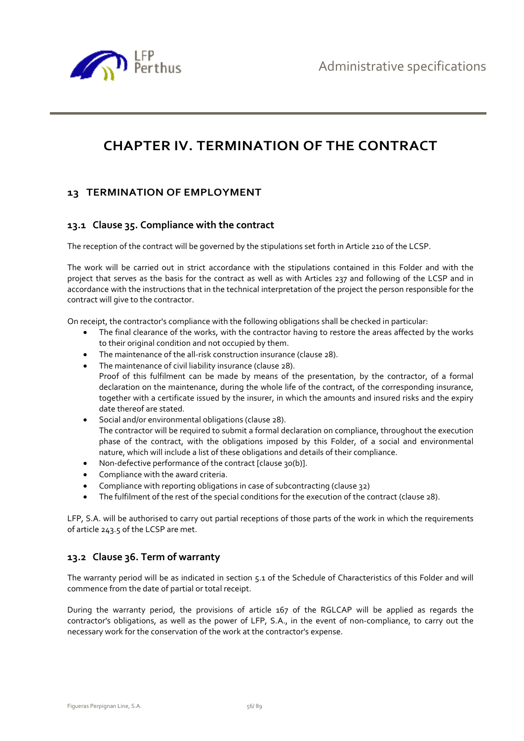# CHAPTER IV. TERMINATION OF THE CONTRACT

## 13 TERMINATION OF EMPLOYMENT

### 13.1 Clause 35. Compliance with the contract

The reception of the contract will be governed by the stipulations set forth in Article 210 of the LCSP.

The work will be carried out in strict accordance with the stipulations contained in this Folder and with the project that serves as the basis for the contract as well as with Articles 237 and following of the LCSP and in accordance with the instructions that in the technical interpretation of the project the person responsible for the contract will give to the contractor.

On receipt, the contractor's compliance with the following obligations shall be checked in particular:

- The final clearance of the works, with the contractor having to restore the areas affected by the works to their original condition and not occupied by them.
- The maintenance of the all-risk construction insurance (clause 28).
- The maintenance of civil liability insurance (clause 28).
  Proof of this fulfilment can be made by means of the presentation, by the contractor, of a formal declaration on the maintenance, during the whole life of the contract, of the corresponding insurance, together with a certificate issued by the insurer, in which the amounts and insured risks and the expiry date thereof are stated.
- Social and/or environmental obligations (clause 28).
  The contractor will be required to submit a formal declaration on compliance, throughout the execution phase of the contract, with the obligations imposed by this Folder, of a social and environmental nature, which will include a list of these obligations and details of their compliance.
- Non-defective performance of the contract [clause 30(b)].
- Compliance with the award criteria.
- Compliance with reporting obligations in case of subcontracting (clause 32)
- The fulfilment of the rest of the special conditions for the execution of the contract (clause 28).

LFP, S.A. will be authorised to carry out partial receptions of those parts of the work in which the requirements of article 243.5 of the LCSP are met.

### 13.2 Clause 36. Term of warranty

The warranty period will be as indicated in section 5.1 of the Schedule of Characteristics of this Folder and will commence from the date of partial or total receipt.

During the warranty period, the provisions of article 167 of the RGLCAP will be applied as regards the contractor's obligations, as well as the power of LFP, S.A., in the event of non-compliance, to carry out the necessary work for the conservation of the work at the contractor's expense.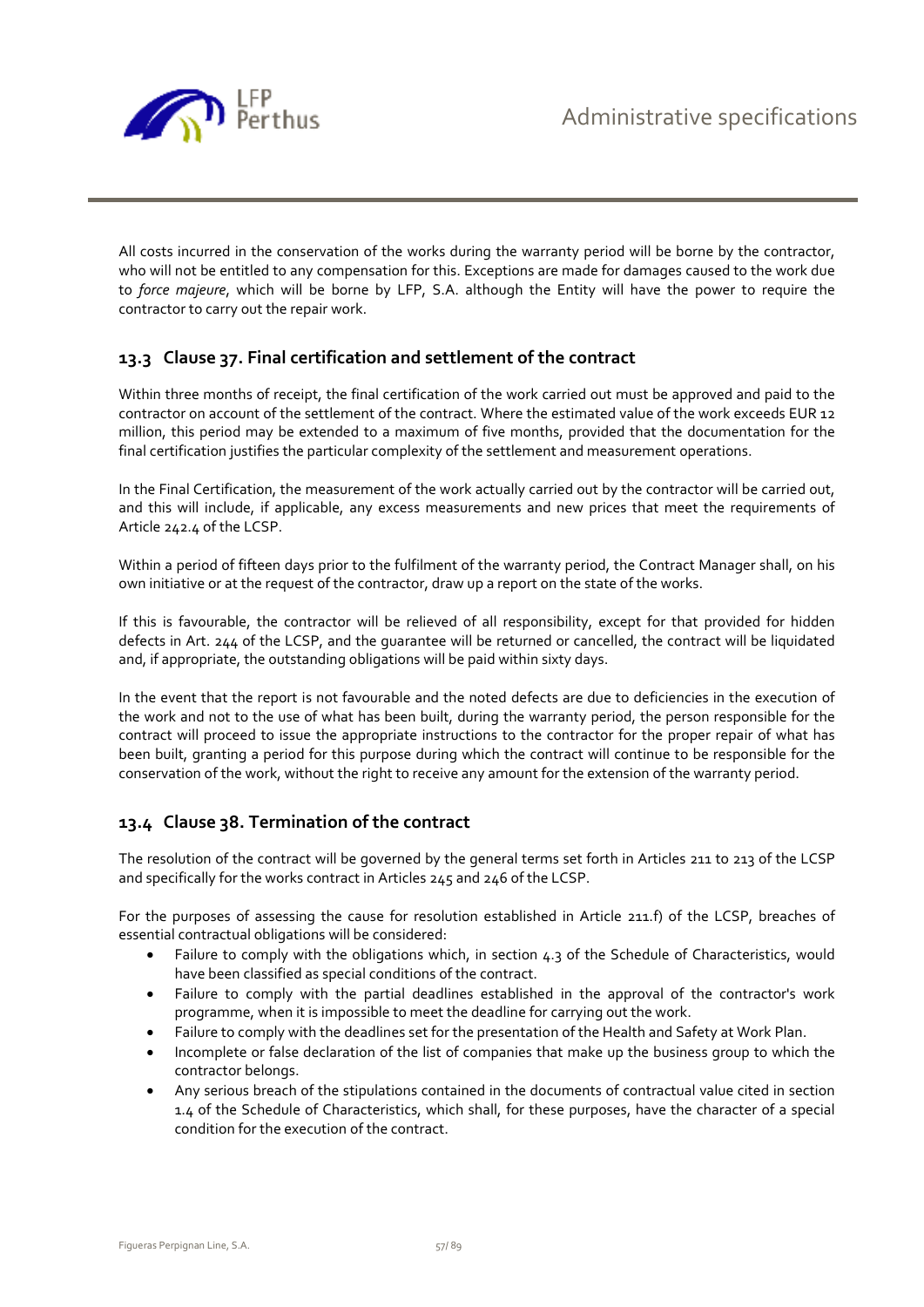All costs incurred in the conservation of the works during the warranty period will be borne by the contractor, who will not be entitled to any compensation for this. Exceptions are made for damages caused to the work due to *force majeure*, which will be borne by LFP, S.A. although the Entity will have the power to require the contractor to carry out the repair work.

## 13.3 Clause 37. Final certification and settlement of the contract

Within three months of receipt, the final certification of the work carried out must be approved and paid to the contractor on account of the settlement of the contract. Where the estimated value of the work exceeds EUR 12 million, this period may be extended to a maximum of five months, provided that the documentation for the final certification justifies the particular complexity of the settlement and measurement operations.

In the Final Certification, the measurement of the work actually carried out by the contractor will be carried out, and this will include, if applicable, any excess measurements and new prices that meet the requirements of Article 242.4 of the LCSP.

Within a period of fifteen days prior to the fulfilment of the warranty period, the Contract Manager shall, on his own initiative or at the request of the contractor, draw up a report on the state of the works.

If this is favourable, the contractor will be relieved of all responsibility, except for that provided for hidden defects in Art. 244 of the LCSP, and the guarantee will be returned or cancelled, the contract will be liquidated and, if appropriate, the outstanding obligations will be paid within sixty days.

In the event that the report is not favourable and the noted defects are due to deficiencies in the execution of the work and not to the use of what has been built, during the warranty period, the person responsible for the contract will proceed to issue the appropriate instructions to the contractor for the proper repair of what has been built, granting a period for this purpose during which the contract will continue to be responsible for the conservation of the work, without the right to receive any amount for the extension of the warranty period.

## 13.4 Clause 38. Termination of the contract

The resolution of the contract will be governed by the general terms set forth in Articles 211 to 213 of the LCSP and specifically for the works contract in Articles 245 and 246 of the LCSP.

For the purposes of assessing the cause for resolution established in Article 211.f) of the LCSP, breaches of essential contractual obligations will be considered:

- Failure to comply with the obligations which, in section 4.3 of the Schedule of Characteristics, would have been classified as special conditions of the contract.
- Failure to comply with the partial deadlines established in the approval of the contractor's work programme, when it is impossible to meet the deadline for carrying out the work.
- Failure to comply with the deadlines set for the presentation of the Health and Safety at Work Plan.
- Incomplete or false declaration of the list of companies that make up the business group to which the contractor belongs.
- Any serious breach of the stipulations contained in the documents of contractual value cited in section 1.4 of the Schedule of Characteristics, which shall, for these purposes, have the character of a special condition for the execution of the contract.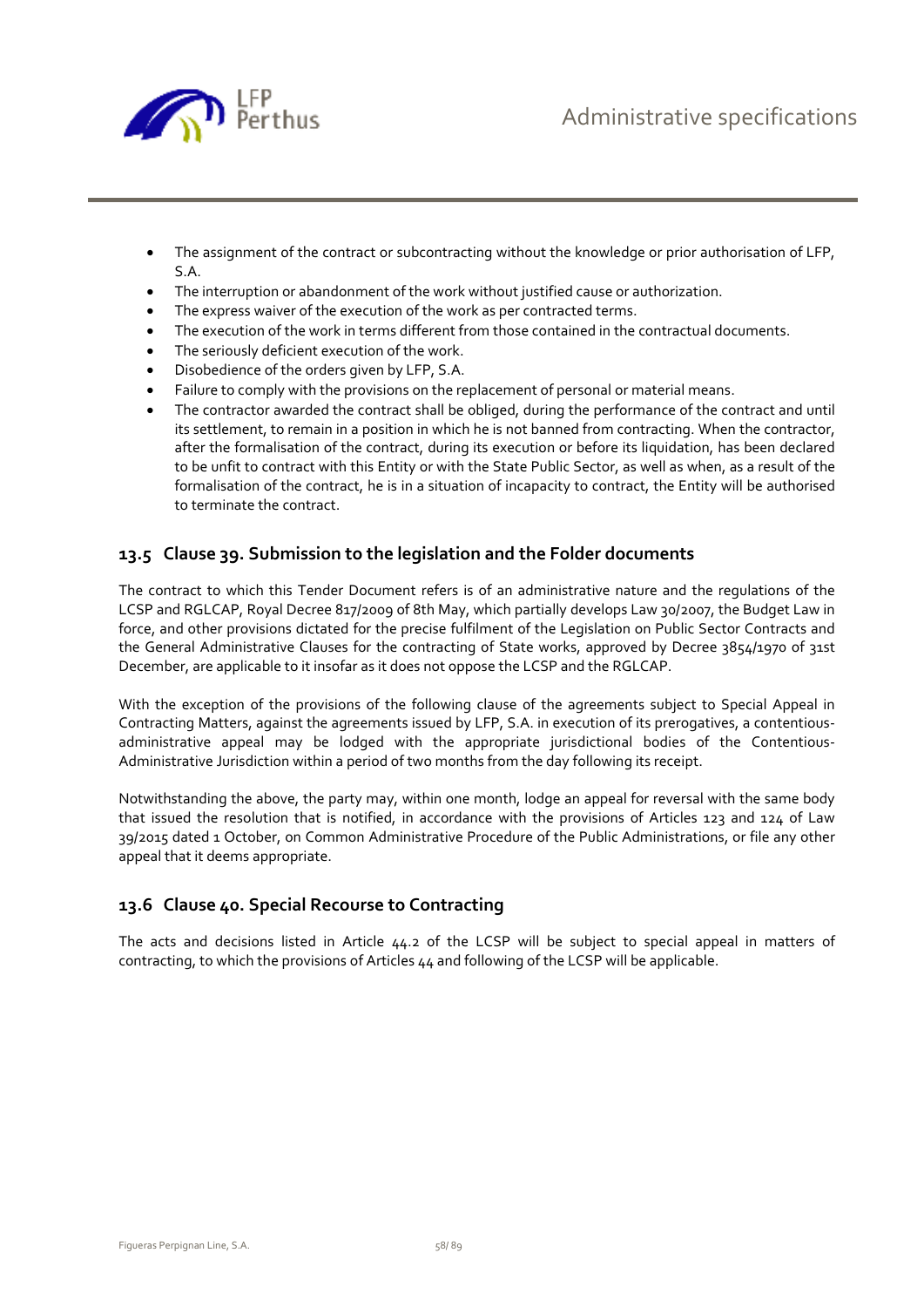- The assignment of the contract or subcontracting without the knowledge or prior authorisation of LFP, S.A.
- The interruption or abandonment of the work without justified cause or authorization.
- The express waiver of the execution of the work as per contracted terms.
- The execution of the work in terms different from those contained in the contractual documents.
- The seriously deficient execution of the work.
- Disobedience of the orders given by LFP, S.A.
- Failure to comply with the provisions on the replacement of personal or material means.
- The contractor awarded the contract shall be obliged, during the performance of the contract and until its settlement, to remain in a position in which he is not banned from contracting. When the contractor, after the formalisation of the contract, during its execution or before its liquidation, has been declared to be unfit to contract with this Entity or with the State Public Sector, as well as when, as a result of the formalisation of the contract, he is in a situation of incapacity to contract, the Entity will be authorised to terminate the contract.

## 13.5 Clause 39. Submission to the legislation and the Folder documents

The contract to which this Tender Document refers is of an administrative nature and the regulations of the LCSP and RGLCAP, Royal Decree 817/2009 of 8th May, which partially develops Law 30/2007, the Budget Law in force, and other provisions dictated for the precise fulfilment of the Legislation on Public Sector Contracts and the General Administrative Clauses for the contracting of State works, approved by Decree 3854/1970 of 31st December, are applicable to it insofar as it does not oppose the LCSP and the RGLCAP.

With the exception of the provisions of the following clause of the agreements subject to Special Appeal in Contracting Matters, against the agreements issued by LFP, S.A. in execution of its prerogatives, a contentious-administrative appeal may be lodged with the appropriate jurisdictional bodies of the Contentious-Administrative Jurisdiction within a period of two months from the day following its receipt.

Notwithstanding the above, the party may, within one month, lodge an appeal for reversal with the same body that issued the resolution that is notified, in accordance with the provisions of Articles 123 and 124 of Law 39/2015 dated 1 October, on Common Administrative Procedure of the Public Administrations, or file any other appeal that it deems appropriate.

## 13.6 Clause 40. Special Recourse to Contracting

The acts and decisions listed in Article 44.2 of the LCSP will be subject to special appeal in matters of contracting, to which the provisions of Articles 44 and following of the LCSP will be applicable.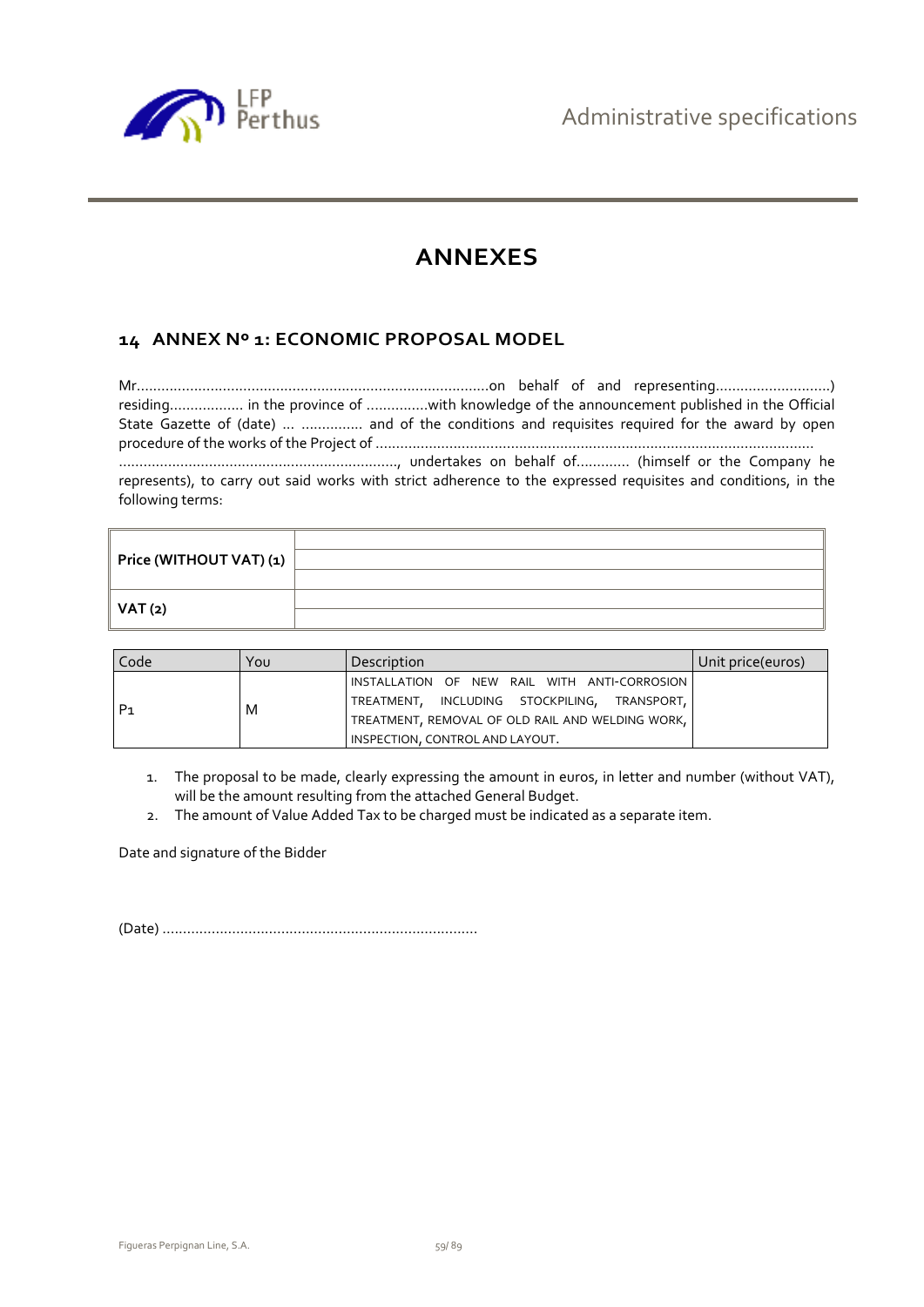# ANNEXES

## 14 ANNEX Nº 1: ECONOMIC PROPOSAL MODEL

Mr.......................................................................................on behalf of and representing............................) residing.................. in the province of ...............with knowledge of the announcement published in the Official State Gazette of (date) ... ............... and of the conditions and requisites required for the award by open procedure of the works of the Project of ...........................................................................................................
...................................................................., undertakes on behalf of............. (himself or the Company he represents), to carry out said works with strict adherence to the expressed requisites and conditions, in the following terms:

| | |
|---|---|
| **Price (WITHOUT VAT) (1)** | |
| **VAT (2)** | |

| Code | You | Description | Unit price(euros) |
|---|---|---|---|
| P1 | M | INSTALLATION OF NEW RAIL WITH ANTI-CORROSION TREATMENT, INCLUDING STOCKPILING, TRANSPORT, TREATMENT, REMOVAL OF OLD RAIL AND WELDING WORK, INSPECTION, CONTROL AND LAYOUT. | |

1. The proposal to be made, clearly expressing the amount in euros, in letter and number (without VAT), will be the amount resulting from the attached General Budget.
2. The amount of Value Added Tax to be charged must be indicated as a separate item.

Date and signature of the Bidder

(Date) ............................................................................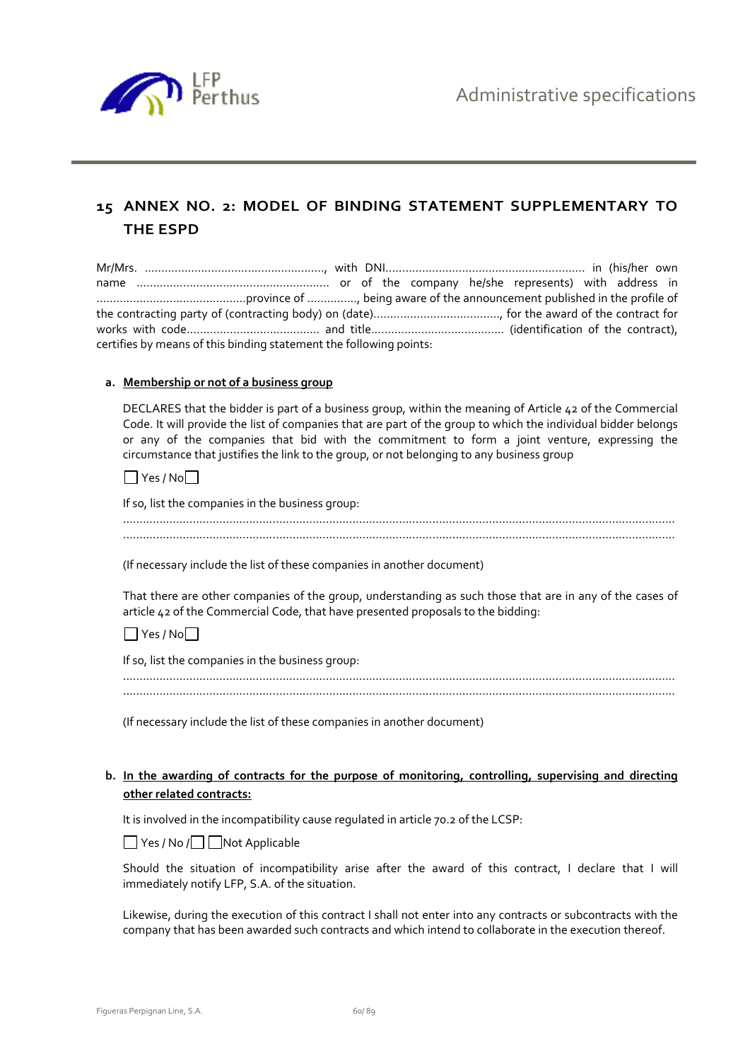## 15 ANNEX NO. 2: MODEL OF BINDING STATEMENT SUPPLEMENTARY TO THE ESPD

Mr/Mrs. ......................................................, with DNI........................................................... in (his/her own name .......................................................... or of the company he/she represents) with address in .............................................province of ..............., being aware of the announcement published in the profile of the contracting party of (contracting body) on (date)......................................, for the award of the contract for works with code........................................ and title........................................ (identification of the contract), certifies by means of this binding statement the following points:

**a. Membership or not of a business group**

DECLARES that the bidder is part of a business group, within the meaning of Article 42 of the Commercial Code. It will provide the list of companies that are part of the group to which the individual bidder belongs or any of the companies that bid with the commitment to form a joint venture, expressing the circumstance that justifies the link to the group, or not belonging to any business group

☐ Yes / No ☐

If so, list the companies in the business group:

.......................................................................................................................................................
.......................................................................................................................................................

(If necessary include the list of these companies in another document)

That there are other companies of the group, understanding as such those that are in any of the cases of article 42 of the Commercial Code, that have presented proposals to the bidding:

☐ Yes / No ☐

If so, list the companies in the business group:

.......................................................................................................................................................
.......................................................................................................................................................

(If necessary include the list of these companies in another document)

**b. In the awarding of contracts for the purpose of monitoring, controlling, supervising and directing other related contracts:**

It is involved in the incompatibility cause regulated in article 70.2 of the LCSP:

☐ Yes / No / ☐ ☐ Not Applicable

Should the situation of incompatibility arise after the award of this contract, I declare that I will immediately notify LFP, S.A. of the situation.

Likewise, during the execution of this contract I shall not enter into any contracts or subcontracts with the company that has been awarded such contracts and which intend to collaborate in the execution thereof.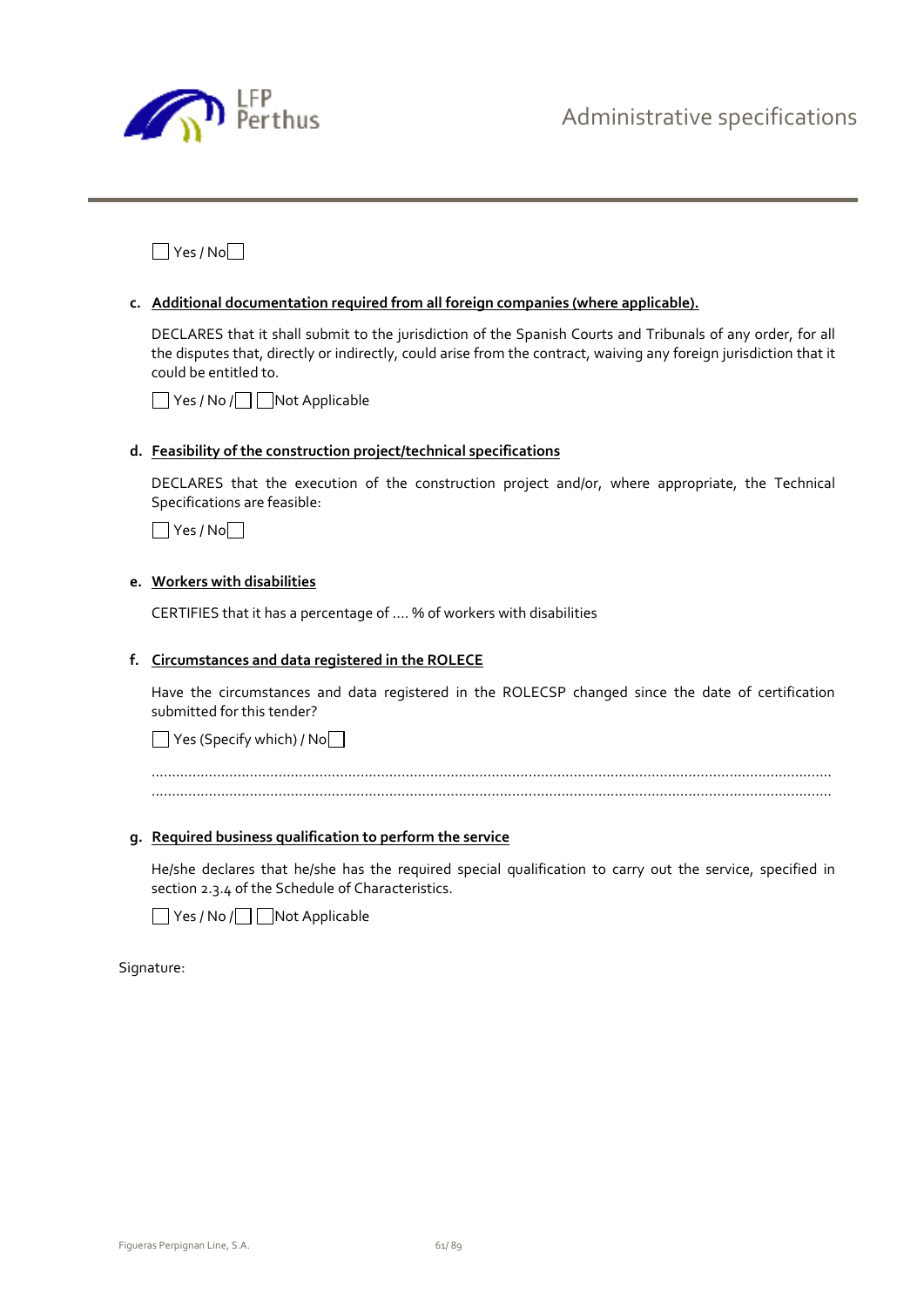☐ Yes / No ☐

**c. Additional documentation required from all foreign companies (where applicable).**

DECLARES that it shall submit to the jurisdiction of the Spanish Courts and Tribunals of any order, for all the disputes that, directly or indirectly, could arise from the contract, waiving any foreign jurisdiction that it could be entitled to.

☐ Yes / No / ☐ ☐ Not Applicable

**d. Feasibility of the construction project/technical specifications**

DECLARES that the execution of the construction project and/or, where appropriate, the Technical Specifications are feasible:

☐ Yes / No ☐

**e. Workers with disabilities**

CERTIFIES that it has a percentage of .... % of workers with disabilities

**f. Circumstances and data registered in the ROLECE**

Have the circumstances and data registered in the ROLECSP changed since the date of certification submitted for this tender?

☐ Yes (Specify which) / No ☐

....................................................................................................................................................................
....................................................................................................................................................................

**g. Required business qualification to perform the service**

He/she declares that he/she has the required special qualification to carry out the service, specified in section 2.3.4 of the Schedule of Characteristics.

☐ Yes / No / ☐ ☐ Not Applicable

Signature: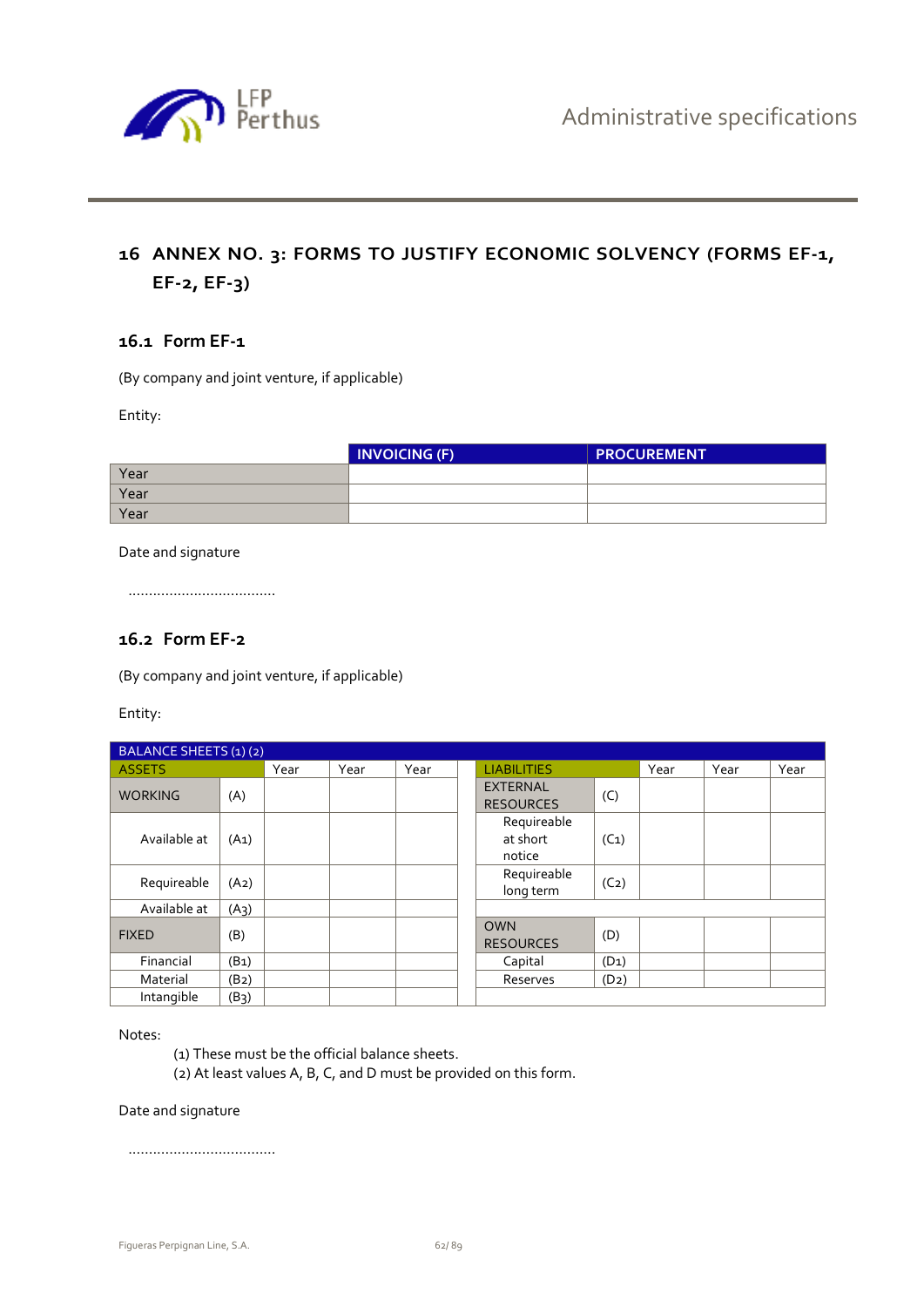## 16 ANNEX NO. 3: FORMS TO JUSTIFY ECONOMIC SOLVENCY (FORMS EF-1, EF-2, EF-3)

### 16.1 Form EF-1

(By company and joint venture, if applicable)

Entity:

| | INVOICING (F) | PROCUREMENT |
|---|---|---|
| Year | | |
| Year | | |
| Year | | |

Date and signature

………………………………

### 16.2 Form EF-2

(By company and joint venture, if applicable)

Entity:

| BALANCE SHEETS (1) (2) | | | | | | LIABILITIES | | | | |
|---|---|---|---|---|---|---|---|---|---|---|
| ASSETS | | Year | Year | Year | | LIABILITIES | | Year | Year | Year |
| WORKING | (A) | | | | | EXTERNAL RESOURCES | (C) | | | |
| Available at | (A1) | | | | | Requireable at short notice | (C1) | | | |
| Requireable | (A2) | | | | | Requireable long term | (C2) | | | |
| Available at | (A3) | | | | | | | | | |
| FIXED | (B) | | | | | OWN RESOURCES | (D) | | | |
| Financial | (B1) | | | | | Capital | (D1) | | | |
| Material | (B2) | | | | | Reserves | (D2) | | | |
| Intangible | (B3) | | | | | | | | | |

Notes:

(1) These must be the official balance sheets.
(2) At least values A, B, C, and D must be provided on this form.

Date and signature

………………………………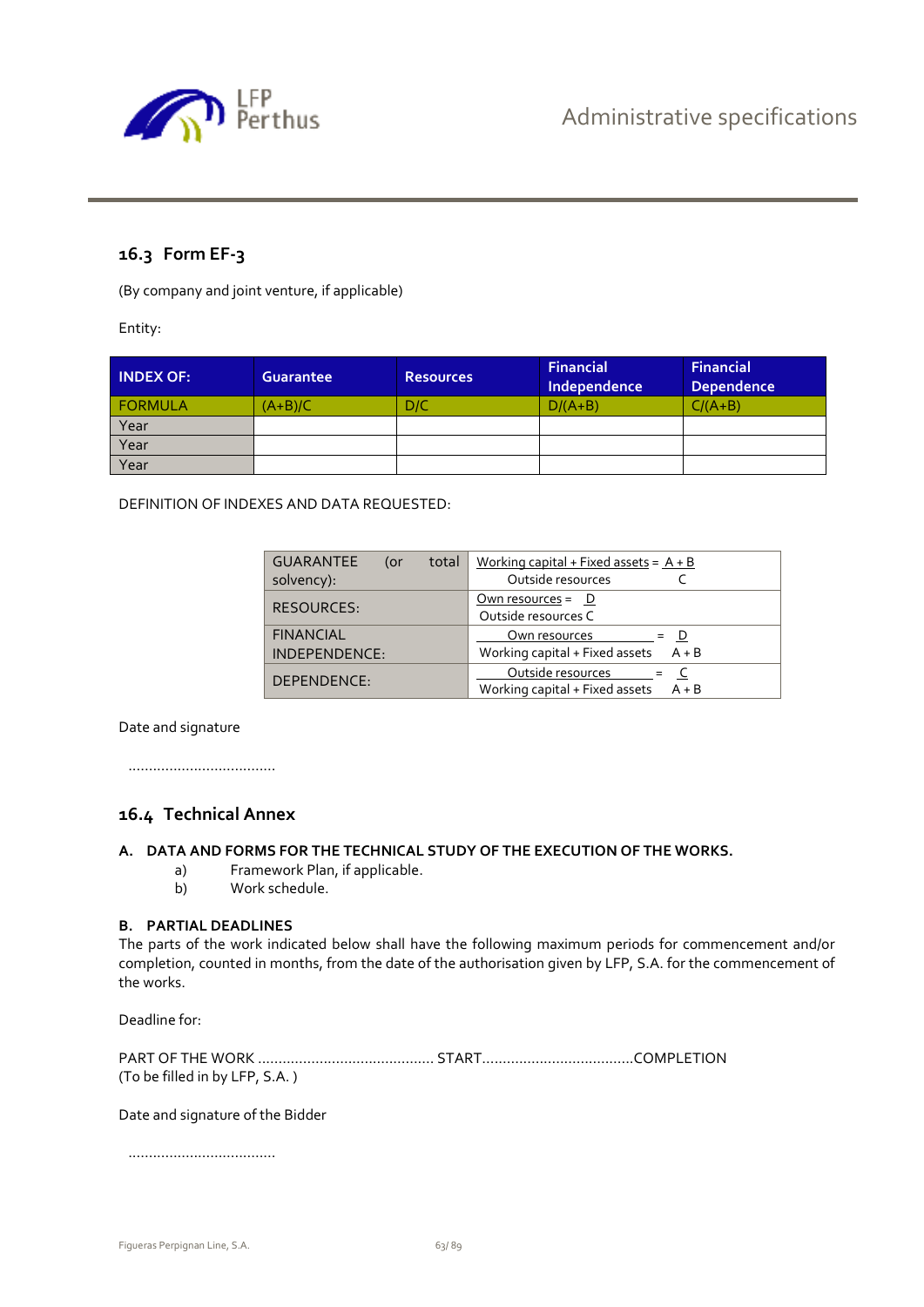## 16.3 Form EF-3

(By company and joint venture, if applicable)

Entity:

| INDEX OF: | Guarantee | Resources | Financial Independence | Financial Dependence |
|---|---|---|---|---|
| FORMULA | (A+B)/C | D/C | D/(A+B) | C/(A+B) |
| Year | | | | |
| Year | | | | |
| Year | | | | |

DEFINITION OF INDEXES AND DATA REQUESTED:

| | |
|---|---|
| GUARANTEE (or total solvency): | $\frac{\text{Working capital + Fixed assets}}{\text{Outside resources}} = \frac{A + B}{C}$ |
| RESOURCES: | $\frac{\text{Own resources}}{\text{Outside resources}} = \frac{D}{C}$ |
| FINANCIAL INDEPENDENCE: | $\frac{\text{Own resources}}{\text{Working capital + Fixed assets}} = \frac{D}{A + B}$ |
| DEPENDENCE: | $\frac{\text{Outside resources}}{\text{Working capital + Fixed assets}} = \frac{C}{A + B}$ |

Date and signature

....................................

## 16.4 Technical Annex

### A. DATA AND FORMS FOR THE TECHNICAL STUDY OF THE EXECUTION OF THE WORKS.

a) Framework Plan, if applicable.

b) Work schedule.

### B. PARTIAL DEADLINES

The parts of the work indicated below shall have the following maximum periods for commencement and/or completion, counted in months, from the date of the authorisation given by LFP, S.A. for the commencement of the works.

Deadline for:

PART OF THE WORK ........................................... START.....................................COMPLETION
(To be filled in by LFP, S.A. )

Date and signature of the Bidder

....................................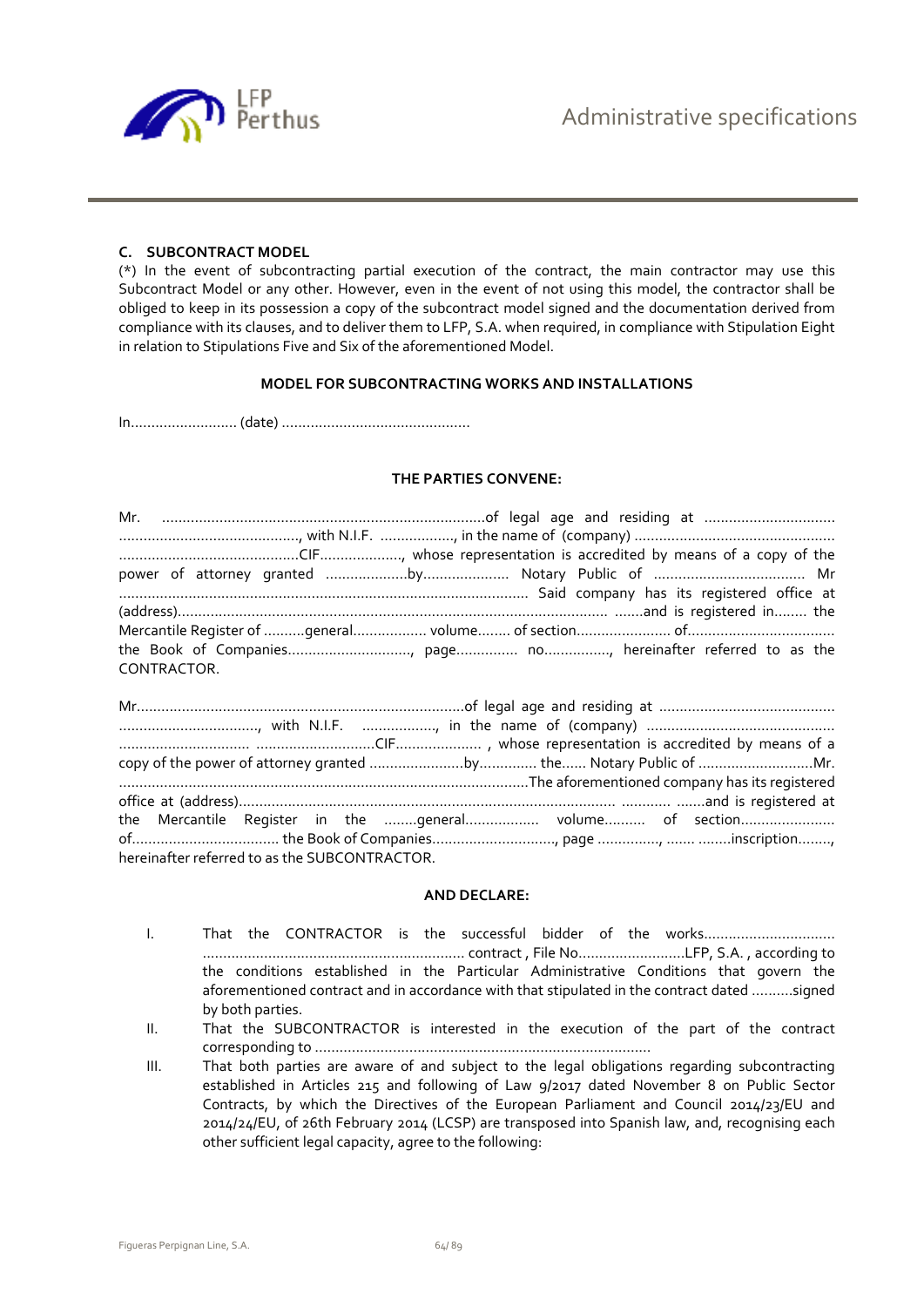### C. SUBCONTRACT MODEL

(*) In the event of subcontracting partial execution of the contract, the main contractor may use this Subcontract Model or any other. However, even in the event of not using this model, the contractor shall be obliged to keep in its possession a copy of the subcontract model signed and the documentation derived from compliance with its clauses, and to deliver them to LFP, S.A. when required, in compliance with Stipulation Eight in relation to Stipulations Five and Six of the aforementioned Model.

**MODEL FOR SUBCONTRACTING WORKS AND INSTALLATIONS**

In.......................... (date) ..............................................

**THE PARTIES CONVENE:**

Mr. ...............................................................................of legal age and residing at ............................... ..........................................., with N.I.F. .................., in the name of (company) ................................................ ...........................................CIF...................., whose representation is accredited by means of a copy of the power of attorney granted ....................by..................... Notary Public of .................................... Mr .................................................................................................... Said company has its registered office at (address)..................................................................................................... .......and is registered in........ the Mercantile Register of ..........general.................. volume........ of section....................... of................................... the Book of Companies.............................., page............... no................, hereinafter referred to as the CONTRACTOR.

Mr...............................................................................of legal age and residing at .......................................... ................................., with N.I.F. .................., in the name of (company) ............................................. ............................... ............................CIF..................... , whose representation is accredited by means of a copy of the power of attorney granted .......................by.............. the...... Notary Public of ............................Mr. ...................................................................................................The aforementioned company has its registered office at (address)........................................................................................... ........... .......and is registered at the Mercantile Register in the ........general.................. volume.......... of section...................... of................................... the Book of Companies.............................., page ..............., ....... ........inscription........, hereinafter referred to as the SUBCONTRACTOR.

**AND DECLARE:**

I. That the CONTRACTOR is the successful bidder of the works................................ ............................................................... contract , File No..........................LFP, S.A. , according to the conditions established in the Particular Administrative Conditions that govern the aforementioned contract and in accordance with that stipulated in the contract dated ..........signed by both parties.

II. That the SUBCONTRACTOR is interested in the execution of the part of the contract corresponding to .................................................................................

III. That both parties are aware of and subject to the legal obligations regarding subcontracting established in Articles 215 and following of Law 9/2017 dated November 8 on Public Sector Contracts, by which the Directives of the European Parliament and Council 2014/23/EU and 2014/24/EU, of 26th February 2014 (LCSP) are transposed into Spanish law, and, recognising each other sufficient legal capacity, agree to the following: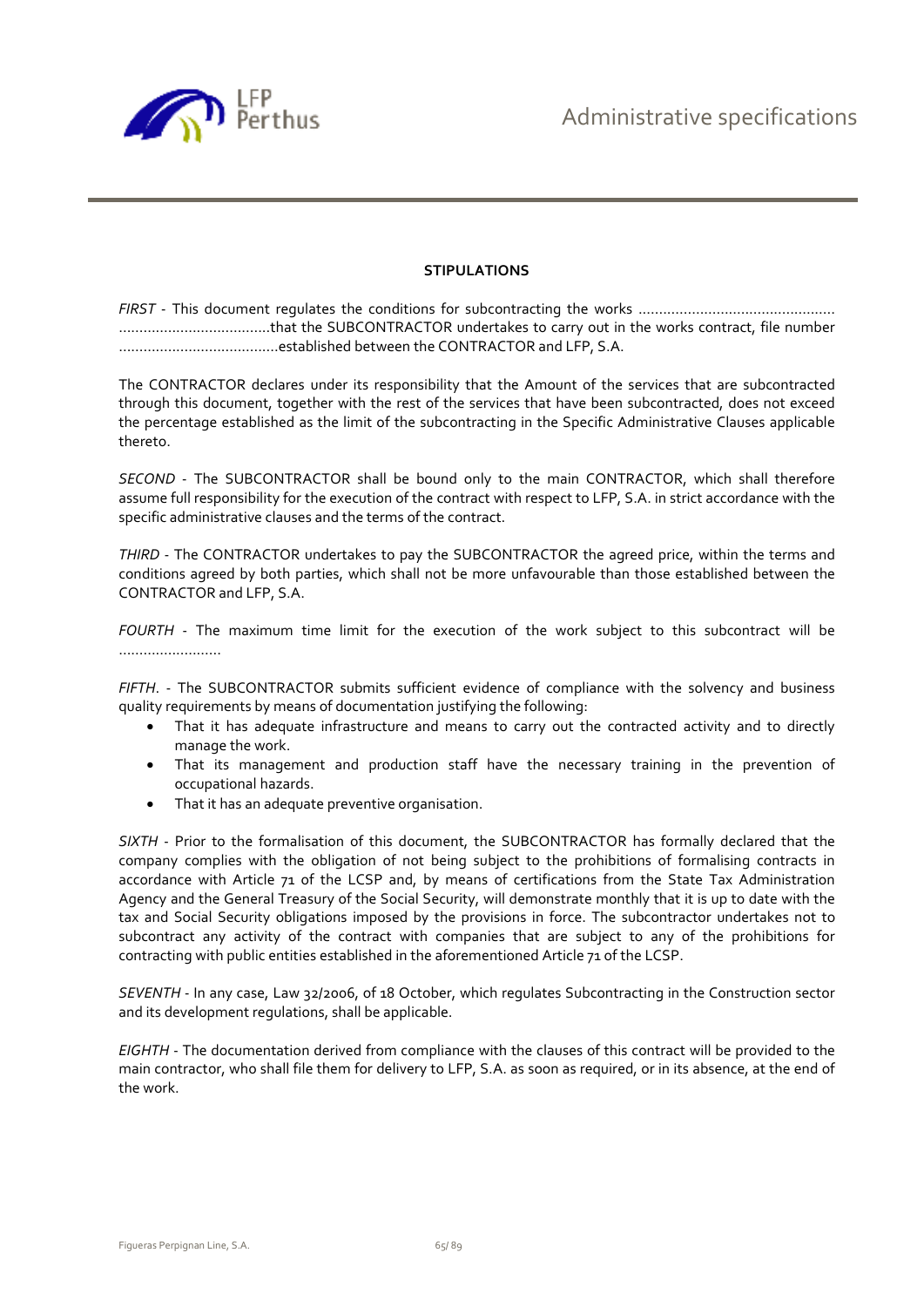**STIPULATIONS**

*FIRST* - This document regulates the conditions for subcontracting the works ................................................ ....................................that the SUBCONTRACTOR undertakes to carry out in the works contract, file number .......................................established between the CONTRACTOR and LFP, S.A.

The CONTRACTOR declares under its responsibility that the Amount of the services that are subcontracted through this document, together with the rest of the services that have been subcontracted, does not exceed the percentage established as the limit of the subcontracting in the Specific Administrative Clauses applicable thereto.

*SECOND* - The SUBCONTRACTOR shall be bound only to the main CONTRACTOR, which shall therefore assume full responsibility for the execution of the contract with respect to LFP, S.A. in strict accordance with the specific administrative clauses and the terms of the contract.

*THIRD* - The CONTRACTOR undertakes to pay the SUBCONTRACTOR the agreed price, within the terms and conditions agreed by both parties, which shall not be more unfavourable than those established between the CONTRACTOR and LFP, S.A.

*FOURTH* - The maximum time limit for the execution of the work subject to this subcontract will be .........................

*FIFTH*. - The SUBCONTRACTOR submits sufficient evidence of compliance with the solvency and business quality requirements by means of documentation justifying the following:

- That it has adequate infrastructure and means to carry out the contracted activity and to directly manage the work.
- That its management and production staff have the necessary training in the prevention of occupational hazards.
- That it has an adequate preventive organisation.

*SIXTH* - Prior to the formalisation of this document, the SUBCONTRACTOR has formally declared that the company complies with the obligation of not being subject to the prohibitions of formalising contracts in accordance with Article 71 of the LCSP and, by means of certifications from the State Tax Administration Agency and the General Treasury of the Social Security, will demonstrate monthly that it is up to date with the tax and Social Security obligations imposed by the provisions in force. The subcontractor undertakes not to subcontract any activity of the contract with companies that are subject to any of the prohibitions for contracting with public entities established in the aforementioned Article 71 of the LCSP.

*SEVENTH* - In any case, Law 32/2006, of 18 October, which regulates Subcontracting in the Construction sector and its development regulations, shall be applicable.

*EIGHTH* - The documentation derived from compliance with the clauses of this contract will be provided to the main contractor, who shall file them for delivery to LFP, S.A. as soon as required, or in its absence, at the end of the work.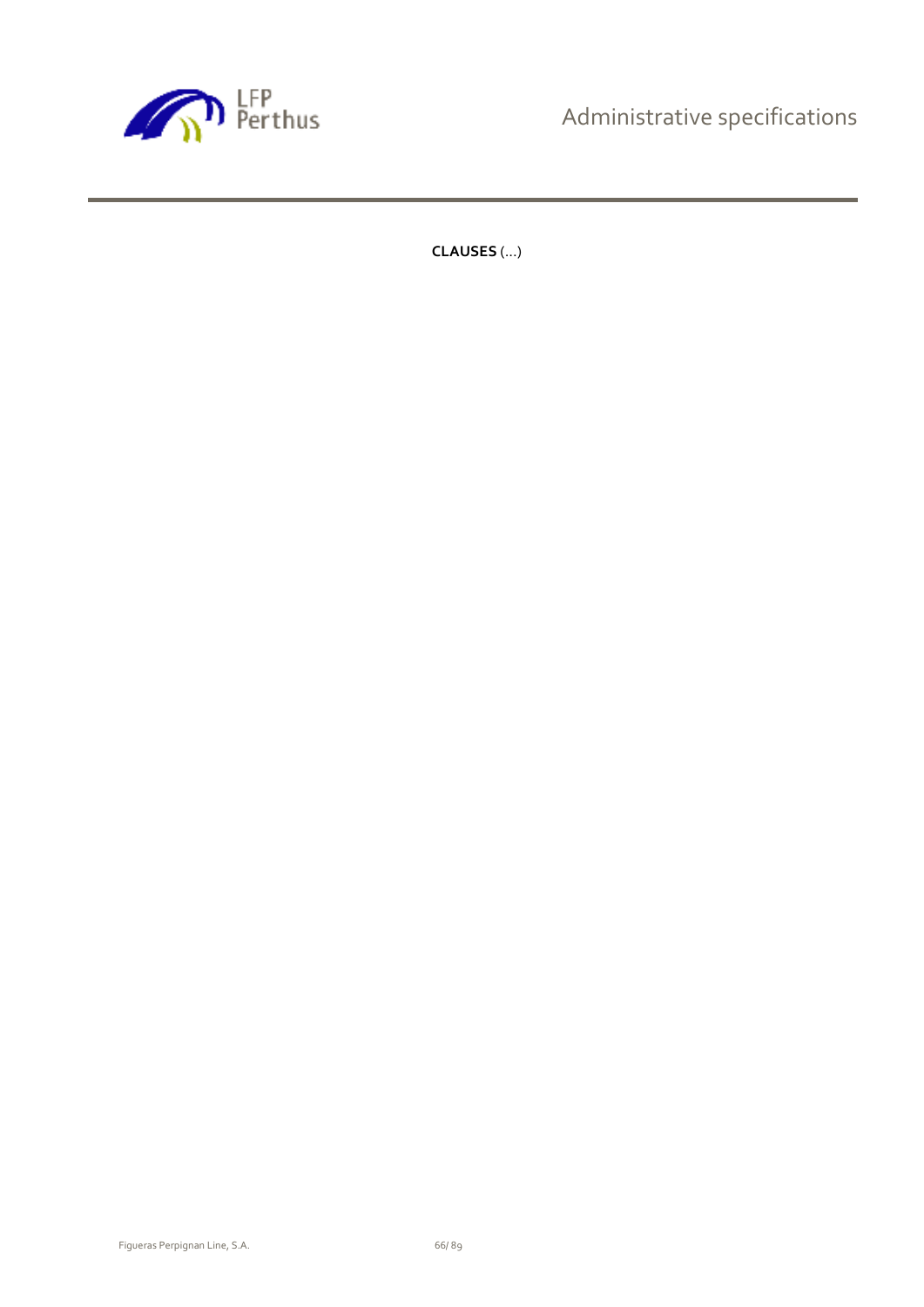**CLAUSES** (...)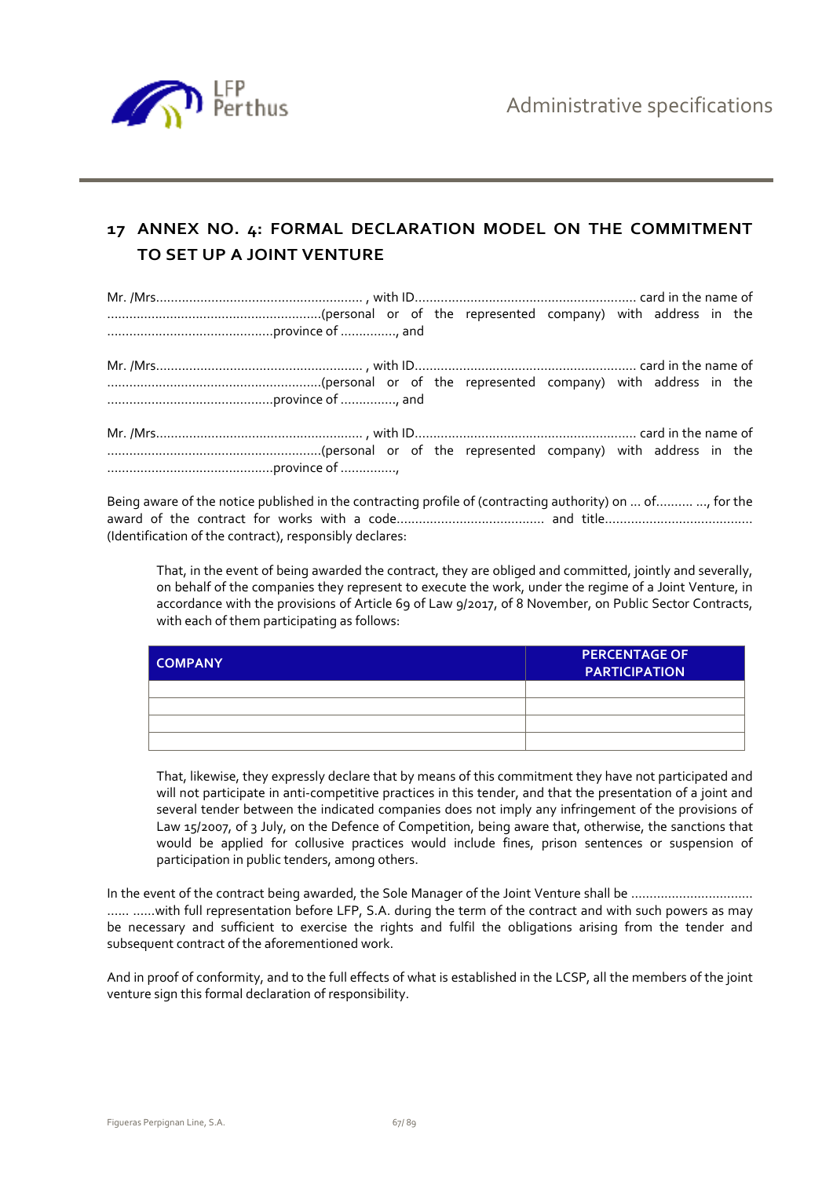## 17 ANNEX NO. 4: FORMAL DECLARATION MODEL ON THE COMMITMENT TO SET UP A JOINT VENTURE

Mr. /Mrs......................................................... , with ID............................................................ card in the name of ..........................................................(personal or of the represented company) with address in the .............................................province of ..............., and

Mr. /Mrs......................................................... , with ID............................................................ card in the name of ..........................................................(personal or of the represented company) with address in the .............................................province of ..............., and

Mr. /Mrs......................................................... , with ID............................................................ card in the name of ..........................................................(personal or of the represented company) with address in the .............................................province of ...............,

Being aware of the notice published in the contracting profile of (contracting authority) on ... of.......... ..., for the award of the contract for works with a code........................................ and title........................................ (Identification of the contract), responsibly declares:

That, in the event of being awarded the contract, they are obliged and committed, jointly and severally, on behalf of the companies they represent to execute the work, under the regime of a Joint Venture, in accordance with the provisions of Article 69 of Law 9/2017, of 8 November, on Public Sector Contracts, with each of them participating as follows:

| COMPANY | PERCENTAGE OF PARTICIPATION |
|---|---|
| | |
| | |
| | |
| | |

That, likewise, they expressly declare that by means of this commitment they have not participated and will not participate in anti-competitive practices in this tender, and that the presentation of a joint and several tender between the indicated companies does not imply any infringement of the provisions of Law 15/2007, of 3 July, on the Defence of Competition, being aware that, otherwise, the sanctions that would be applied for collusive practices would include fines, prison sentences or suspension of participation in public tenders, among others.

In the event of the contract being awarded, the Sole Manager of the Joint Venture shall be ................................ ...... ......with full representation before LFP, S.A. during the term of the contract and with such powers as may be necessary and sufficient to exercise the rights and fulfil the obligations arising from the tender and subsequent contract of the aforementioned work.

And in proof of conformity, and to the full effects of what is established in the LCSP, all the members of the joint venture sign this formal declaration of responsibility.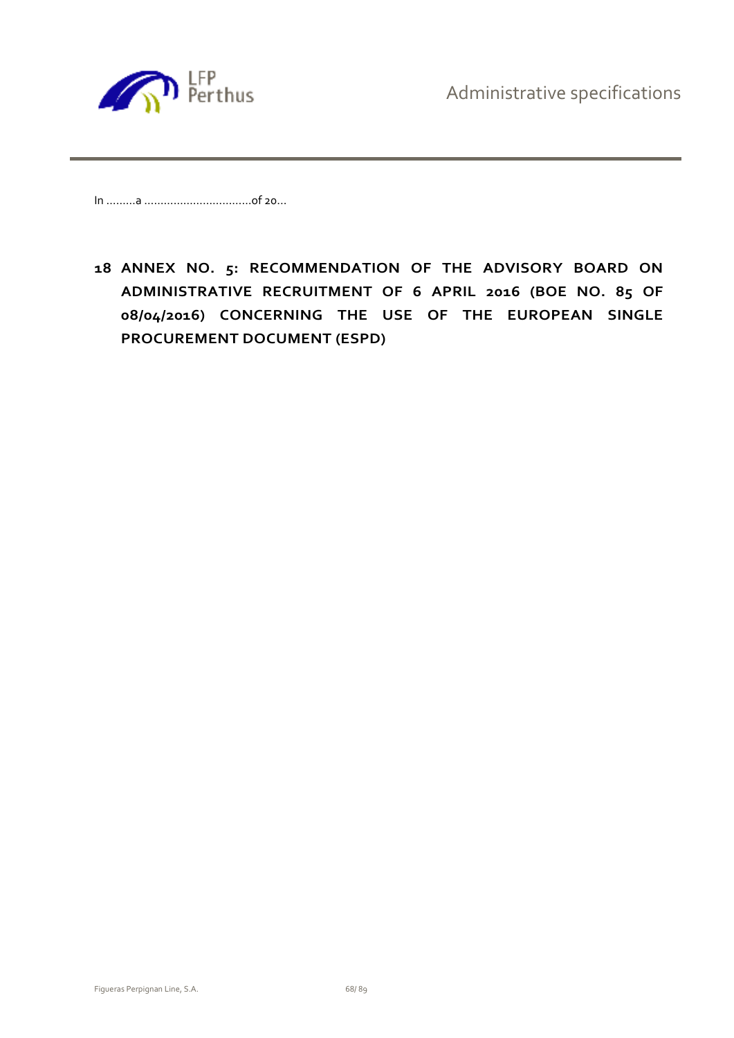In .........a .................................of 20...

# 18 ANNEX NO. 5: RECOMMENDATION OF THE ADVISORY BOARD ON ADMINISTRATIVE RECRUITMENT OF 6 APRIL 2016 (BOE NO. 85 OF 08/04/2016) CONCERNING THE USE OF THE EUROPEAN SINGLE PROCUREMENT DOCUMENT (ESPD)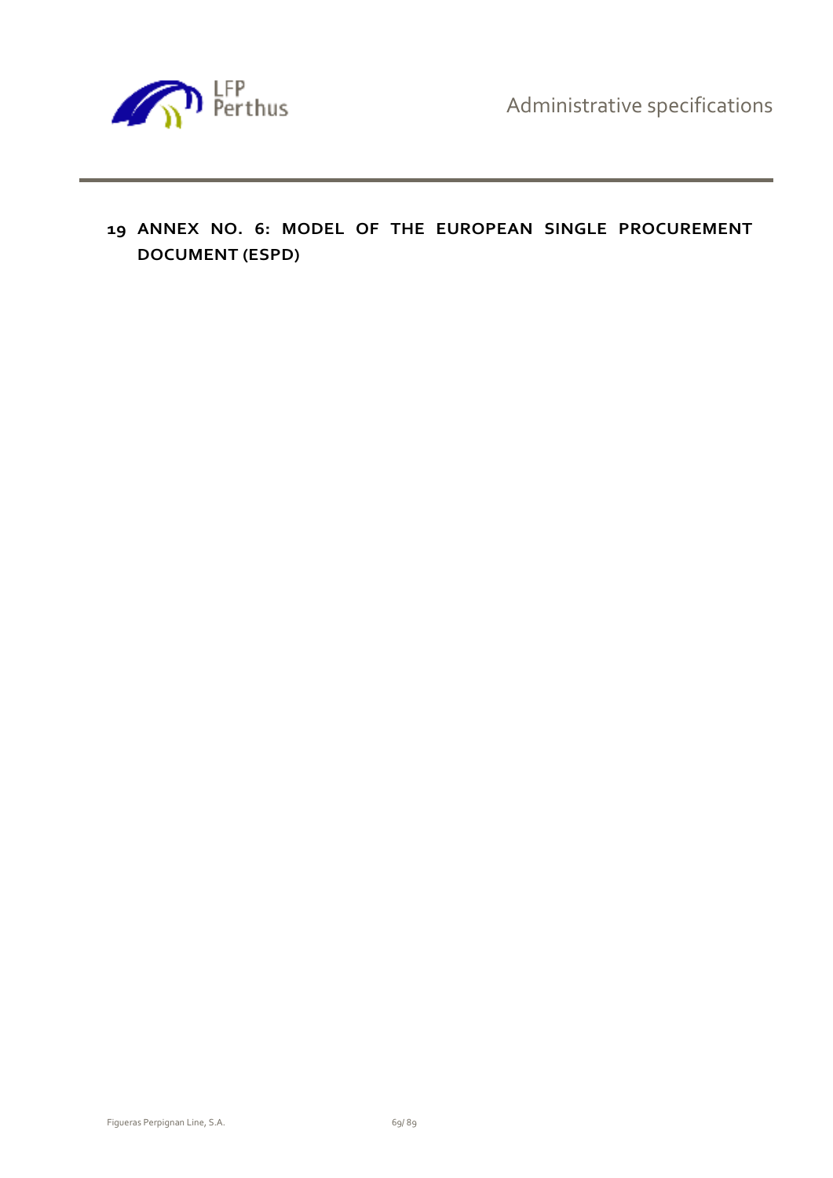# 19 ANNEX NO. 6: MODEL OF THE EUROPEAN SINGLE PROCUREMENT DOCUMENT (ESPD)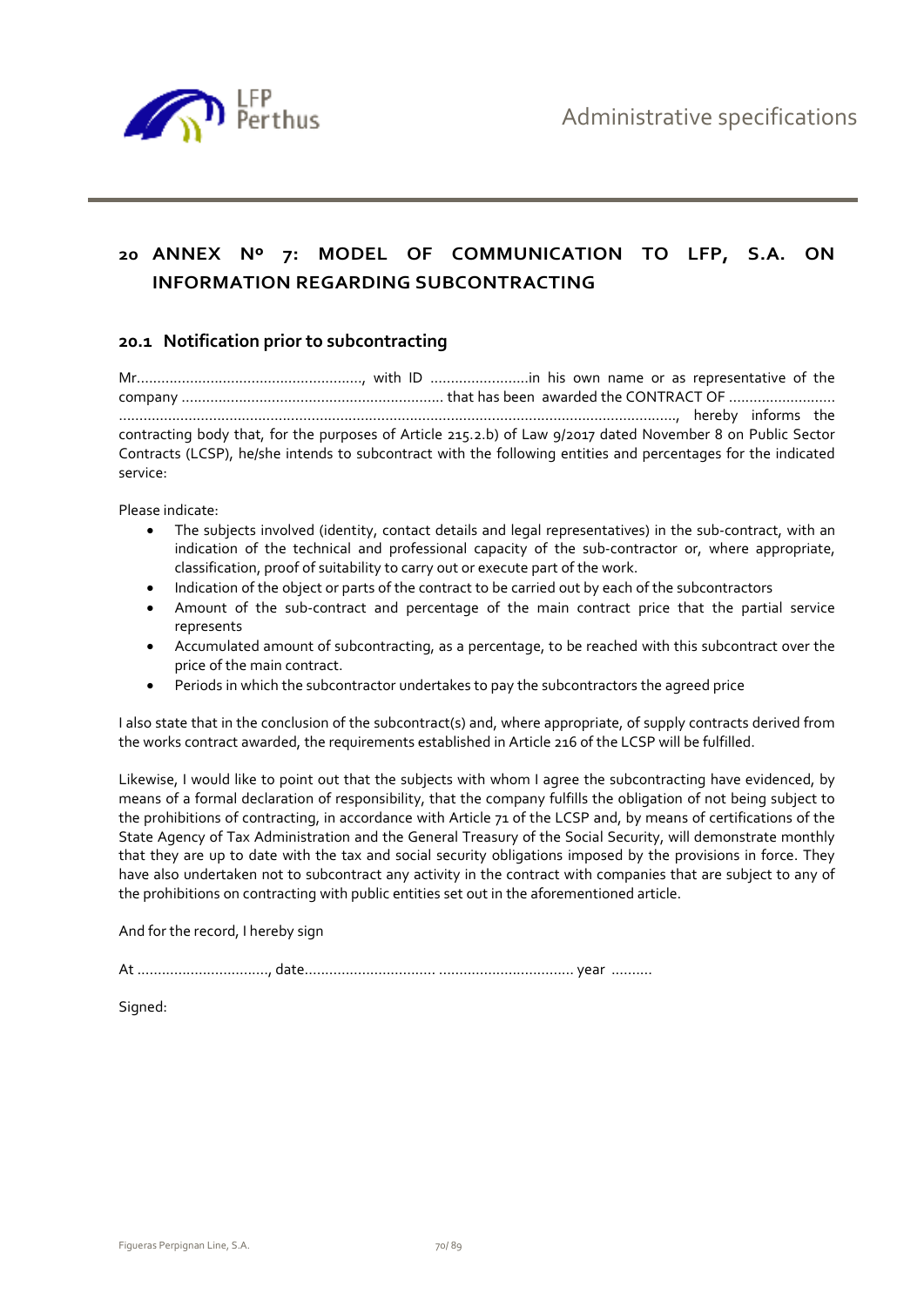## 20 ANNEX Nº 7: MODEL OF COMMUNICATION TO LFP, S.A. ON INFORMATION REGARDING SUBCONTRACTING

### 20.1 Notification prior to subcontracting

Mr......................................................, with ID ........................in his own name or as representative of the company ................................................................ that has been awarded the CONTRACT OF .......................... ......................................................................................................................................, hereby informs the contracting body that, for the purposes of Article 215.2.b) of Law 9/2017 dated November 8 on Public Sector Contracts (LCSP), he/she intends to subcontract with the following entities and percentages for the indicated service:

Please indicate:

- The subjects involved (identity, contact details and legal representatives) in the sub-contract, with an indication of the technical and professional capacity of the sub-contractor or, where appropriate, classification, proof of suitability to carry out or execute part of the work.
- Indication of the object or parts of the contract to be carried out by each of the subcontractors
- Amount of the sub-contract and percentage of the main contract price that the partial service represents
- Accumulated amount of subcontracting, as a percentage, to be reached with this subcontract over the price of the main contract.
- Periods in which the subcontractor undertakes to pay the subcontractors the agreed price

I also state that in the conclusion of the subcontract(s) and, where appropriate, of supply contracts derived from the works contract awarded, the requirements established in Article 216 of the LCSP will be fulfilled.

Likewise, I would like to point out that the subjects with whom I agree the subcontracting have evidenced, by means of a formal declaration of responsibility, that the company fulfills the obligation of not being subject to the prohibitions of contracting, in accordance with Article 71 of the LCSP and, by means of certifications of the State Agency of Tax Administration and the General Treasury of the Social Security, will demonstrate monthly that they are up to date with the tax and social security obligations imposed by the provisions in force. They have also undertaken not to subcontract any activity in the contract with companies that are subject to any of the prohibitions on contracting with public entities set out in the aforementioned article.

And for the record, I hereby sign

At ................................, date................................ ................................. year ..........

Signed: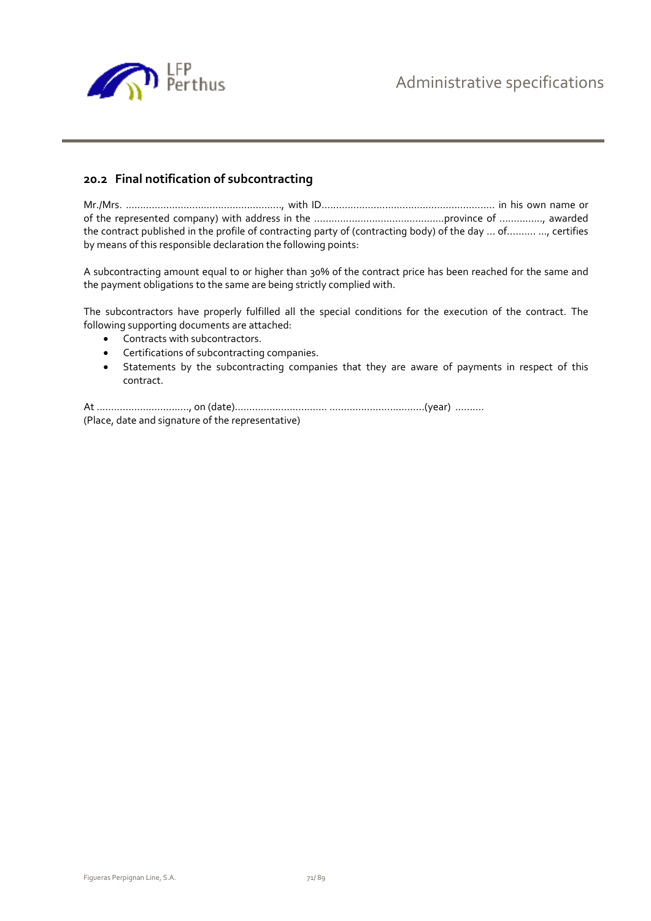## 20.2 Final notification of subcontracting

Mr./Mrs. ......................................................, with ID........................................................... in his own name or of the represented company) with address in the .............................................province of ..............., awarded the contract published in the profile of contracting party of (contracting body) of the day ... of.......... ..., certifies by means of this responsible declaration the following points:

A subcontracting amount equal to or higher than 30% of the contract price has been reached for the same and the payment obligations to the same are being strictly complied with.

The subcontractors have properly fulfilled all the special conditions for the execution of the contract. The following supporting documents are attached:

- Contracts with subcontractors.
- Certifications of subcontracting companies.
- Statements by the subcontracting companies that they are aware of payments in respect of this contract.

At ................................, on (date)................................ .................................(year) ..........
(Place, date and signature of the representative)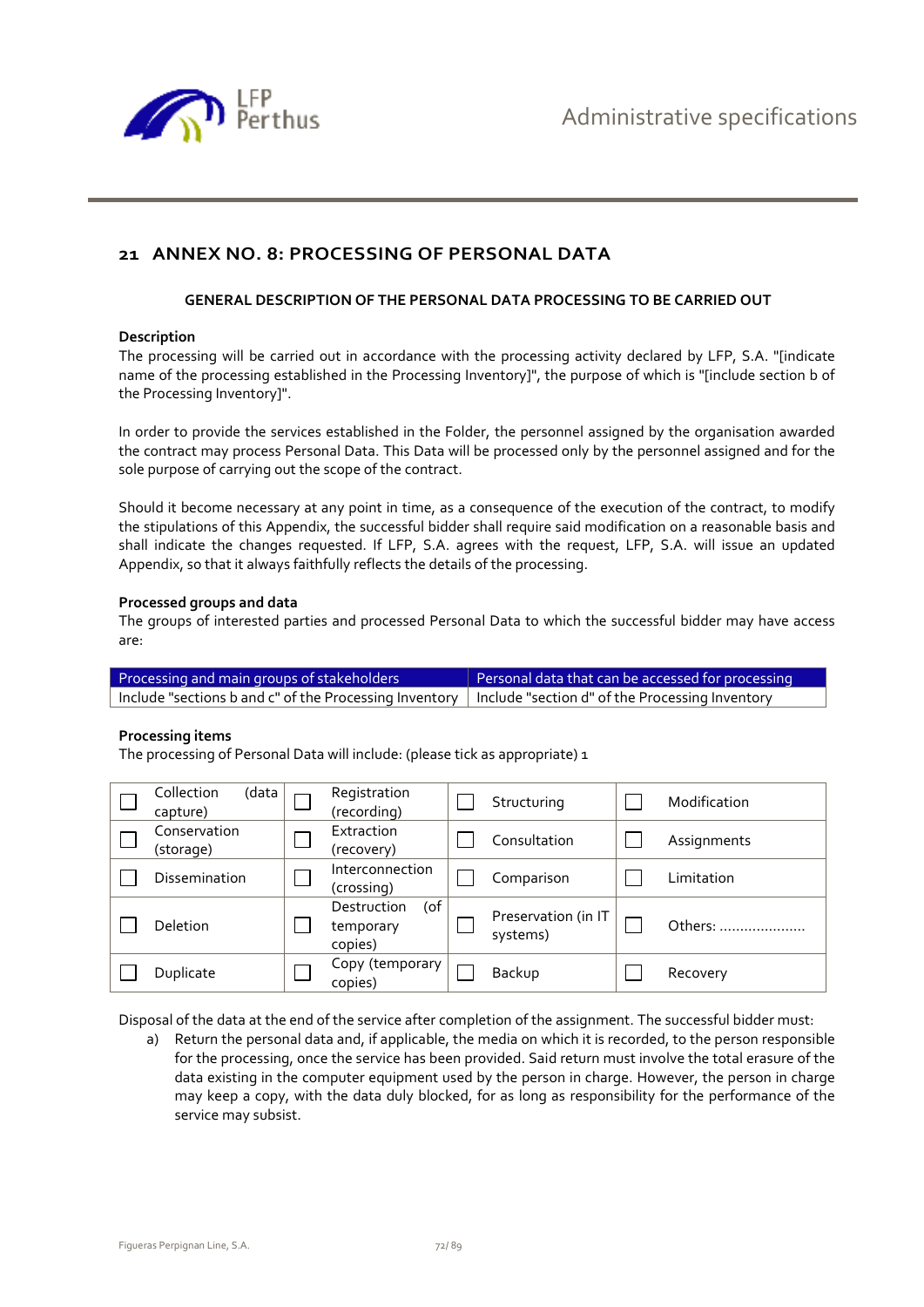## 21 ANNEX NO. 8: PROCESSING OF PERSONAL DATA

**GENERAL DESCRIPTION OF THE PERSONAL DATA PROCESSING TO BE CARRIED OUT**

**Description**

The processing will be carried out in accordance with the processing activity declared by LFP, S.A. "[indicate name of the processing established in the Processing Inventory]", the purpose of which is "[include section b of the Processing Inventory]".

In order to provide the services established in the Folder, the personnel assigned by the organisation awarded the contract may process Personal Data. This Data will be processed only by the personnel assigned and for the sole purpose of carrying out the scope of the contract.

Should it become necessary at any point in time, as a consequence of the execution of the contract, to modify the stipulations of this Appendix, the successful bidder shall require said modification on a reasonable basis and shall indicate the changes requested. If LFP, S.A. agrees with the request, LFP, S.A. will issue an updated Appendix, so that it always faithfully reflects the details of the processing.

**Processed groups and data**

The groups of interested parties and processed Personal Data to which the successful bidder may have access are:

| Processing and main groups of stakeholders | Personal data that can be accessed for processing |
|---|---|
| Include "sections b and c" of the Processing Inventory | Include "section d" of the Processing Inventory |

**Processing items**

The processing of Personal Data will include: (please tick as appropriate) 1

| ☐ Collection (data capture) | ☐ Registration (recording) | ☐ Structuring | ☐ Modification |
|---|---|---|---|
| ☐ Conservation (storage) | ☐ Extraction (recovery) | ☐ Consultation | ☐ Assignments |
| ☐ Dissemination | ☐ Interconnection (crossing) | ☐ Comparison | ☐ Limitation |
| ☐ Deletion | ☐ Destruction (of temporary copies) | ☐ Preservation (in IT systems) | ☐ Others: ..................... |
| ☐ Duplicate | ☐ Copy (temporary copies) | ☐ Backup | ☐ Recovery |

Disposal of the data at the end of the service after completion of the assignment. The successful bidder must:

a) Return the personal data and, if applicable, the media on which it is recorded, to the person responsible for the processing, once the service has been provided. Said return must involve the total erasure of the data existing in the computer equipment used by the person in charge. However, the person in charge may keep a copy, with the data duly blocked, for as long as responsibility for the performance of the service may subsist.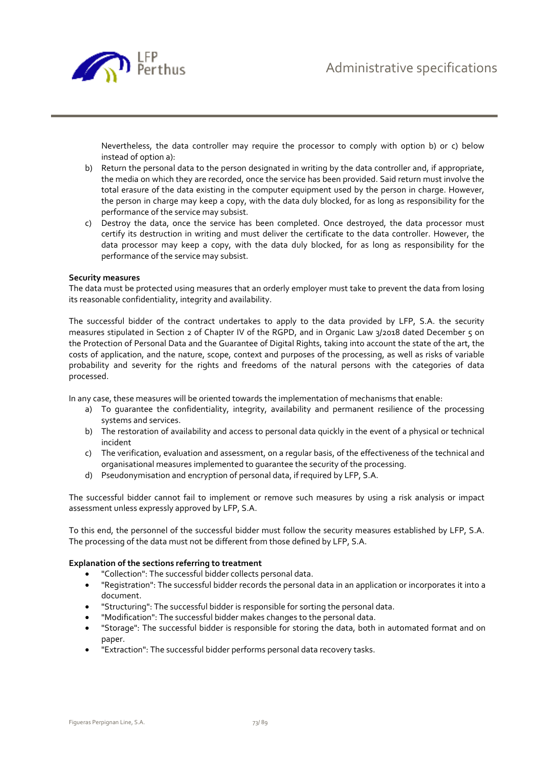Nevertheless, the data controller may require the processor to comply with option b) or c) below instead of option a):

b) Return the personal data to the person designated in writing by the data controller and, if appropriate, the media on which they are recorded, once the service has been provided. Said return must involve the total erasure of the data existing in the computer equipment used by the person in charge. However, the person in charge may keep a copy, with the data duly blocked, for as long as responsibility for the performance of the service may subsist.

c) Destroy the data, once the service has been completed. Once destroyed, the data processor must certify its destruction in writing and must deliver the certificate to the data controller. However, the data processor may keep a copy, with the data duly blocked, for as long as responsibility for the performance of the service may subsist.

**Security measures**

The data must be protected using measures that an orderly employer must take to prevent the data from losing its reasonable confidentiality, integrity and availability.

The successful bidder of the contract undertakes to apply to the data provided by LFP, S.A. the security measures stipulated in Section 2 of Chapter IV of the RGPD, and in Organic Law 3/2018 dated December 5 on the Protection of Personal Data and the Guarantee of Digital Rights, taking into account the state of the art, the costs of application, and the nature, scope, context and purposes of the processing, as well as risks of variable probability and severity for the rights and freedoms of the natural persons with the categories of data processed.

In any case, these measures will be oriented towards the implementation of mechanisms that enable:

a) To guarantee the confidentiality, integrity, availability and permanent resilience of the processing systems and services.
b) The restoration of availability and access to personal data quickly in the event of a physical or technical incident
c) The verification, evaluation and assessment, on a regular basis, of the effectiveness of the technical and organisational measures implemented to guarantee the security of the processing.
d) Pseudonymisation and encryption of personal data, if required by LFP, S.A.

The successful bidder cannot fail to implement or remove such measures by using a risk analysis or impact assessment unless expressly approved by LFP, S.A.

To this end, the personnel of the successful bidder must follow the security measures established by LFP, S.A. The processing of the data must not be different from those defined by LFP, S.A.

**Explanation of the sections referring to treatment**

- "Collection": The successful bidder collects personal data.
- "Registration": The successful bidder records the personal data in an application or incorporates it into a document.
- "Structuring": The successful bidder is responsible for sorting the personal data.
- "Modification": The successful bidder makes changes to the personal data.
- "Storage": The successful bidder is responsible for storing the data, both in automated format and on paper.
- "Extraction": The successful bidder performs personal data recovery tasks.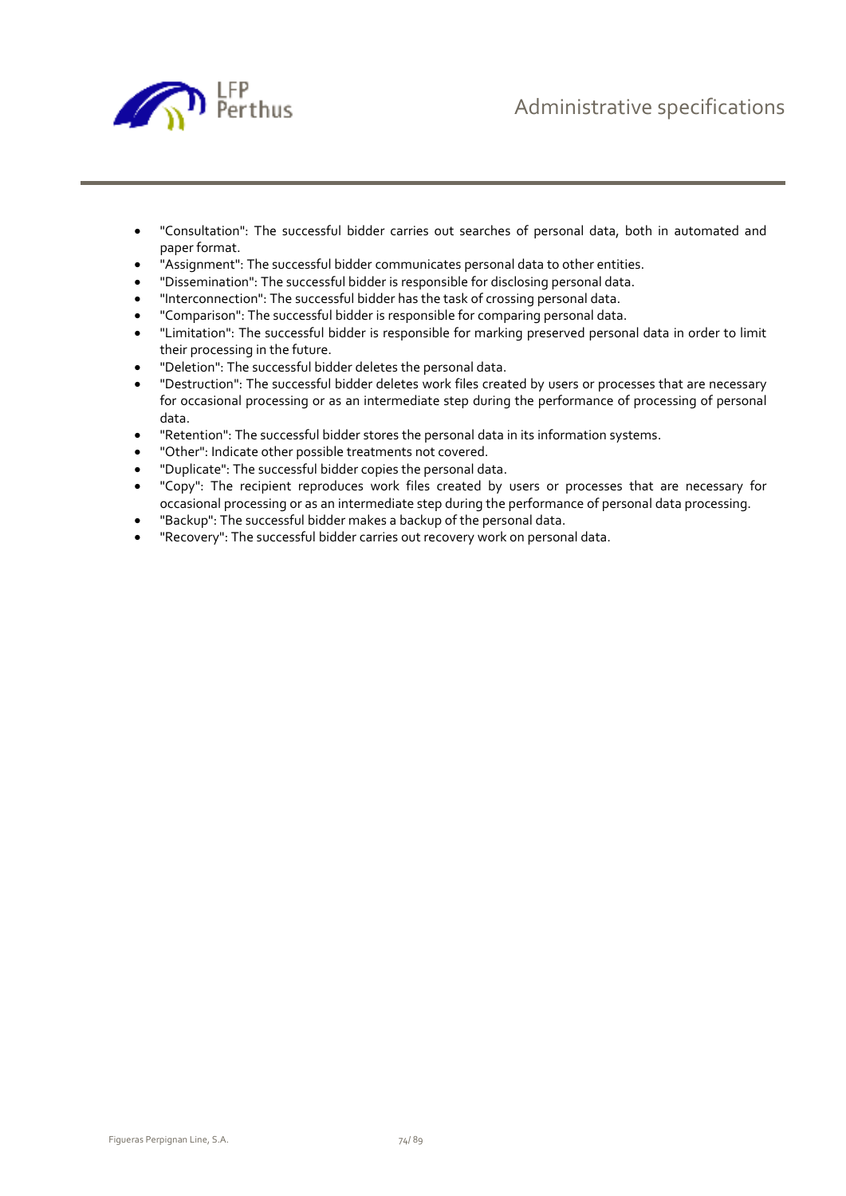- "Consultation": The successful bidder carries out searches of personal data, both in automated and paper format.
- "Assignment": The successful bidder communicates personal data to other entities.
- "Dissemination": The successful bidder is responsible for disclosing personal data.
- "Interconnection": The successful bidder has the task of crossing personal data.
- "Comparison": The successful bidder is responsible for comparing personal data.
- "Limitation": The successful bidder is responsible for marking preserved personal data in order to limit their processing in the future.
- "Deletion": The successful bidder deletes the personal data.
- "Destruction": The successful bidder deletes work files created by users or processes that are necessary for occasional processing or as an intermediate step during the performance of processing of personal data.
- "Retention": The successful bidder stores the personal data in its information systems.
- "Other": Indicate other possible treatments not covered.
- "Duplicate": The successful bidder copies the personal data.
- "Copy": The recipient reproduces work files created by users or processes that are necessary for occasional processing or as an intermediate step during the performance of personal data processing.
- "Backup": The successful bidder makes a backup of the personal data.
- "Recovery": The successful bidder carries out recovery work on personal data.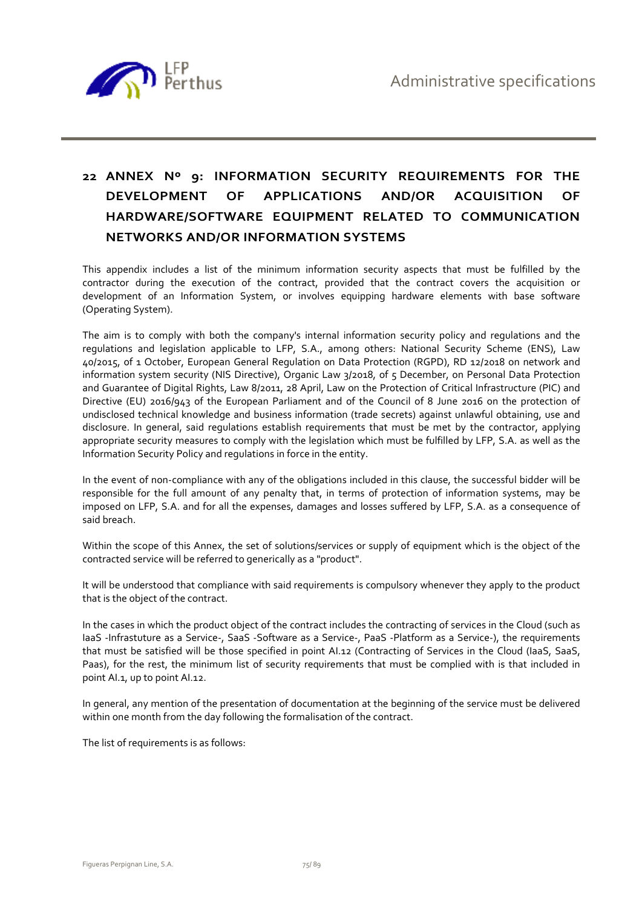# 22 ANNEX Nº 9: INFORMATION SECURITY REQUIREMENTS FOR THE DEVELOPMENT OF APPLICATIONS AND/OR ACQUISITION OF HARDWARE/SOFTWARE EQUIPMENT RELATED TO COMMUNICATION NETWORKS AND/OR INFORMATION SYSTEMS

This appendix includes a list of the minimum information security aspects that must be fulfilled by the contractor during the execution of the contract, provided that the contract covers the acquisition or development of an Information System, or involves equipping hardware elements with base software (Operating System).

The aim is to comply with both the company's internal information security policy and regulations and the regulations and legislation applicable to LFP, S.A., among others: National Security Scheme (ENS), Law 40/2015, of 1 October, European General Regulation on Data Protection (RGPD), RD 12/2018 on network and information system security (NIS Directive), Organic Law 3/2018, of 5 December, on Personal Data Protection and Guarantee of Digital Rights, Law 8/2011, 28 April, Law on the Protection of Critical Infrastructure (PIC) and Directive (EU) 2016/943 of the European Parliament and of the Council of 8 June 2016 on the protection of undisclosed technical knowledge and business information (trade secrets) against unlawful obtaining, use and disclosure. In general, said regulations establish requirements that must be met by the contractor, applying appropriate security measures to comply with the legislation which must be fulfilled by LFP, S.A. as well as the Information Security Policy and regulations in force in the entity.

In the event of non-compliance with any of the obligations included in this clause, the successful bidder will be responsible for the full amount of any penalty that, in terms of protection of information systems, may be imposed on LFP, S.A. and for all the expenses, damages and losses suffered by LFP, S.A. as a consequence of said breach.

Within the scope of this Annex, the set of solutions/services or supply of equipment which is the object of the contracted service will be referred to generically as a "product".

It will be understood that compliance with said requirements is compulsory whenever they apply to the product that is the object of the contract.

In the cases in which the product object of the contract includes the contracting of services in the Cloud (such as IaaS -Infrastuture as a Service-, SaaS -Software as a Service-, PaaS -Platform as a Service-), the requirements that must be satisfied will be those specified in point AI.12 (Contracting of Services in the Cloud (IaaS, SaaS, Paas), for the rest, the minimum list of security requirements that must be complied with is that included in point AI.1, up to point AI.12.

In general, any mention of the presentation of documentation at the beginning of the service must be delivered within one month from the day following the formalisation of the contract.

The list of requirements is as follows: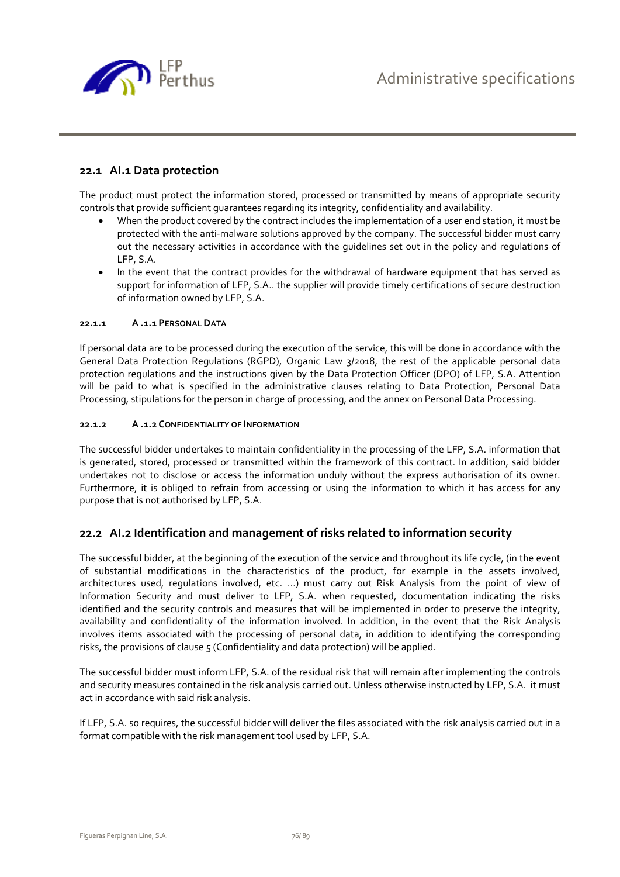## 22.1 AI.1 Data protection

The product must protect the information stored, processed or transmitted by means of appropriate security controls that provide sufficient guarantees regarding its integrity, confidentiality and availability.

- When the product covered by the contract includes the implementation of a user end station, it must be protected with the anti-malware solutions approved by the company. The successful bidder must carry out the necessary activities in accordance with the guidelines set out in the policy and regulations of LFP, S.A.
- In the event that the contract provides for the withdrawal of hardware equipment that has served as support for information of LFP, S.A.. the supplier will provide timely certifications of secure destruction of information owned by LFP, S.A.

#### 22.1.1 A .1.1 PERSONAL DATA

If personal data are to be processed during the execution of the service, this will be done in accordance with the General Data Protection Regulations (RGPD), Organic Law 3/2018, the rest of the applicable personal data protection regulations and the instructions given by the Data Protection Officer (DPO) of LFP, S.A. Attention will be paid to what is specified in the administrative clauses relating to Data Protection, Personal Data Processing, stipulations for the person in charge of processing, and the annex on Personal Data Processing.

#### 22.1.2 A .1.2 CONFIDENTIALITY OF INFORMATION

The successful bidder undertakes to maintain confidentiality in the processing of the LFP, S.A. information that is generated, stored, processed or transmitted within the framework of this contract. In addition, said bidder undertakes not to disclose or access the information unduly without the express authorisation of its owner. Furthermore, it is obliged to refrain from accessing or using the information to which it has access for any purpose that is not authorised by LFP, S.A.

## 22.2 AI.2 Identification and management of risks related to information security

The successful bidder, at the beginning of the execution of the service and throughout its life cycle, (in the event of substantial modifications in the characteristics of the product, for example in the assets involved, architectures used, regulations involved, etc. ...) must carry out Risk Analysis from the point of view of Information Security and must deliver to LFP, S.A. when requested, documentation indicating the risks identified and the security controls and measures that will be implemented in order to preserve the integrity, availability and confidentiality of the information involved. In addition, in the event that the Risk Analysis involves items associated with the processing of personal data, in addition to identifying the corresponding risks, the provisions of clause 5 (Confidentiality and data protection) will be applied.

The successful bidder must inform LFP, S.A. of the residual risk that will remain after implementing the controls and security measures contained in the risk analysis carried out. Unless otherwise instructed by LFP, S.A. it must act in accordance with said risk analysis.

If LFP, S.A. so requires, the successful bidder will deliver the files associated with the risk analysis carried out in a format compatible with the risk management tool used by LFP, S.A.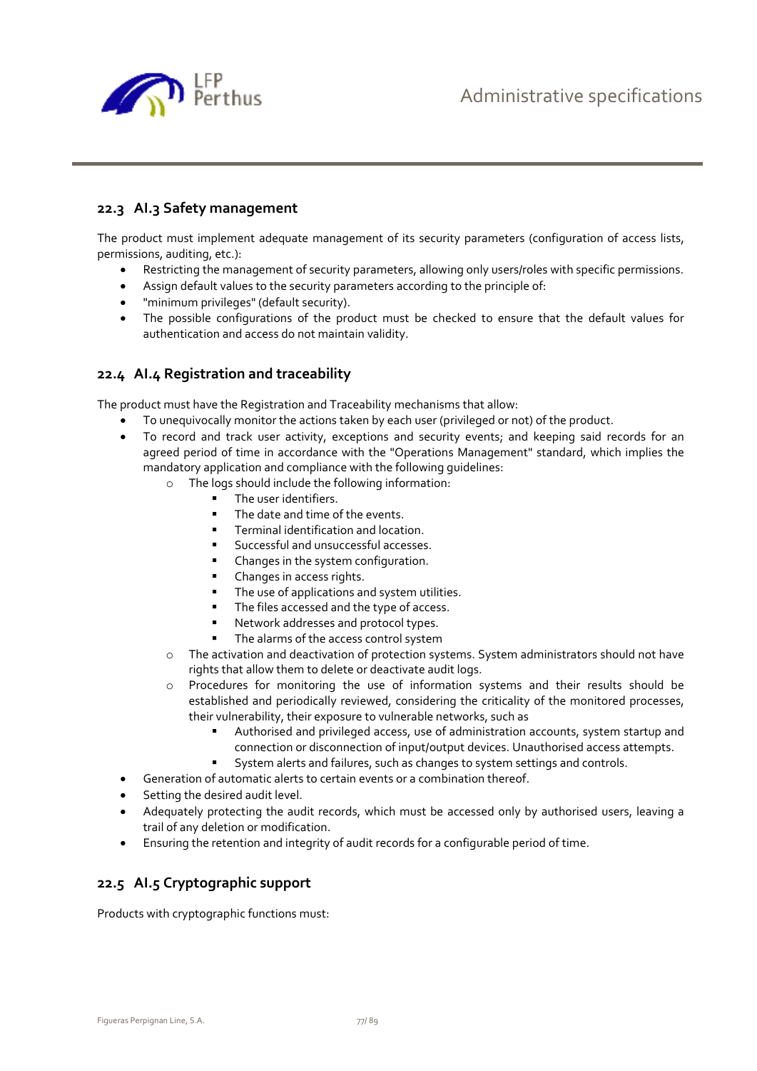## 22.3 AI.3 Safety management

The product must implement adequate management of its security parameters (configuration of access lists, permissions, auditing, etc.):

- Restricting the management of security parameters, allowing only users/roles with specific permissions.
- Assign default values to the security parameters according to the principle of:
- "minimum privileges" (default security).
- The possible configurations of the product must be checked to ensure that the default values for authentication and access do not maintain validity.

## 22.4 AI.4 Registration and traceability

The product must have the Registration and Traceability mechanisms that allow:

- To unequivocally monitor the actions taken by each user (privileged or not) of the product.
- To record and track user activity, exceptions and security events; and keeping said records for an agreed period of time in accordance with the "Operations Management" standard, which implies the mandatory application and compliance with the following guidelines:
    - The logs should include the following information:
        - The user identifiers.
        - The date and time of the events.
        - Terminal identification and location.
        - Successful and unsuccessful accesses.
        - Changes in the system configuration.
        - Changes in access rights.
        - The use of applications and system utilities.
        - The files accessed and the type of access.
        - Network addresses and protocol types.
        - The alarms of the access control system
    - The activation and deactivation of protection systems. System administrators should not have rights that allow them to delete or deactivate audit logs.
    - Procedures for monitoring the use of information systems and their results should be established and periodically reviewed, considering the criticality of the monitored processes, their vulnerability, their exposure to vulnerable networks, such as
        - Authorised and privileged access, use of administration accounts, system startup and connection or disconnection of input/output devices. Unauthorised access attempts.
        - System alerts and failures, such as changes to system settings and controls.
- Generation of automatic alerts to certain events or a combination thereof.
- Setting the desired audit level.
- Adequately protecting the audit records, which must be accessed only by authorised users, leaving a trail of any deletion or modification.
- Ensuring the retention and integrity of audit records for a configurable period of time.

## 22.5 AI.5 Cryptographic support

Products with cryptographic functions must: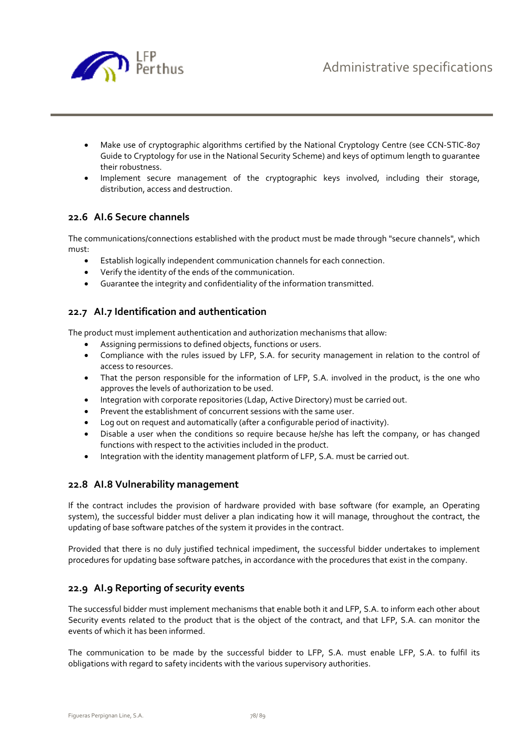- Make use of cryptographic algorithms certified by the National Cryptology Centre (see CCN-STIC-807 Guide to Cryptology for use in the National Security Scheme) and keys of optimum length to guarantee their robustness.
- Implement secure management of the cryptographic keys involved, including their storage, distribution, access and destruction.

## 22.6 AI.6 Secure channels

The communications/connections established with the product must be made through "secure channels", which must:

- Establish logically independent communication channels for each connection.
- Verify the identity of the ends of the communication.
- Guarantee the integrity and confidentiality of the information transmitted.

## 22.7 AI.7 Identification and authentication

The product must implement authentication and authorization mechanisms that allow:

- Assigning permissions to defined objects, functions or users.
- Compliance with the rules issued by LFP, S.A. for security management in relation to the control of access to resources.
- That the person responsible for the information of LFP, S.A. involved in the product, is the one who approves the levels of authorization to be used.
- Integration with corporate repositories (Ldap, Active Directory) must be carried out.
- Prevent the establishment of concurrent sessions with the same user.
- Log out on request and automatically (after a configurable period of inactivity).
- Disable a user when the conditions so require because he/she has left the company, or has changed functions with respect to the activities included in the product.
- Integration with the identity management platform of LFP, S.A. must be carried out.

## 22.8 AI.8 Vulnerability management

If the contract includes the provision of hardware provided with base software (for example, an Operating system), the successful bidder must deliver a plan indicating how it will manage, throughout the contract, the updating of base software patches of the system it provides in the contract.

Provided that there is no duly justified technical impediment, the successful bidder undertakes to implement procedures for updating base software patches, in accordance with the procedures that exist in the company.

## 22.9 AI.9 Reporting of security events

The successful bidder must implement mechanisms that enable both it and LFP, S.A. to inform each other about Security events related to the product that is the object of the contract, and that LFP, S.A. can monitor the events of which it has been informed.

The communication to be made by the successful bidder to LFP, S.A. must enable LFP, S.A. to fulfil its obligations with regard to safety incidents with the various supervisory authorities.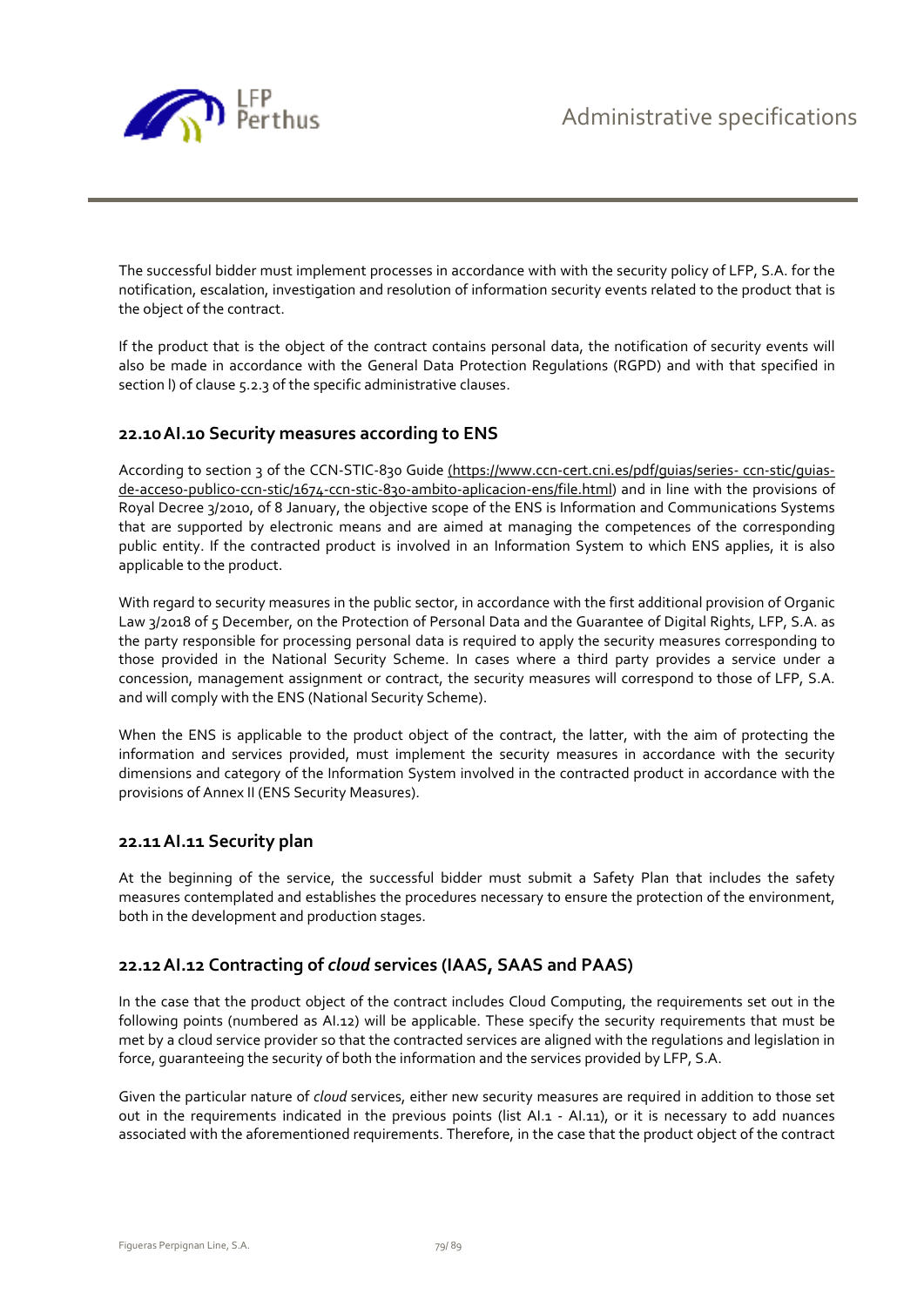The successful bidder must implement processes in accordance with with the security policy of LFP, S.A. for the notification, escalation, investigation and resolution of information security events related to the product that is the object of the contract.

If the product that is the object of the contract contains personal data, the notification of security events will also be made in accordance with the General Data Protection Regulations (RGPD) and with that specified in section l) of clause 5.2.3 of the specific administrative clauses.

## 22.10 AI.10 Security measures according to ENS

According to section 3 of the CCN-STIC-830 Guide (https://www.ccn-cert.cni.es/pdf/guias/series- ccn-stic/guias-de-acceso-publico-ccn-stic/1674-ccn-stic-830-ambito-aplicacion-ens/file.html) and in line with the provisions of Royal Decree 3/2010, of 8 January, the objective scope of the ENS is Information and Communications Systems that are supported by electronic means and are aimed at managing the competences of the corresponding public entity. If the contracted product is involved in an Information System to which ENS applies, it is also applicable to the product.

With regard to security measures in the public sector, in accordance with the first additional provision of Organic Law 3/2018 of 5 December, on the Protection of Personal Data and the Guarantee of Digital Rights, LFP, S.A. as the party responsible for processing personal data is required to apply the security measures corresponding to those provided in the National Security Scheme. In cases where a third party provides a service under a concession, management assignment or contract, the security measures will correspond to those of LFP, S.A. and will comply with the ENS (National Security Scheme).

When the ENS is applicable to the product object of the contract, the latter, with the aim of protecting the information and services provided, must implement the security measures in accordance with the security dimensions and category of the Information System involved in the contracted product in accordance with the provisions of Annex II (ENS Security Measures).

## 22.11 AI.11 Security plan

At the beginning of the service, the successful bidder must submit a Safety Plan that includes the safety measures contemplated and establishes the procedures necessary to ensure the protection of the environment, both in the development and production stages.

## 22.12 AI.12 Contracting of *cloud* services (IAAS, SAAS and PAAS)

In the case that the product object of the contract includes Cloud Computing, the requirements set out in the following points (numbered as AI.12) will be applicable. These specify the security requirements that must be met by a cloud service provider so that the contracted services are aligned with the regulations and legislation in force, guaranteeing the security of both the information and the services provided by LFP, S.A.

Given the particular nature of *cloud* services, either new security measures are required in addition to those set out in the requirements indicated in the previous points (list AI.1 - AI.11), or it is necessary to add nuances associated with the aforementioned requirements. Therefore, in the case that the product object of the contract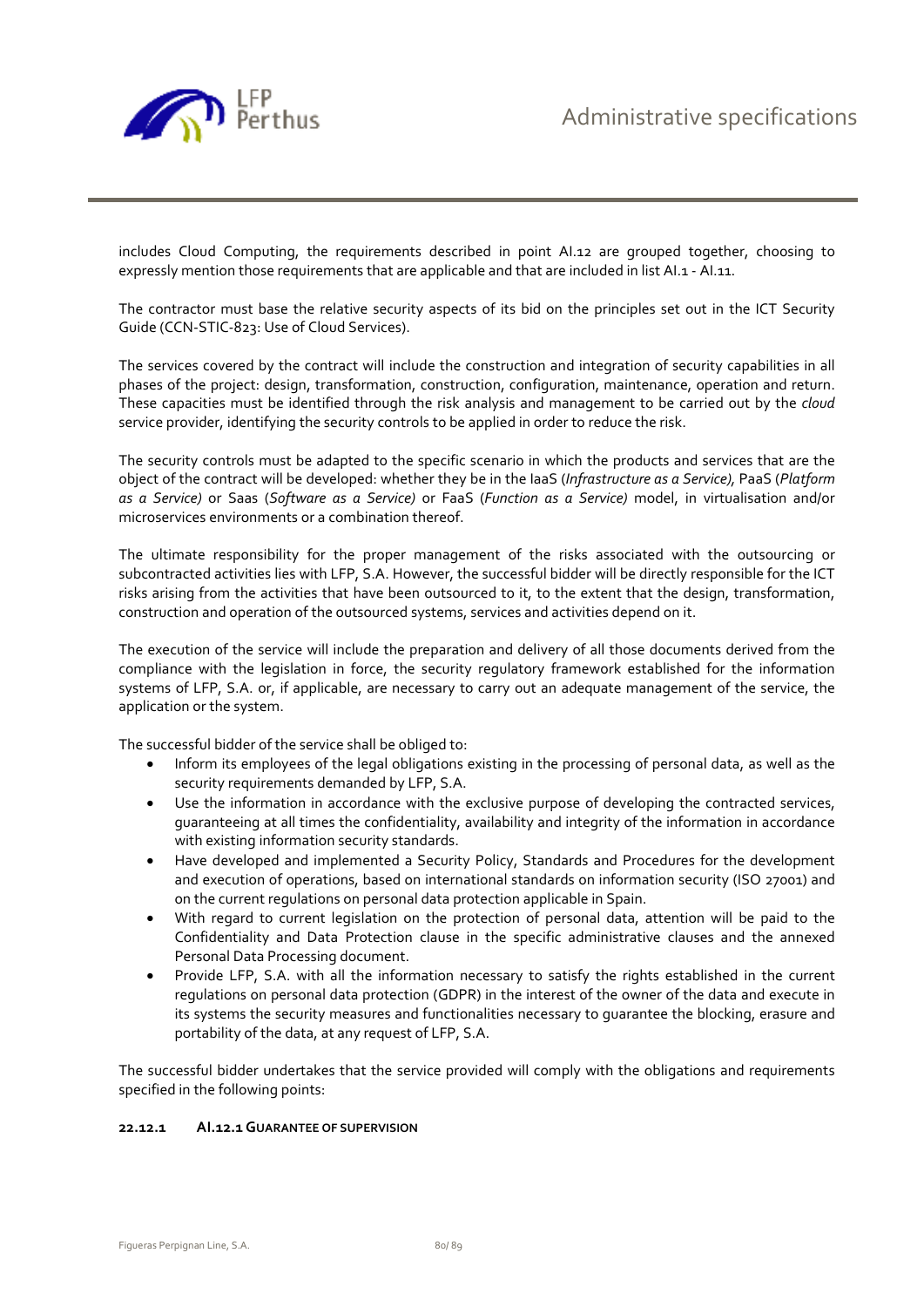includes Cloud Computing, the requirements described in point AI.12 are grouped together, choosing to expressly mention those requirements that are applicable and that are included in list AI.1 - AI.11.

The contractor must base the relative security aspects of its bid on the principles set out in the ICT Security Guide (CCN-STIC-823: Use of Cloud Services).

The services covered by the contract will include the construction and integration of security capabilities in all phases of the project: design, transformation, construction, configuration, maintenance, operation and return. These capacities must be identified through the risk analysis and management to be carried out by the *cloud* service provider, identifying the security controls to be applied in order to reduce the risk.

The security controls must be adapted to the specific scenario in which the products and services that are the object of the contract will be developed: whether they be in the IaaS (*Infrastructure as a Service),* PaaS (*Platform as a Service)* or Saas (*Software as a Service)* or FaaS (*Function as a Service)* model, in virtualisation and/or microservices environments or a combination thereof.

The ultimate responsibility for the proper management of the risks associated with the outsourcing or subcontracted activities lies with LFP, S.A. However, the successful bidder will be directly responsible for the ICT risks arising from the activities that have been outsourced to it, to the extent that the design, transformation, construction and operation of the outsourced systems, services and activities depend on it.

The execution of the service will include the preparation and delivery of all those documents derived from the compliance with the legislation in force, the security regulatory framework established for the information systems of LFP, S.A. or, if applicable, are necessary to carry out an adequate management of the service, the application or the system.

The successful bidder of the service shall be obliged to:

- Inform its employees of the legal obligations existing in the processing of personal data, as well as the security requirements demanded by LFP, S.A.
- Use the information in accordance with the exclusive purpose of developing the contracted services, guaranteeing at all times the confidentiality, availability and integrity of the information in accordance with existing information security standards.
- Have developed and implemented a Security Policy, Standards and Procedures for the development and execution of operations, based on international standards on information security (ISO 27001) and on the current regulations on personal data protection applicable in Spain.
- With regard to current legislation on the protection of personal data, attention will be paid to the Confidentiality and Data Protection clause in the specific administrative clauses and the annexed Personal Data Processing document.
- Provide LFP, S.A. with all the information necessary to satisfy the rights established in the current regulations on personal data protection (GDPR) in the interest of the owner of the data and execute in its systems the security measures and functionalities necessary to guarantee the blocking, erasure and portability of the data, at any request of LFP, S.A.

The successful bidder undertakes that the service provided will comply with the obligations and requirements specified in the following points:

#### 22.12.1 AI.12.1 GUARANTEE OF SUPERVISION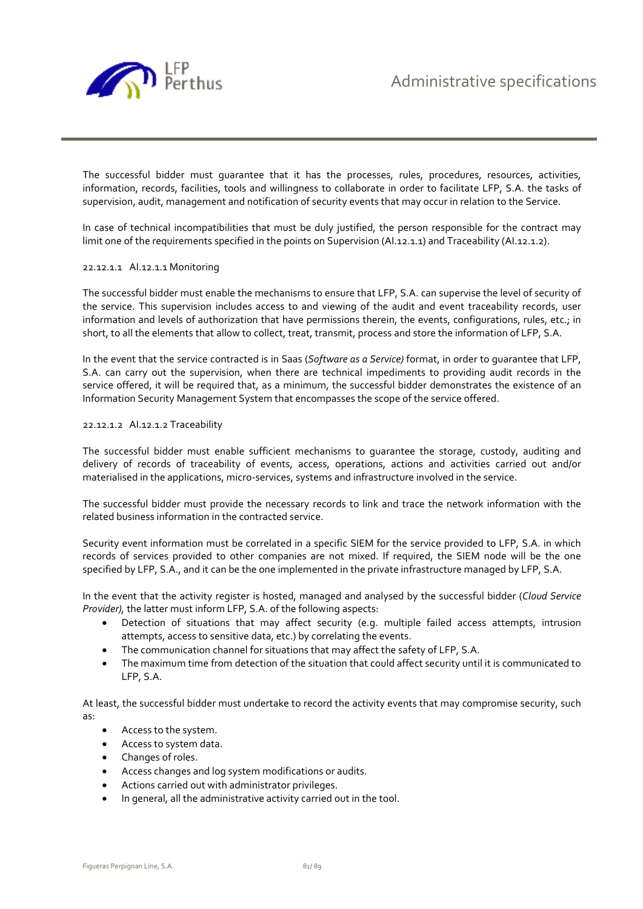The successful bidder must guarantee that it has the processes, rules, procedures, resources, activities, information, records, facilities, tools and willingness to collaborate in order to facilitate LFP, S.A. the tasks of supervision, audit, management and notification of security events that may occur in relation to the Service.

In case of technical incompatibilities that must be duly justified, the person responsible for the contract may limit one of the requirements specified in the points on Supervision (AI.12.1.1) and Traceability (AI.12.1.2).

#### 22.12.1.1 AI.12.1.1 Monitoring

The successful bidder must enable the mechanisms to ensure that LFP, S.A. can supervise the level of security of the service. This supervision includes access to and viewing of the audit and event traceability records, user information and levels of authorization that have permissions therein, the events, configurations, rules, etc.; in short, to all the elements that allow to collect, treat, transmit, process and store the information of LFP, S.A.

In the event that the service contracted is in Saas (*Software as a Service)* format, in order to guarantee that LFP, S.A. can carry out the supervision, when there are technical impediments to providing audit records in the service offered, it will be required that, as a minimum, the successful bidder demonstrates the existence of an Information Security Management System that encompasses the scope of the service offered.

#### 22.12.1.2 AI.12.1.2 Traceability

The successful bidder must enable sufficient mechanisms to guarantee the storage, custody, auditing and delivery of records of traceability of events, access, operations, actions and activities carried out and/or materialised in the applications, micro-services, systems and infrastructure involved in the service.

The successful bidder must provide the necessary records to link and trace the network information with the related business information in the contracted service.

Security event information must be correlated in a specific SIEM for the service provided to LFP, S.A. in which records of services provided to other companies are not mixed. If required, the SIEM node will be the one specified by LFP, S.A., and it can be the one implemented in the private infrastructure managed by LFP, S.A.

In the event that the activity register is hosted, managed and analysed by the successful bidder (*Cloud Service Provider),* the latter must inform LFP, S.A. of the following aspects:

- Detection of situations that may affect security (e.g. multiple failed access attempts, intrusion attempts, access to sensitive data, etc.) by correlating the events.
- The communication channel for situations that may affect the safety of LFP, S.A.
- The maximum time from detection of the situation that could affect security until it is communicated to LFP, S.A.

At least, the successful bidder must undertake to record the activity events that may compromise security, such as:

- Access to the system.
- Access to system data.
- Changes of roles.
- Access changes and log system modifications or audits.
- Actions carried out with administrator privileges.
- In general, all the administrative activity carried out in the tool.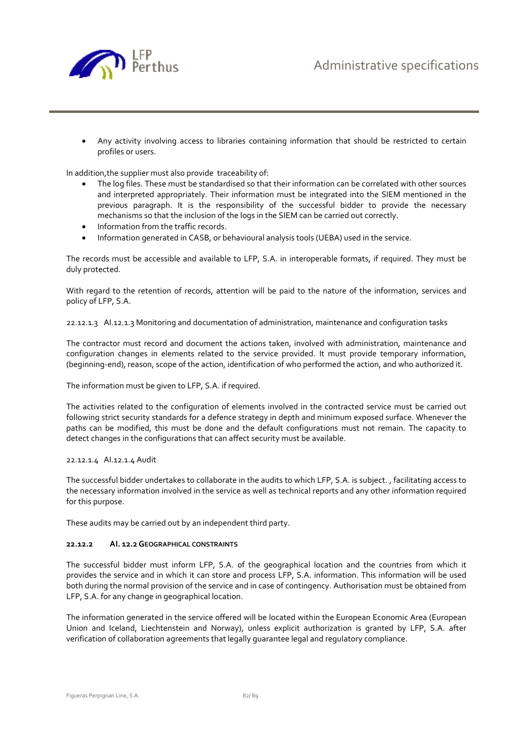- Any activity involving access to libraries containing information that should be restricted to certain profiles or users.

In addition,the supplier must also provide traceability of:

- The log files. These must be standardised so that their information can be correlated with other sources and interpreted appropriately. Their information must be integrated into the SIEM mentioned in the previous paragraph. It is the responsibility of the successful bidder to provide the necessary mechanisms so that the inclusion of the logs in the SIEM can be carried out correctly.
- Information from the traffic records.
- Information generated in CASB, or behavioural analysis tools (UEBA) used in the service.

The records must be accessible and available to LFP, S.A. in interoperable formats, if required. They must be duly protected.

With regard to the retention of records, attention will be paid to the nature of the information, services and policy of LFP, S.A.

22.12.1.3 AI.12.1.3 Monitoring and documentation of administration, maintenance and configuration tasks

The contractor must record and document the actions taken, involved with administration, maintenance and configuration changes in elements related to the service provided. It must provide temporary information, (beginning-end), reason, scope of the action, identification of who performed the action, and who authorized it.

The information must be given to LFP, S.A. if required.

The activities related to the configuration of elements involved in the contracted service must be carried out following strict security standards for a defence strategy in depth and minimum exposed surface. Whenever the paths can be modified, this must be done and the default configurations must not remain. The capacity to detect changes in the configurations that can affect security must be available.

22.12.1.4 AI.12.1.4 Audit

The successful bidder undertakes to collaborate in the audits to which LFP, S.A. is subject. , facilitating access to the necessary information involved in the service as well as technical reports and any other information required for this purpose.

These audits may be carried out by an independent third party.

#### 22.12.2 AI. 12.2 GEOGRAPHICAL CONSTRAINTS

The successful bidder must inform LFP, S.A. of the geographical location and the countries from which it provides the service and in which it can store and process LFP, S.A. information. This information will be used both during the normal provision of the service and in case of contingency. Authorisation must be obtained from LFP, S.A. for any change in geographical location.

The information generated in the service offered will be located within the European Economic Area (European Union and Iceland, Liechtenstein and Norway), unless explicit authorization is granted by LFP, S.A. after verification of collaboration agreements that legally guarantee legal and regulatory compliance.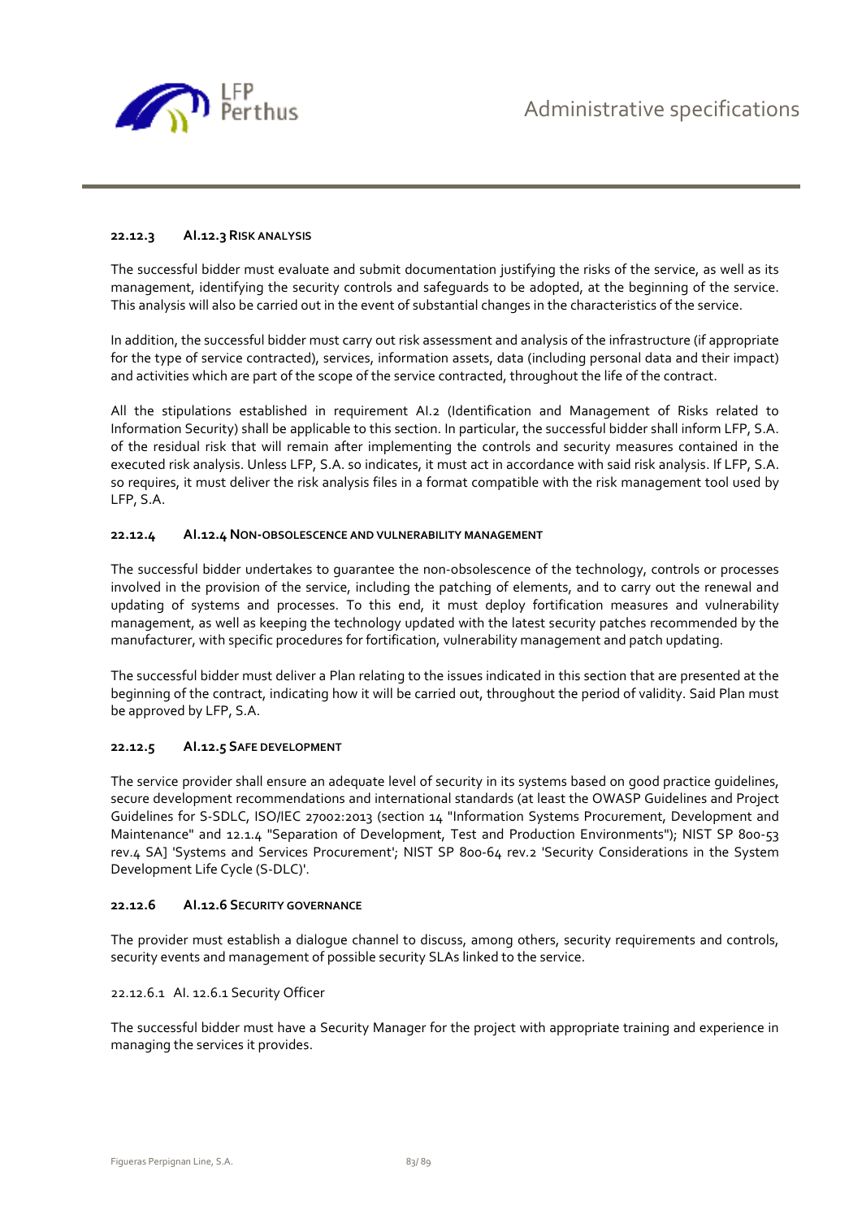#### 22.12.3 AI.12.3 RISK ANALYSIS

The successful bidder must evaluate and submit documentation justifying the risks of the service, as well as its management, identifying the security controls and safeguards to be adopted, at the beginning of the service. This analysis will also be carried out in the event of substantial changes in the characteristics of the service.

In addition, the successful bidder must carry out risk assessment and analysis of the infrastructure (if appropriate for the type of service contracted), services, information assets, data (including personal data and their impact) and activities which are part of the scope of the service contracted, throughout the life of the contract.

All the stipulations established in requirement AI.2 (Identification and Management of Risks related to Information Security) shall be applicable to this section. In particular, the successful bidder shall inform LFP, S.A. of the residual risk that will remain after implementing the controls and security measures contained in the executed risk analysis. Unless LFP, S.A. so indicates, it must act in accordance with said risk analysis. If LFP, S.A. so requires, it must deliver the risk analysis files in a format compatible with the risk management tool used by LFP, S.A.

#### 22.12.4 AI.12.4 NON-OBSOLESCENCE AND VULNERABILITY MANAGEMENT

The successful bidder undertakes to guarantee the non-obsolescence of the technology, controls or processes involved in the provision of the service, including the patching of elements, and to carry out the renewal and updating of systems and processes. To this end, it must deploy fortification measures and vulnerability management, as well as keeping the technology updated with the latest security patches recommended by the manufacturer, with specific procedures for fortification, vulnerability management and patch updating.

The successful bidder must deliver a Plan relating to the issues indicated in this section that are presented at the beginning of the contract, indicating how it will be carried out, throughout the period of validity. Said Plan must be approved by LFP, S.A.

#### 22.12.5 AI.12.5 SAFE DEVELOPMENT

The service provider shall ensure an adequate level of security in its systems based on good practice guidelines, secure development recommendations and international standards (at least the OWASP Guidelines and Project Guidelines for S-SDLC, ISO/IEC 27002:2013 (section 14 "Information Systems Procurement, Development and Maintenance" and 12.1.4 "Separation of Development, Test and Production Environments"); NIST SP 800-53 rev.4 SA] 'Systems and Services Procurement'; NIST SP 800-64 rev.2 'Security Considerations in the System Development Life Cycle (S-DLC)'.

#### 22.12.6 AI.12.6 SECURITY GOVERNANCE

The provider must establish a dialogue channel to discuss, among others, security requirements and controls, security events and management of possible security SLAs linked to the service.

##### 22.12.6.1 AI. 12.6.1 Security Officer

The successful bidder must have a Security Manager for the project with appropriate training and experience in managing the services it provides.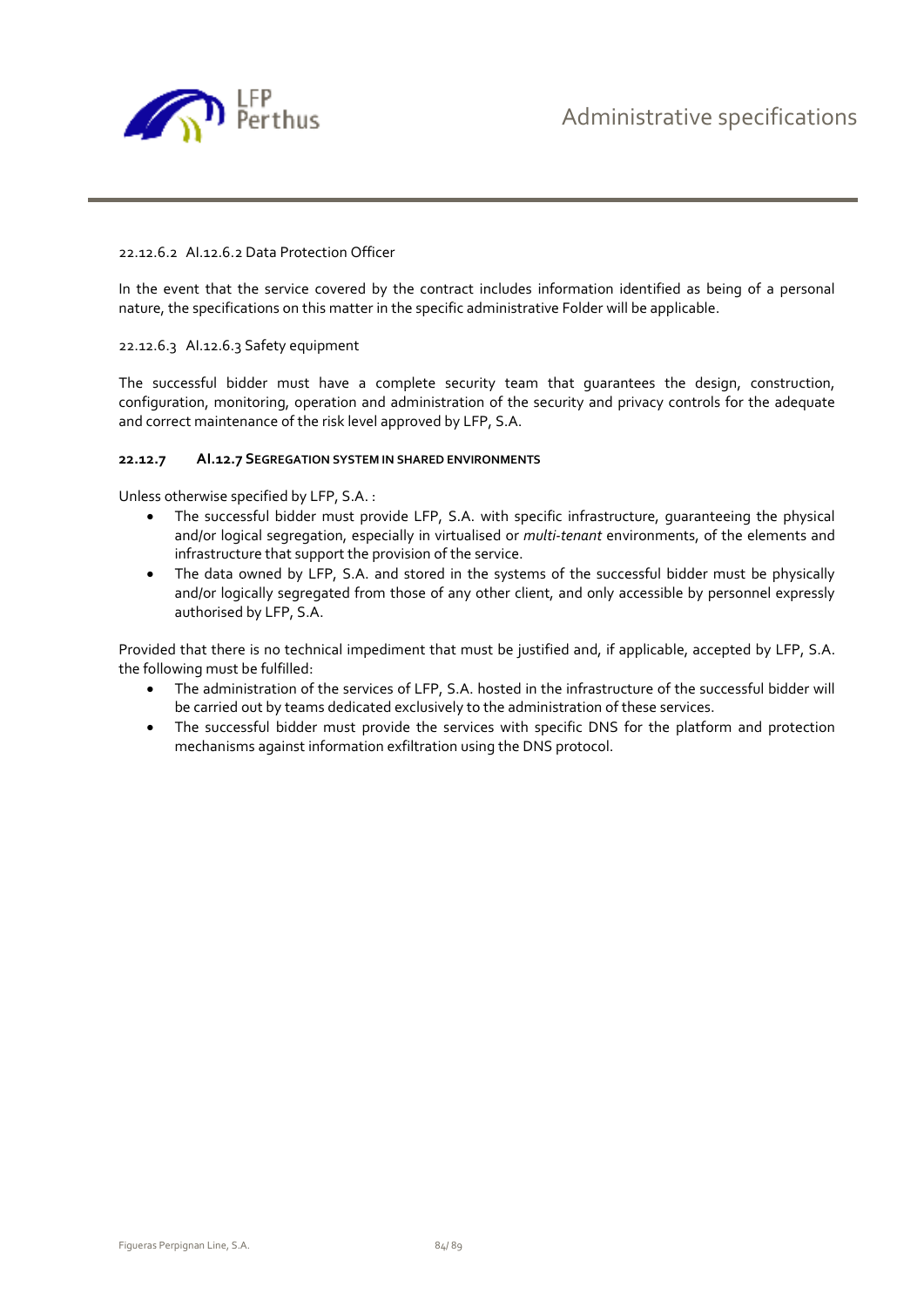#### 22.12.6.2 AI.12.6.2 Data Protection Officer

In the event that the service covered by the contract includes information identified as being of a personal nature, the specifications on this matter in the specific administrative Folder will be applicable.

#### 22.12.6.3 AI.12.6.3 Safety equipment

The successful bidder must have a complete security team that guarantees the design, construction, configuration, monitoring, operation and administration of the security and privacy controls for the adequate and correct maintenance of the risk level approved by LFP, S.A.

### 22.12.7 AI.12.7 SEGREGATION SYSTEM IN SHARED ENVIRONMENTS

Unless otherwise specified by LFP, S.A. :

- The successful bidder must provide LFP, S.A. with specific infrastructure, guaranteeing the physical and/or logical segregation, especially in virtualised or *multi-tenant* environments, of the elements and infrastructure that support the provision of the service.
- The data owned by LFP, S.A. and stored in the systems of the successful bidder must be physically and/or logically segregated from those of any other client, and only accessible by personnel expressly authorised by LFP, S.A.

Provided that there is no technical impediment that must be justified and, if applicable, accepted by LFP, S.A. the following must be fulfilled:

- The administration of the services of LFP, S.A. hosted in the infrastructure of the successful bidder will be carried out by teams dedicated exclusively to the administration of these services.
- The successful bidder must provide the services with specific DNS for the platform and protection mechanisms against information exfiltration using the DNS protocol.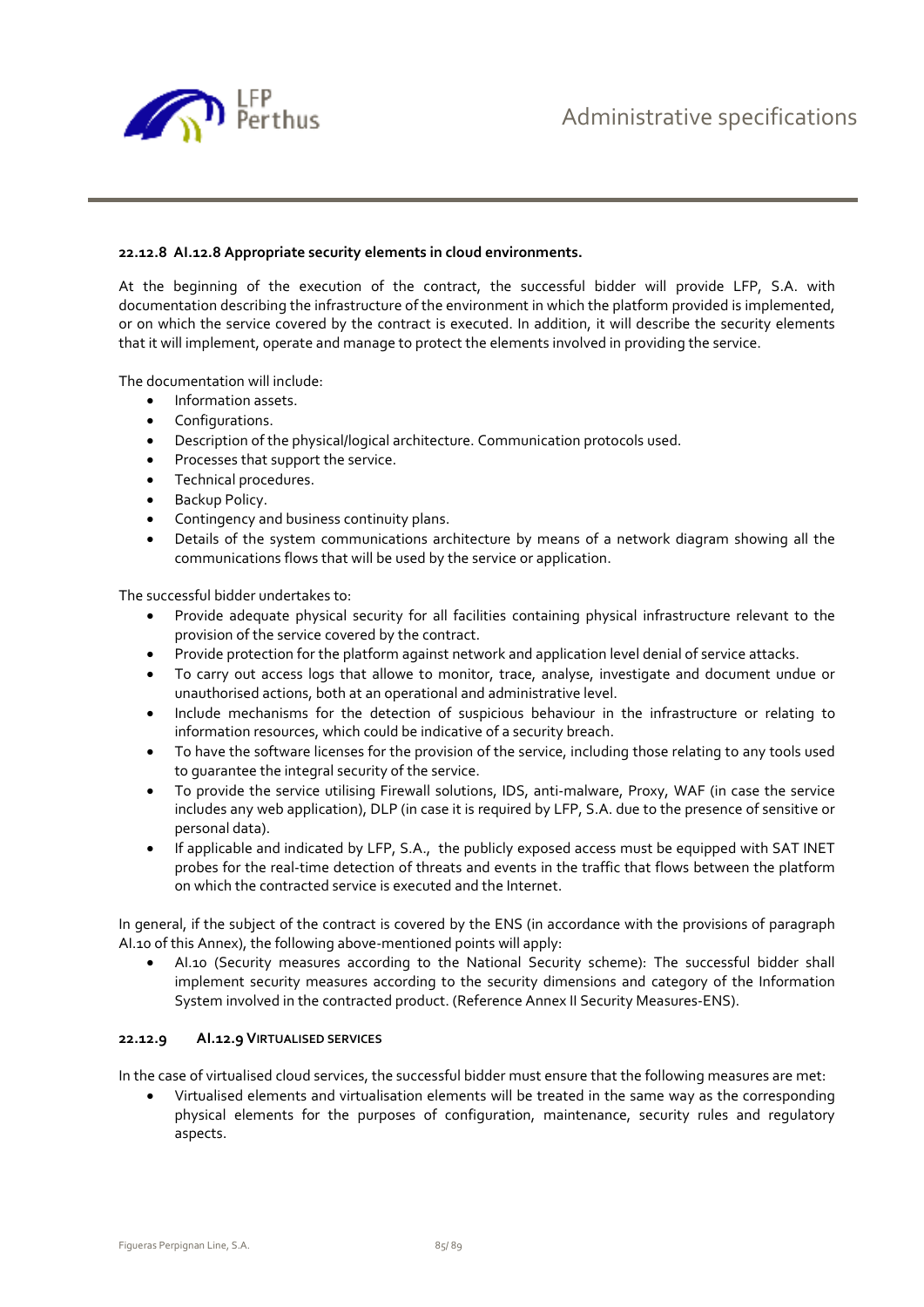#### 22.12.8 AI.12.8 Appropriate security elements in cloud environments.

At the beginning of the execution of the contract, the successful bidder will provide LFP, S.A. with documentation describing the infrastructure of the environment in which the platform provided is implemented, or on which the service covered by the contract is executed. In addition, it will describe the security elements that it will implement, operate and manage to protect the elements involved in providing the service.

The documentation will include:

- Information assets.
- Configurations.
- Description of the physical/logical architecture. Communication protocols used.
- Processes that support the service.
- Technical procedures.
- Backup Policy.
- Contingency and business continuity plans.
- Details of the system communications architecture by means of a network diagram showing all the communications flows that will be used by the service or application.

The successful bidder undertakes to:

- Provide adequate physical security for all facilities containing physical infrastructure relevant to the provision of the service covered by the contract.
- Provide protection for the platform against network and application level denial of service attacks.
- To carry out access logs that allowe to monitor, trace, analyse, investigate and document undue or unauthorised actions, both at an operational and administrative level.
- Include mechanisms for the detection of suspicious behaviour in the infrastructure or relating to information resources, which could be indicative of a security breach.
- To have the software licenses for the provision of the service, including those relating to any tools used to guarantee the integral security of the service.
- To provide the service utilising Firewall solutions, IDS, anti-malware, Proxy, WAF (in case the service includes any web application), DLP (in case it is required by LFP, S.A. due to the presence of sensitive or personal data).
- If applicable and indicated by LFP, S.A., the publicly exposed access must be equipped with SAT INET probes for the real-time detection of threats and events in the traffic that flows between the platform on which the contracted service is executed and the Internet.

In general, if the subject of the contract is covered by the ENS (in accordance with the provisions of paragraph AI.10 of this Annex), the following above-mentioned points will apply:

- AI.10 (Security measures according to the National Security scheme): The successful bidder shall implement security measures according to the security dimensions and category of the Information System involved in the contracted product. (Reference Annex II Security Measures-ENS).

#### 22.12.9 AI.12.9 VIRTUALISED SERVICES

In the case of virtualised cloud services, the successful bidder must ensure that the following measures are met:

- Virtualised elements and virtualisation elements will be treated in the same way as the corresponding physical elements for the purposes of configuration, maintenance, security rules and regulatory aspects.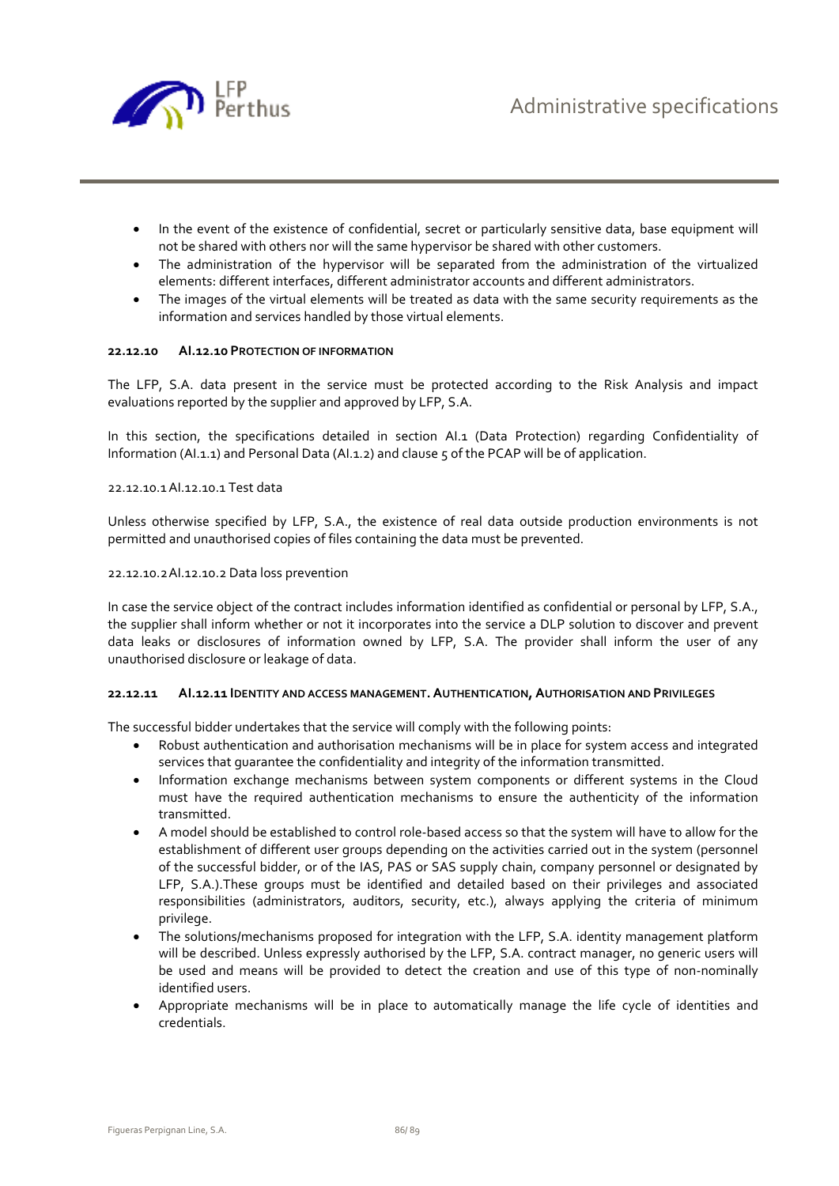- In the event of the existence of confidential, secret or particularly sensitive data, base equipment will not be shared with others nor will the same hypervisor be shared with other customers.
- The administration of the hypervisor will be separated from the administration of the virtualized elements: different interfaces, different administrator accounts and different administrators.
- The images of the virtual elements will be treated as data with the same security requirements as the information and services handled by those virtual elements.

### 22.12.10 AI.12.10 PROTECTION OF INFORMATION

The LFP, S.A. data present in the service must be protected according to the Risk Analysis and impact evaluations reported by the supplier and approved by LFP, S.A.

In this section, the specifications detailed in section AI.1 (Data Protection) regarding Confidentiality of Information (AI.1.1) and Personal Data (AI.1.2) and clause 5 of the PCAP will be of application.

#### 22.12.10.1 AI.12.10.1 Test data

Unless otherwise specified by LFP, S.A., the existence of real data outside production environments is not permitted and unauthorised copies of files containing the data must be prevented.

#### 22.12.10.2 AI.12.10.2 Data loss prevention

In case the service object of the contract includes information identified as confidential or personal by LFP, S.A., the supplier shall inform whether or not it incorporates into the service a DLP solution to discover and prevent data leaks or disclosures of information owned by LFP, S.A. The provider shall inform the user of any unauthorised disclosure or leakage of data.

### 22.12.11 AI.12.11 IDENTITY AND ACCESS MANAGEMENT. AUTHENTICATION, AUTHORISATION AND PRIVILEGES

The successful bidder undertakes that the service will comply with the following points:

- Robust authentication and authorisation mechanisms will be in place for system access and integrated services that guarantee the confidentiality and integrity of the information transmitted.
- Information exchange mechanisms between system components or different systems in the Cloud must have the required authentication mechanisms to ensure the authenticity of the information transmitted.
- A model should be established to control role-based access so that the system will have to allow for the establishment of different user groups depending on the activities carried out in the system (personnel of the successful bidder, or of the IAS, PAS or SAS supply chain, company personnel or designated by LFP, S.A.).These groups must be identified and detailed based on their privileges and associated responsibilities (administrators, auditors, security, etc.), always applying the criteria of minimum privilege.
- The solutions/mechanisms proposed for integration with the LFP, S.A. identity management platform will be described. Unless expressly authorised by the LFP, S.A. contract manager, no generic users will be used and means will be provided to detect the creation and use of this type of non-nominally identified users.
- Appropriate mechanisms will be in place to automatically manage the life cycle of identities and credentials.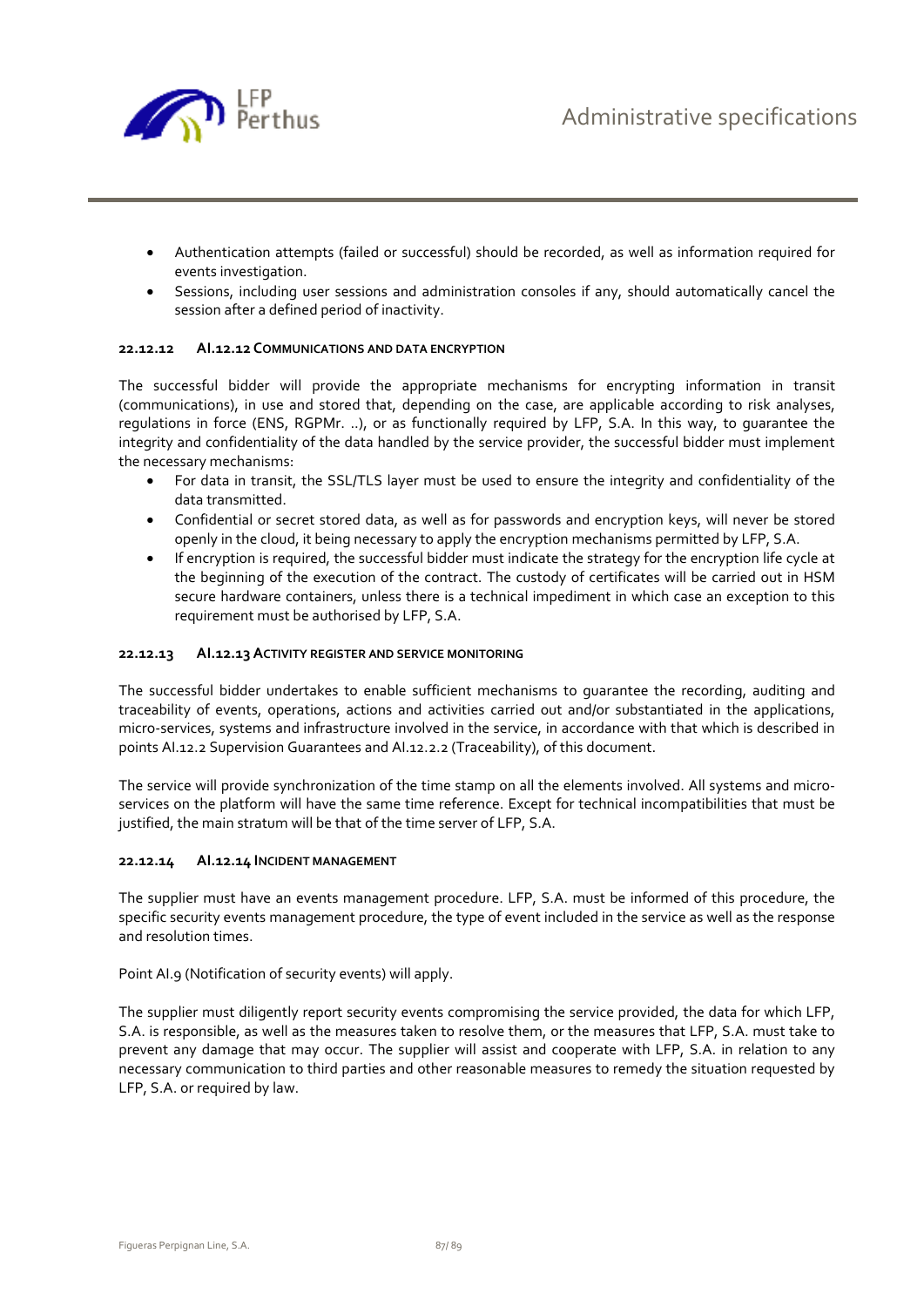- Authentication attempts (failed or successful) should be recorded, as well as information required for events investigation.
- Sessions, including user sessions and administration consoles if any, should automatically cancel the session after a defined period of inactivity.

#### 22.12.12 AI.12.12 Communications and data encryption

The successful bidder will provide the appropriate mechanisms for encrypting information in transit (communications), in use and stored that, depending on the case, are applicable according to risk analyses, regulations in force (ENS, RGPMr. ..), or as functionally required by LFP, S.A. In this way, to guarantee the integrity and confidentiality of the data handled by the service provider, the successful bidder must implement the necessary mechanisms:

- For data in transit, the SSL/TLS layer must be used to ensure the integrity and confidentiality of the data transmitted.
- Confidential or secret stored data, as well as for passwords and encryption keys, will never be stored openly in the cloud, it being necessary to apply the encryption mechanisms permitted by LFP, S.A.
- If encryption is required, the successful bidder must indicate the strategy for the encryption life cycle at the beginning of the execution of the contract. The custody of certificates will be carried out in HSM secure hardware containers, unless there is a technical impediment in which case an exception to this requirement must be authorised by LFP, S.A.

#### 22.12.13 AI.12.13 Activity register and service monitoring

The successful bidder undertakes to enable sufficient mechanisms to guarantee the recording, auditing and traceability of events, operations, actions and activities carried out and/or substantiated in the applications, micro-services, systems and infrastructure involved in the service, in accordance with that which is described in points AI.12.2 Supervision Guarantees and AI.12.2.2 (Traceability), of this document.

The service will provide synchronization of the time stamp on all the elements involved. All systems and micro-services on the platform will have the same time reference. Except for technical incompatibilities that must be justified, the main stratum will be that of the time server of LFP, S.A.

#### 22.12.14 AI.12.14 Incident management

The supplier must have an events management procedure. LFP, S.A. must be informed of this procedure, the specific security events management procedure, the type of event included in the service as well as the response and resolution times.

Point AI.9 (Notification of security events) will apply.

The supplier must diligently report security events compromising the service provided, the data for which LFP, S.A. is responsible, as well as the measures taken to resolve them, or the measures that LFP, S.A. must take to prevent any damage that may occur. The supplier will assist and cooperate with LFP, S.A. in relation to any necessary communication to third parties and other reasonable measures to remedy the situation requested by LFP, S.A. or required by law.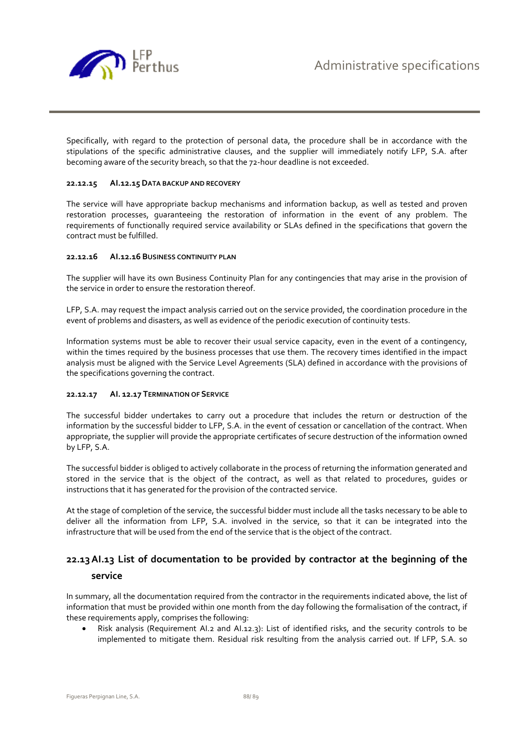Specifically, with regard to the protection of personal data, the procedure shall be in accordance with the stipulations of the specific administrative clauses, and the supplier will immediately notify LFP, S.A. after becoming aware of the security breach, so that the 72-hour deadline is not exceeded.

#### 22.12.15 AI.12.15 DATA BACKUP AND RECOVERY

The service will have appropriate backup mechanisms and information backup, as well as tested and proven restoration processes, guaranteeing the restoration of information in the event of any problem. The requirements of functionally required service availability or SLAs defined in the specifications that govern the contract must be fulfilled.

#### 22.12.16 AI.12.16 BUSINESS CONTINUITY PLAN

The supplier will have its own Business Continuity Plan for any contingencies that may arise in the provision of the service in order to ensure the restoration thereof.

LFP, S.A. may request the impact analysis carried out on the service provided, the coordination procedure in the event of problems and disasters, as well as evidence of the periodic execution of continuity tests.

Information systems must be able to recover their usual service capacity, even in the event of a contingency, within the times required by the business processes that use them. The recovery times identified in the impact analysis must be aligned with the Service Level Agreements (SLA) defined in accordance with the provisions of the specifications governing the contract.

#### 22.12.17 AI. 12.17 TERMINATION OF SERVICE

The successful bidder undertakes to carry out a procedure that includes the return or destruction of the information by the successful bidder to LFP, S.A. in the event of cessation or cancellation of the contract. When appropriate, the supplier will provide the appropriate certificates of secure destruction of the information owned by LFP, S.A.

The successful bidder is obliged to actively collaborate in the process of returning the information generated and stored in the service that is the object of the contract, as well as that related to procedures, guides or instructions that it has generated for the provision of the contracted service.

At the stage of completion of the service, the successful bidder must include all the tasks necessary to be able to deliver all the information from LFP, S.A. involved in the service, so that it can be integrated into the infrastructure that will be used from the end of the service that is the object of the contract.

## 22.13 AI.13 List of documentation to be provided by contractor at the beginning of the service

In summary, all the documentation required from the contractor in the requirements indicated above, the list of information that must be provided within one month from the day following the formalisation of the contract, if these requirements apply, comprises the following:

- Risk analysis (Requirement AI.2 and AI.12.3): List of identified risks, and the security controls to be implemented to mitigate them. Residual risk resulting from the analysis carried out. If LFP, S.A. so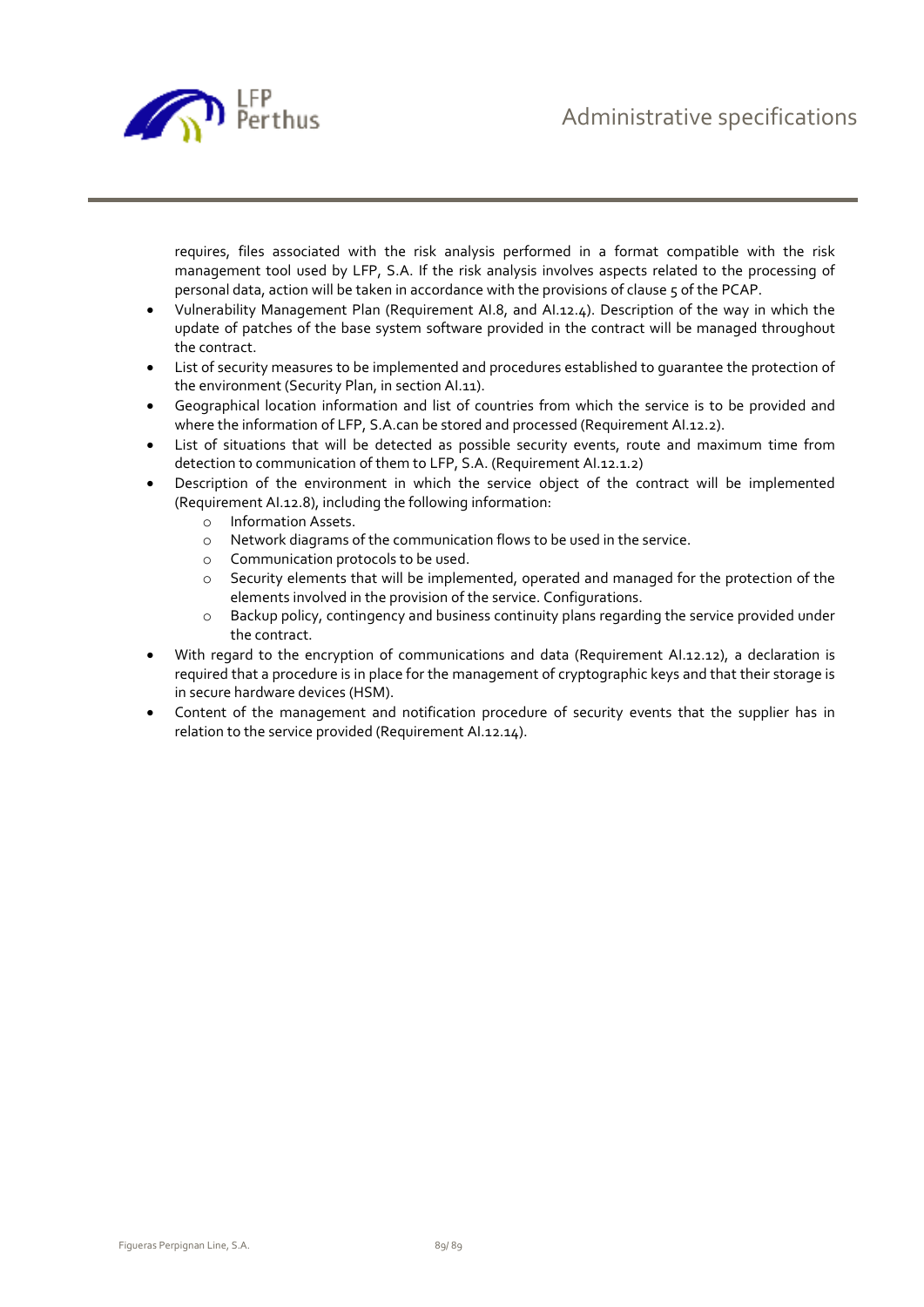requires, files associated with the risk analysis performed in a format compatible with the risk management tool used by LFP, S.A. If the risk analysis involves aspects related to the processing of personal data, action will be taken in accordance with the provisions of clause 5 of the PCAP.

- Vulnerability Management Plan (Requirement AI.8, and AI.12.4). Description of the way in which the update of patches of the base system software provided in the contract will be managed throughout the contract.
- List of security measures to be implemented and procedures established to guarantee the protection of the environment (Security Plan, in section AI.11).
- Geographical location information and list of countries from which the service is to be provided and where the information of LFP, S.A.can be stored and processed (Requirement AI.12.2).
- List of situations that will be detected as possible security events, route and maximum time from detection to communication of them to LFP, S.A. (Requirement AI.12.1.2)
- Description of the environment in which the service object of the contract will be implemented (Requirement AI.12.8), including the following information:
    - Information Assets.
    - Network diagrams of the communication flows to be used in the service.
    - Communication protocols to be used.
    - Security elements that will be implemented, operated and managed for the protection of the elements involved in the provision of the service. Configurations.
    - Backup policy, contingency and business continuity plans regarding the service provided under the contract.
- With regard to the encryption of communications and data (Requirement AI.12.12), a declaration is required that a procedure is in place for the management of cryptographic keys and that their storage is in secure hardware devices (HSM).
- Content of the management and notification procedure of security events that the supplier has in relation to the service provided (Requirement AI.12.14).